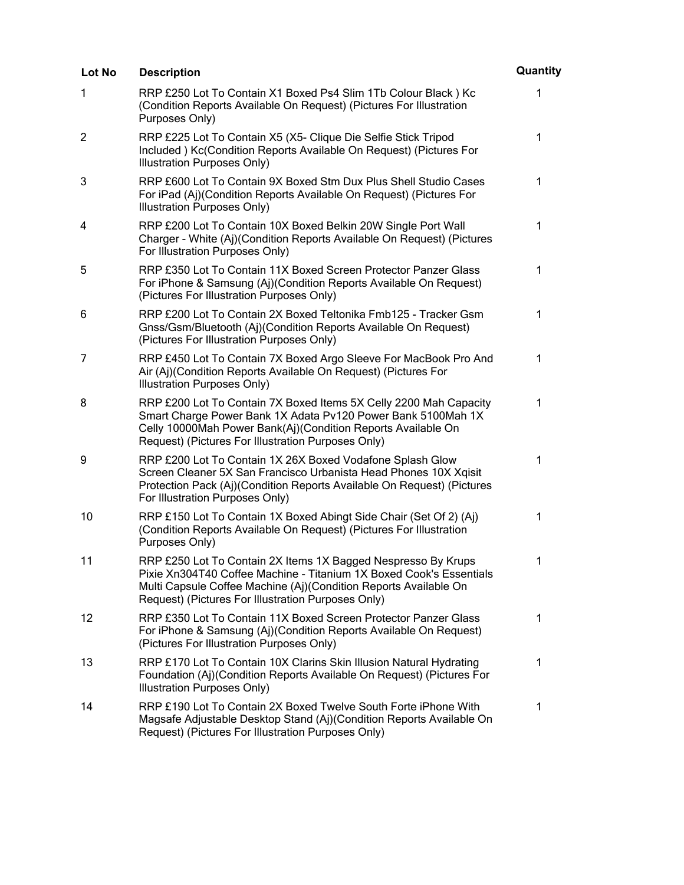| Lot No | Description | Quantity |
| --- | --- | --- |
| 1 | RRP £250 Lot To Contain X1 Boxed Ps4 Slim 1Tb Colour Black ) Kc (Condition Reports Available On Request) (Pictures For Illustration Purposes Only) | 1 |
| 2 | RRP £225 Lot To Contain X5 (X5- Clique Die Selfie Stick Tripod Included ) Kc(Condition Reports Available On Request) (Pictures For Illustration Purposes Only) | 1 |
| 3 | RRP £600 Lot To Contain 9X Boxed Stm Dux Plus Shell Studio Cases For iPad (Aj)(Condition Reports Available On Request) (Pictures For Illustration Purposes Only) | 1 |
| 4 | RRP £200 Lot To Contain 10X Boxed Belkin 20W Single Port Wall Charger - White (Aj)(Condition Reports Available On Request) (Pictures For Illustration Purposes Only) | 1 |
| 5 | RRP £350 Lot To Contain 11X Boxed Screen Protector Panzer Glass For iPhone & Samsung (Aj)(Condition Reports Available On Request) (Pictures For Illustration Purposes Only) | 1 |
| 6 | RRP £200 Lot To Contain 2X Boxed Teltonika Fmb125 - Tracker Gsm Gnss/Gsm/Bluetooth (Aj)(Condition Reports Available On Request) (Pictures For Illustration Purposes Only) | 1 |
| 7 | RRP £450 Lot To Contain 7X Boxed Argo Sleeve For MacBook Pro And Air (Aj)(Condition Reports Available On Request) (Pictures For Illustration Purposes Only) | 1 |
| 8 | RRP £200 Lot To Contain 7X Boxed Items 5X Celly 2200 Mah Capacity Smart Charge Power Bank 1X Adata Pv120 Power Bank 5100Mah 1X Celly 10000Mah Power Bank(Aj)(Condition Reports Available On Request) (Pictures For Illustration Purposes Only) | 1 |
| 9 | RRP £200 Lot To Contain 1X 26X Boxed Vodafone Splash Glow Screen Cleaner 5X San Francisco Urbanista Head Phones 10X Xqisit Protection Pack (Aj)(Condition Reports Available On Request) (Pictures For Illustration Purposes Only) | 1 |
| 10 | RRP £150 Lot To Contain 1X Boxed Abingt Side Chair (Set Of 2) (Aj) (Condition Reports Available On Request) (Pictures For Illustration Purposes Only) | 1 |
| 11 | RRP £250 Lot To Contain 2X Items 1X Bagged Nespresso By Krups Pixie Xn304T40 Coffee Machine - Titanium 1X Boxed Cook's Essentials Multi Capsule Coffee Machine (Aj)(Condition Reports Available On Request) (Pictures For Illustration Purposes Only) | 1 |
| 12 | RRP £350 Lot To Contain 11X Boxed Screen Protector Panzer Glass For iPhone & Samsung (Aj)(Condition Reports Available On Request) (Pictures For Illustration Purposes Only) | 1 |
| 13 | RRP £170 Lot To Contain 10X Clarins Skin Illusion Natural Hydrating Foundation (Aj)(Condition Reports Available On Request) (Pictures For Illustration Purposes Only) | 1 |
| 14 | RRP £190 Lot To Contain 2X Boxed Twelve South Forte iPhone With Magsafe Adjustable Desktop Stand (Aj)(Condition Reports Available On Request) (Pictures For Illustration Purposes Only) | 1 |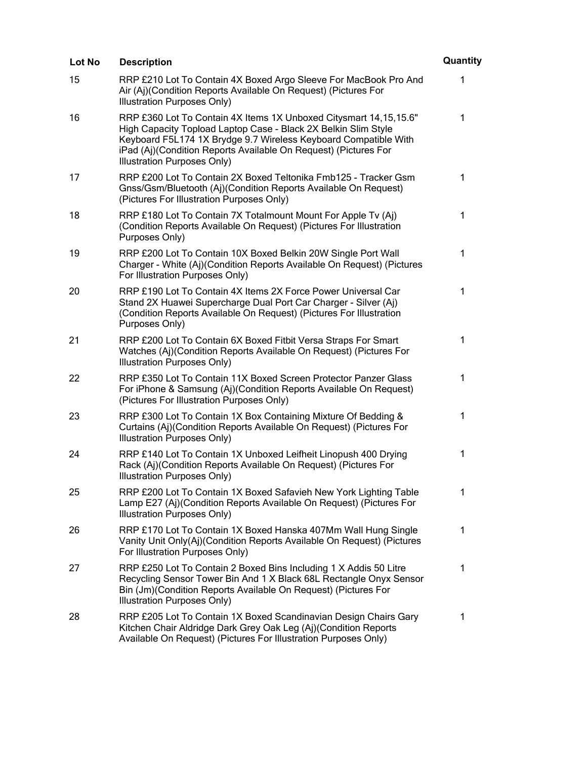| Lot No | Description | Quantity |
| --- | --- | --- |
| 15 | RRP £210 Lot To Contain 4X Boxed Argo Sleeve For MacBook Pro And Air (Aj)(Condition Reports Available On Request) (Pictures For Illustration Purposes Only) | 1 |
| 16 | RRP £360 Lot To Contain 4X Items 1X Unboxed Citysmart 14,15,15.6" High Capacity Topload Laptop Case - Black 2X Belkin Slim Style Keyboard F5L174 1X Brydge 9.7 Wireless Keyboard Compatible With iPad (Aj)(Condition Reports Available On Request) (Pictures For Illustration Purposes Only) | 1 |
| 17 | RRP £200 Lot To Contain 2X Boxed Teltonika Fmb125 - Tracker Gsm Gnss/Gsm/Bluetooth (Aj)(Condition Reports Available On Request) (Pictures For Illustration Purposes Only) | 1 |
| 18 | RRP £180 Lot To Contain 7X Totalmount Mount For Apple Tv (Aj) (Condition Reports Available On Request) (Pictures For Illustration Purposes Only) | 1 |
| 19 | RRP £200 Lot To Contain 10X Boxed Belkin 20W Single Port Wall Charger - White (Aj)(Condition Reports Available On Request) (Pictures For Illustration Purposes Only) | 1 |
| 20 | RRP £190 Lot To Contain 4X Items 2X Force Power Universal Car Stand 2X Huawei Supercharge Dual Port Car Charger - Silver (Aj) (Condition Reports Available On Request) (Pictures For Illustration Purposes Only) | 1 |
| 21 | RRP £200 Lot To Contain 6X Boxed Fitbit Versa Straps For Smart Watches (Aj)(Condition Reports Available On Request) (Pictures For Illustration Purposes Only) | 1 |
| 22 | RRP £350 Lot To Contain 11X Boxed Screen Protector Panzer Glass For iPhone & Samsung (Aj)(Condition Reports Available On Request) (Pictures For Illustration Purposes Only) | 1 |
| 23 | RRP £300 Lot To Contain 1X Box Containing Mixture Of Bedding & Curtains (Aj)(Condition Reports Available On Request) (Pictures For Illustration Purposes Only) | 1 |
| 24 | RRP £140 Lot To Contain 1X Unboxed Leifheit Linopush 400 Drying Rack (Aj)(Condition Reports Available On Request) (Pictures For Illustration Purposes Only) | 1 |
| 25 | RRP £200 Lot To Contain 1X Boxed Safavieh New York Lighting Table Lamp E27 (Aj)(Condition Reports Available On Request) (Pictures For Illustration Purposes Only) | 1 |
| 26 | RRP £170 Lot To Contain 1X Boxed Hanska 407Mm Wall Hung Single Vanity Unit Only(Aj)(Condition Reports Available On Request) (Pictures For Illustration Purposes Only) | 1 |
| 27 | RRP £250 Lot To Contain 2 Boxed Bins Including 1 X Addis 50 Litre Recycling Sensor Tower Bin And 1 X Black 68L Rectangle Onyx Sensor Bin (Jm)(Condition Reports Available On Request) (Pictures For Illustration Purposes Only) | 1 |
| 28 | RRP £205 Lot To Contain 1X Boxed Scandinavian Design Chairs Gary Kitchen Chair Aldridge Dark Grey Oak Leg (Aj)(Condition Reports Available On Request) (Pictures For Illustration Purposes Only) | 1 |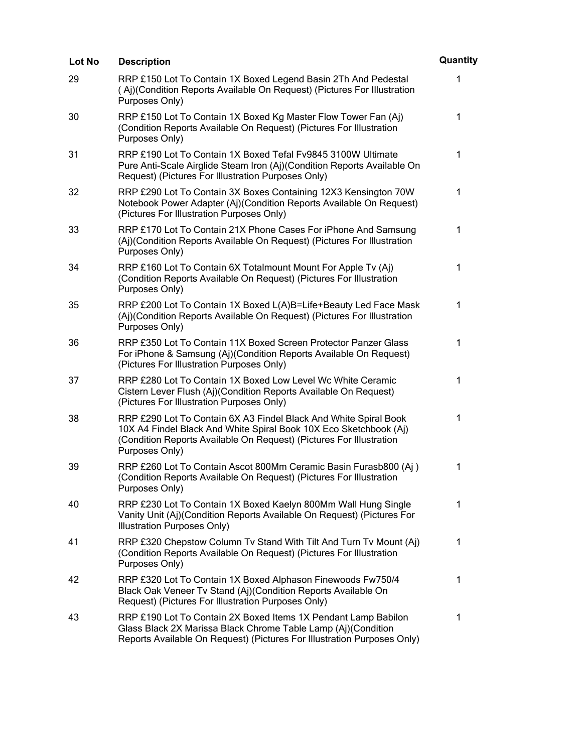| Lot No | Description | Quantity |
| --- | --- | --- |
| 29 | RRP £150 Lot To Contain 1X Boxed Legend Basin 2Th And Pedestal ( Aj)(Condition Reports Available On Request) (Pictures For Illustration Purposes Only) | 1 |
| 30 | RRP £150 Lot To Contain 1X Boxed Kg Master Flow Tower Fan (Aj) (Condition Reports Available On Request) (Pictures For Illustration Purposes Only) | 1 |
| 31 | RRP £190 Lot To Contain 1X Boxed Tefal Fv9845 3100W Ultimate Pure Anti-Scale Airglide Steam Iron (Aj)(Condition Reports Available On Request) (Pictures For Illustration Purposes Only) | 1 |
| 32 | RRP £290 Lot To Contain 3X Boxes Containing 12X3 Kensington 70W Notebook Power Adapter (Aj)(Condition Reports Available On Request) (Pictures For Illustration Purposes Only) | 1 |
| 33 | RRP £170 Lot To Contain 21X Phone Cases For iPhone And Samsung (Aj)(Condition Reports Available On Request) (Pictures For Illustration Purposes Only) | 1 |
| 34 | RRP £160 Lot To Contain 6X Totalmount Mount For Apple Tv (Aj) (Condition Reports Available On Request) (Pictures For Illustration Purposes Only) | 1 |
| 35 | RRP £200 Lot To Contain 1X Boxed L(A)B=Life+Beauty Led Face Mask (Aj)(Condition Reports Available On Request) (Pictures For Illustration Purposes Only) | 1 |
| 36 | RRP £350 Lot To Contain 11X Boxed Screen Protector Panzer Glass For iPhone & Samsung (Aj)(Condition Reports Available On Request) (Pictures For Illustration Purposes Only) | 1 |
| 37 | RRP £280 Lot To Contain 1X Boxed Low Level Wc White Ceramic Cistern Lever Flush (Aj)(Condition Reports Available On Request) (Pictures For Illustration Purposes Only) | 1 |
| 38 | RRP £290 Lot To Contain 6X A3 Findel Black And White Spiral Book 10X A4 Findel Black And White Spiral Book 10X Eco Sketchbook (Aj) (Condition Reports Available On Request) (Pictures For Illustration Purposes Only) | 1 |
| 39 | RRP £260 Lot To Contain Ascot 800Mm Ceramic Basin Furasb800 (Aj ) (Condition Reports Available On Request) (Pictures For Illustration Purposes Only) | 1 |
| 40 | RRP £230 Lot To Contain 1X Boxed Kaelyn 800Mm Wall Hung Single Vanity Unit (Aj)(Condition Reports Available On Request) (Pictures For Illustration Purposes Only) | 1 |
| 41 | RRP £320 Chepstow Column Tv Stand With Tilt And Turn Tv Mount (Aj) (Condition Reports Available On Request) (Pictures For Illustration Purposes Only) | 1 |
| 42 | RRP £320 Lot To Contain 1X Boxed Alphason Finewoods Fw750/4 Black Oak Veneer Tv Stand (Aj)(Condition Reports Available On Request) (Pictures For Illustration Purposes Only) | 1 |
| 43 | RRP £190 Lot To Contain 2X Boxed Items 1X Pendant Lamp Babilon Glass Black 2X Marissa Black Chrome Table Lamp (Aj)(Condition Reports Available On Request) (Pictures For Illustration Purposes Only) | 1 |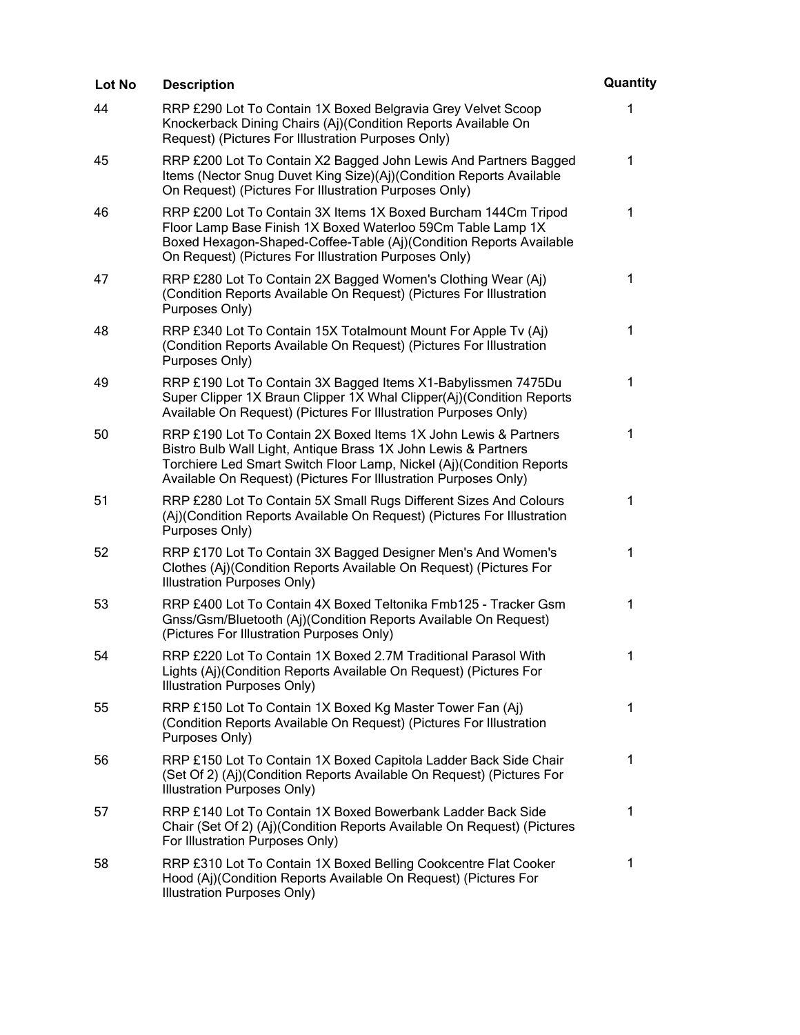| Lot No | Description | Quantity |
| --- | --- | --- |
| 44 | RRP £290 Lot To Contain 1X Boxed Belgravia Grey Velvet Scoop Knockerback Dining Chairs (Aj)(Condition Reports Available On Request) (Pictures For Illustration Purposes Only) | 1 |
| 45 | RRP £200 Lot To Contain X2 Bagged John Lewis And Partners Bagged Items (Nector Snug Duvet King Size)(Aj)(Condition Reports Available On Request) (Pictures For Illustration Purposes Only) | 1 |
| 46 | RRP £200 Lot To Contain 3X Items 1X Boxed Burcham 144Cm Tripod Floor Lamp Base Finish 1X Boxed Waterloo 59Cm Table Lamp 1X Boxed Hexagon-Shaped-Coffee-Table (Aj)(Condition Reports Available On Request) (Pictures For Illustration Purposes Only) | 1 |
| 47 | RRP £280 Lot To Contain 2X Bagged Women's Clothing Wear (Aj) (Condition Reports Available On Request) (Pictures For Illustration Purposes Only) | 1 |
| 48 | RRP £340 Lot To Contain 15X Totalmount Mount For Apple Tv (Aj) (Condition Reports Available On Request) (Pictures For Illustration Purposes Only) | 1 |
| 49 | RRP £190 Lot To Contain 3X Bagged Items X1-Babylissmen 7475Du Super Clipper 1X Braun Clipper 1X Whal Clipper(Aj)(Condition Reports Available On Request) (Pictures For Illustration Purposes Only) | 1 |
| 50 | RRP £190 Lot To Contain 2X Boxed Items 1X John Lewis & Partners Bistro Bulb Wall Light, Antique Brass 1X John Lewis & Partners Torchiere Led Smart Switch Floor Lamp, Nickel (Aj)(Condition Reports Available On Request) (Pictures For Illustration Purposes Only) | 1 |
| 51 | RRP £280 Lot To Contain 5X Small Rugs Different Sizes And Colours (Aj)(Condition Reports Available On Request) (Pictures For Illustration Purposes Only) | 1 |
| 52 | RRP £170 Lot To Contain 3X Bagged Designer Men's And Women's Clothes (Aj)(Condition Reports Available On Request) (Pictures For Illustration Purposes Only) | 1 |
| 53 | RRP £400 Lot To Contain 4X Boxed Teltonika Fmb125 - Tracker Gsm Gnss/Gsm/Bluetooth (Aj)(Condition Reports Available On Request) (Pictures For Illustration Purposes Only) | 1 |
| 54 | RRP £220 Lot To Contain 1X Boxed 2.7M Traditional Parasol With Lights (Aj)(Condition Reports Available On Request) (Pictures For Illustration Purposes Only) | 1 |
| 55 | RRP £150 Lot To Contain 1X Boxed Kg Master Tower Fan (Aj) (Condition Reports Available On Request) (Pictures For Illustration Purposes Only) | 1 |
| 56 | RRP £150 Lot To Contain 1X Boxed Capitola Ladder Back Side Chair (Set Of 2) (Aj)(Condition Reports Available On Request) (Pictures For Illustration Purposes Only) | 1 |
| 57 | RRP £140 Lot To Contain 1X Boxed Bowerbank Ladder Back Side Chair (Set Of 2) (Aj)(Condition Reports Available On Request) (Pictures For Illustration Purposes Only) | 1 |
| 58 | RRP £310 Lot To Contain 1X Boxed Belling Cookcentre Flat Cooker Hood (Aj)(Condition Reports Available On Request) (Pictures For Illustration Purposes Only) | 1 |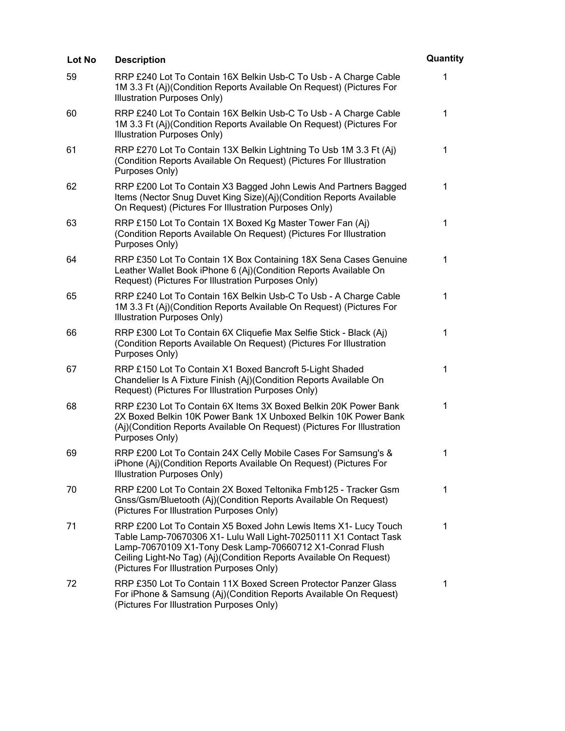| Lot No | Description | Quantity |
| --- | --- | --- |
| 59 | RRP £240 Lot To Contain 16X Belkin Usb-C To Usb - A Charge Cable 1M 3.3 Ft (Aj)(Condition Reports Available On Request) (Pictures For Illustration Purposes Only) | 1 |
| 60 | RRP £240 Lot To Contain 16X Belkin Usb-C To Usb - A Charge Cable 1M 3.3 Ft (Aj)(Condition Reports Available On Request) (Pictures For Illustration Purposes Only) | 1 |
| 61 | RRP £270 Lot To Contain 13X Belkin Lightning To Usb 1M 3.3 Ft (Aj) (Condition Reports Available On Request) (Pictures For Illustration Purposes Only) | 1 |
| 62 | RRP £200 Lot To Contain X3 Bagged John Lewis And Partners Bagged Items (Nector Snug Duvet King Size)(Aj)(Condition Reports Available On Request) (Pictures For Illustration Purposes Only) | 1 |
| 63 | RRP £150 Lot To Contain 1X Boxed Kg Master Tower Fan (Aj) (Condition Reports Available On Request) (Pictures For Illustration Purposes Only) | 1 |
| 64 | RRP £350 Lot To Contain 1X Box Containing 18X Sena Cases Genuine Leather Wallet Book iPhone 6 (Aj)(Condition Reports Available On Request) (Pictures For Illustration Purposes Only) | 1 |
| 65 | RRP £240 Lot To Contain 16X Belkin Usb-C To Usb - A Charge Cable 1M 3.3 Ft (Aj)(Condition Reports Available On Request) (Pictures For Illustration Purposes Only) | 1 |
| 66 | RRP £300 Lot To Contain 6X Cliquefie Max Selfie Stick - Black (Aj) (Condition Reports Available On Request) (Pictures For Illustration Purposes Only) | 1 |
| 67 | RRP £150 Lot To Contain X1 Boxed Bancroft 5-Light Shaded Chandelier Is A Fixture Finish (Aj)(Condition Reports Available On Request) (Pictures For Illustration Purposes Only) | 1 |
| 68 | RRP £230 Lot To Contain 6X Items 3X Boxed Belkin 20K Power Bank 2X Boxed Belkin 10K Power Bank 1X Unboxed Belkin 10K Power Bank (Aj)(Condition Reports Available On Request) (Pictures For Illustration Purposes Only) | 1 |
| 69 | RRP £200 Lot To Contain 24X Celly Mobile Cases For Samsung's & iPhone (Aj)(Condition Reports Available On Request) (Pictures For Illustration Purposes Only) | 1 |
| 70 | RRP £200 Lot To Contain 2X Boxed Teltonika Fmb125 - Tracker Gsm Gnss/Gsm/Bluetooth (Aj)(Condition Reports Available On Request) (Pictures For Illustration Purposes Only) | 1 |
| 71 | RRP £200 Lot To Contain X5 Boxed John Lewis Items X1- Lucy Touch Table Lamp-70670306 X1- Lulu Wall Light-70250111 X1 Contact Task Lamp-70670109 X1-Tony Desk Lamp-70660712 X1-Conrad Flush Ceiling Light-No Tag) (Aj)(Condition Reports Available On Request) (Pictures For Illustration Purposes Only) | 1 |
| 72 | RRP £350 Lot To Contain 11X Boxed Screen Protector Panzer Glass For iPhone & Samsung (Aj)(Condition Reports Available On Request) (Pictures For Illustration Purposes Only) | 1 |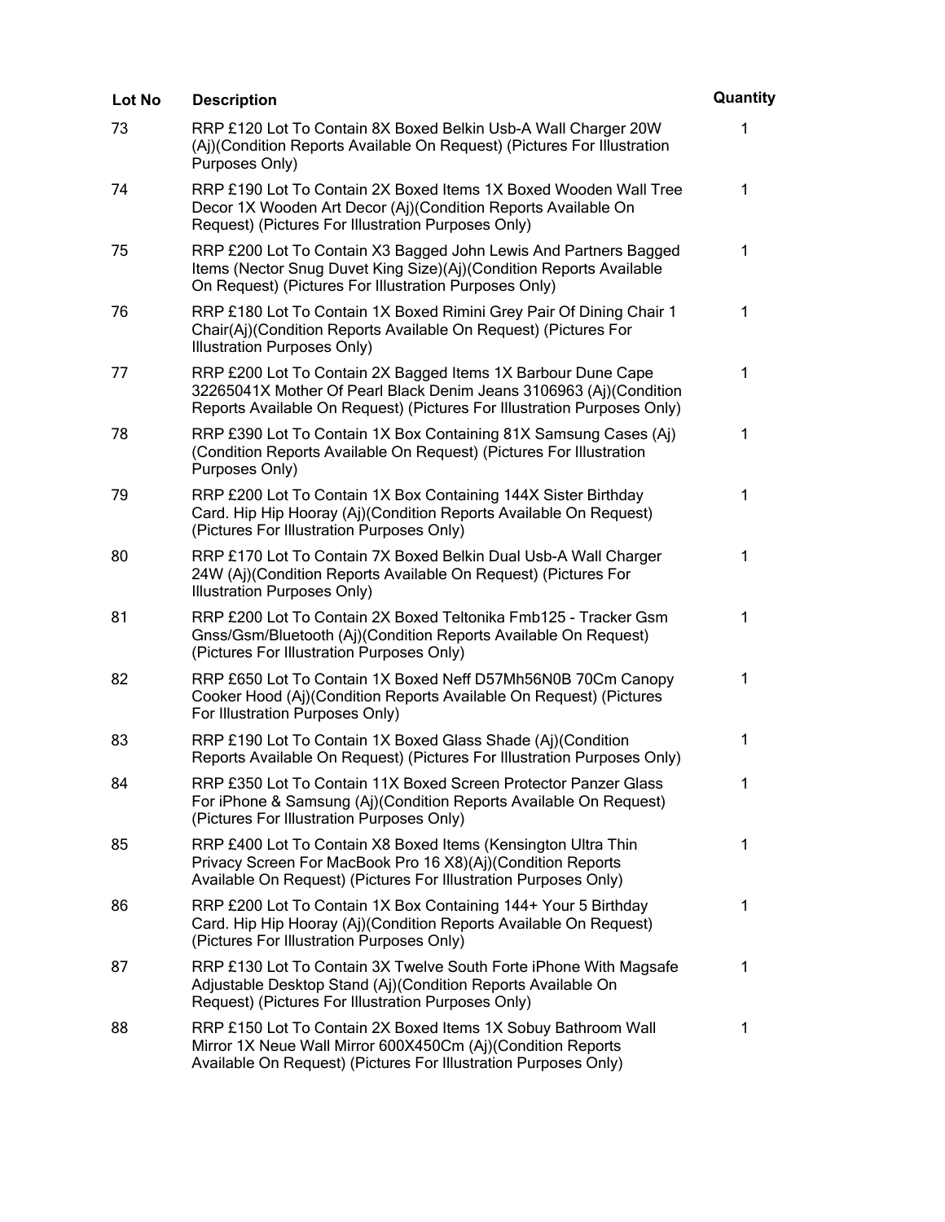| Lot No | Description | Quantity |
| --- | --- | --- |
| 73 | RRP £120 Lot To Contain 8X Boxed Belkin Usb-A Wall Charger 20W (Aj)(Condition Reports Available On Request) (Pictures For Illustration Purposes Only) | 1 |
| 74 | RRP £190 Lot To Contain 2X Boxed Items 1X Boxed Wooden Wall Tree Decor 1X Wooden Art Decor (Aj)(Condition Reports Available On Request) (Pictures For Illustration Purposes Only) | 1 |
| 75 | RRP £200 Lot To Contain X3 Bagged John Lewis And Partners Bagged Items (Nector Snug Duvet King Size)(Aj)(Condition Reports Available On Request) (Pictures For Illustration Purposes Only) | 1 |
| 76 | RRP £180 Lot To Contain 1X Boxed Rimini Grey Pair Of Dining Chair 1 Chair(Aj)(Condition Reports Available On Request) (Pictures For Illustration Purposes Only) | 1 |
| 77 | RRP £200 Lot To Contain 2X Bagged Items 1X Barbour Dune Cape 32265041X Mother Of Pearl Black Denim Jeans 3106963 (Aj)(Condition Reports Available On Request) (Pictures For Illustration Purposes Only) | 1 |
| 78 | RRP £390 Lot To Contain 1X Box Containing 81X Samsung Cases (Aj) (Condition Reports Available On Request) (Pictures For Illustration Purposes Only) | 1 |
| 79 | RRP £200 Lot To Contain 1X Box Containing 144X Sister Birthday Card. Hip Hip Hooray (Aj)(Condition Reports Available On Request) (Pictures For Illustration Purposes Only) | 1 |
| 80 | RRP £170 Lot To Contain 7X Boxed Belkin Dual Usb-A Wall Charger 24W (Aj)(Condition Reports Available On Request) (Pictures For Illustration Purposes Only) | 1 |
| 81 | RRP £200 Lot To Contain 2X Boxed Teltonika Fmb125 - Tracker Gsm Gnss/Gsm/Bluetooth (Aj)(Condition Reports Available On Request) (Pictures For Illustration Purposes Only) | 1 |
| 82 | RRP £650 Lot To Contain 1X Boxed Neff D57Mh56N0B 70Cm Canopy Cooker Hood (Aj)(Condition Reports Available On Request) (Pictures For Illustration Purposes Only) | 1 |
| 83 | RRP £190 Lot To Contain 1X Boxed Glass Shade (Aj)(Condition Reports Available On Request) (Pictures For Illustration Purposes Only) | 1 |
| 84 | RRP £350 Lot To Contain 11X Boxed Screen Protector Panzer Glass For iPhone & Samsung (Aj)(Condition Reports Available On Request) (Pictures For Illustration Purposes Only) | 1 |
| 85 | RRP £400 Lot To Contain X8 Boxed Items (Kensington Ultra Thin Privacy Screen For MacBook Pro 16 X8)(Aj)(Condition Reports Available On Request) (Pictures For Illustration Purposes Only) | 1 |
| 86 | RRP £200 Lot To Contain 1X Box Containing 144+ Your 5 Birthday Card. Hip Hip Hooray (Aj)(Condition Reports Available On Request) (Pictures For Illustration Purposes Only) | 1 |
| 87 | RRP £130 Lot To Contain 3X Twelve South Forte iPhone With Magsafe Adjustable Desktop Stand (Aj)(Condition Reports Available On Request) (Pictures For Illustration Purposes Only) | 1 |
| 88 | RRP £150 Lot To Contain 2X Boxed Items 1X Sobuy Bathroom Wall Mirror 1X Neue Wall Mirror 600X450Cm (Aj)(Condition Reports Available On Request) (Pictures For Illustration Purposes Only) | 1 |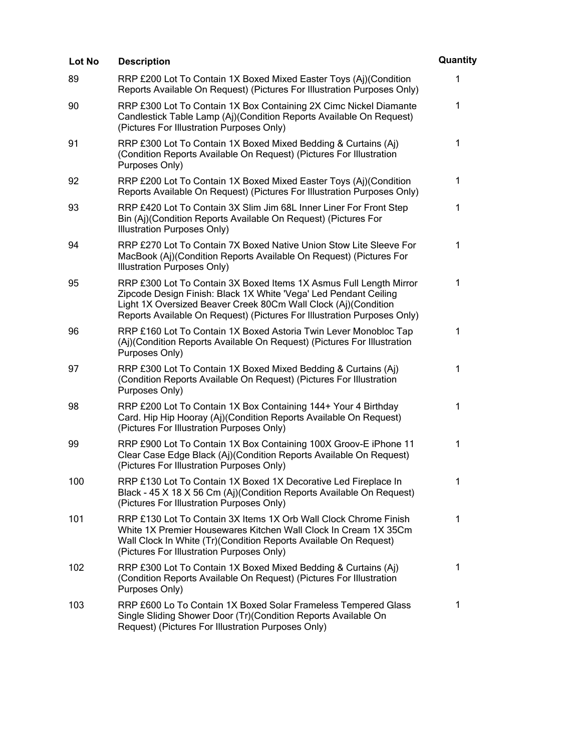| Lot No | Description | Quantity |
|---|---|---|
| 89 | RRP £200 Lot To Contain 1X Boxed Mixed Easter Toys (Aj)(Condition Reports Available On Request) (Pictures For Illustration Purposes Only) | 1 |
| 90 | RRP £300 Lot To Contain 1X Box Containing 2X Cimc Nickel Diamante Candlestick Table Lamp (Aj)(Condition Reports Available On Request) (Pictures For Illustration Purposes Only) | 1 |
| 91 | RRP £300 Lot To Contain 1X Boxed Mixed Bedding & Curtains (Aj) (Condition Reports Available On Request) (Pictures For Illustration Purposes Only) | 1 |
| 92 | RRP £200 Lot To Contain 1X Boxed Mixed Easter Toys (Aj)(Condition Reports Available On Request) (Pictures For Illustration Purposes Only) | 1 |
| 93 | RRP £420 Lot To Contain 3X Slim Jim 68L Inner Liner For Front Step Bin (Aj)(Condition Reports Available On Request) (Pictures For Illustration Purposes Only) | 1 |
| 94 | RRP £270 Lot To Contain 7X Boxed Native Union Stow Lite Sleeve For MacBook (Aj)(Condition Reports Available On Request) (Pictures For Illustration Purposes Only) | 1 |
| 95 | RRP £300 Lot To Contain 3X Boxed Items 1X Asmus Full Length Mirror Zipcode Design Finish: Black 1X White 'Vega' Led Pendant Ceiling Light 1X Oversized Beaver Creek 80Cm Wall Clock (Aj)(Condition Reports Available On Request) (Pictures For Illustration Purposes Only) | 1 |
| 96 | RRP £160 Lot To Contain 1X Boxed Astoria Twin Lever Monobloc Tap (Aj)(Condition Reports Available On Request) (Pictures For Illustration Purposes Only) | 1 |
| 97 | RRP £300 Lot To Contain 1X Boxed Mixed Bedding & Curtains (Aj) (Condition Reports Available On Request) (Pictures For Illustration Purposes Only) | 1 |
| 98 | RRP £200 Lot To Contain 1X Box Containing 144+ Your 4 Birthday Card. Hip Hip Hooray (Aj)(Condition Reports Available On Request) (Pictures For Illustration Purposes Only) | 1 |
| 99 | RRP £900 Lot To Contain 1X Box Containing 100X Groov-E iPhone 11 Clear Case Edge Black (Aj)(Condition Reports Available On Request) (Pictures For Illustration Purposes Only) | 1 |
| 100 | RRP £130 Lot To Contain 1X Boxed 1X Decorative Led Fireplace In Black - 45 X 18 X 56 Cm (Aj)(Condition Reports Available On Request) (Pictures For Illustration Purposes Only) | 1 |
| 101 | RRP £130 Lot To Contain 3X Items 1X Orb Wall Clock Chrome Finish White 1X Premier Housewares Kitchen Wall Clock In Cream 1X 35Cm Wall Clock In White (Tr)(Condition Reports Available On Request) (Pictures For Illustration Purposes Only) | 1 |
| 102 | RRP £300 Lot To Contain 1X Boxed Mixed Bedding & Curtains (Aj) (Condition Reports Available On Request) (Pictures For Illustration Purposes Only) | 1 |
| 103 | RRP £600 Lo To Contain 1X Boxed Solar Frameless Tempered Glass Single Sliding Shower Door (Tr)(Condition Reports Available On Request) (Pictures For Illustration Purposes Only) | 1 |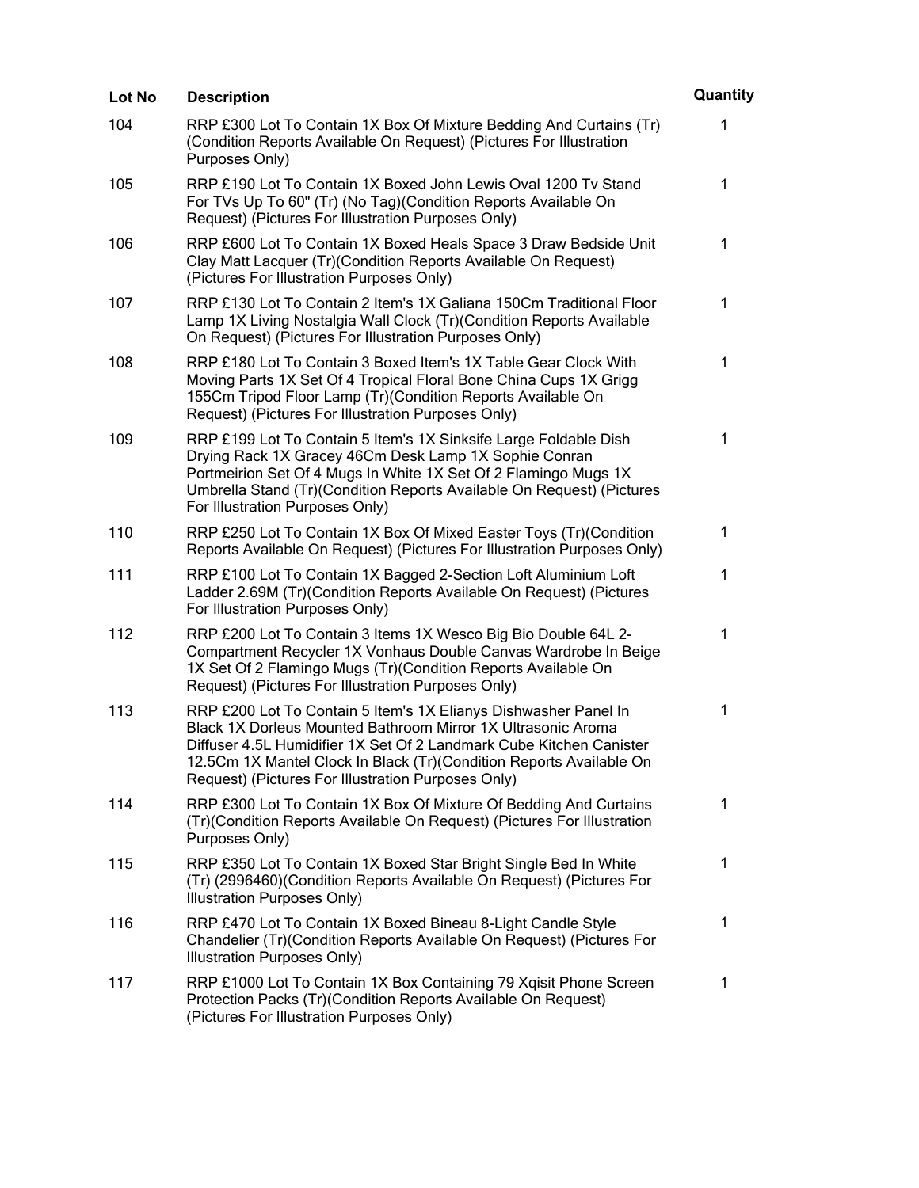| Lot No | Description | Quantity |
| --- | --- | --- |
| 104 | RRP £300 Lot To Contain 1X Box Of Mixture Bedding And Curtains (Tr) (Condition Reports Available On Request) (Pictures For Illustration Purposes Only) | 1 |
| 105 | RRP £190 Lot To Contain 1X Boxed John Lewis Oval 1200 Tv Stand For TVs Up To 60" (Tr) (No Tag)(Condition Reports Available On Request) (Pictures For Illustration Purposes Only) | 1 |
| 106 | RRP £600 Lot To Contain 1X Boxed Heals Space 3 Draw Bedside Unit Clay Matt Lacquer (Tr)(Condition Reports Available On Request) (Pictures For Illustration Purposes Only) | 1 |
| 107 | RRP £130 Lot To Contain 2 Item's 1X Galiana 150Cm Traditional Floor Lamp 1X Living Nostalgia Wall Clock (Tr)(Condition Reports Available On Request) (Pictures For Illustration Purposes Only) | 1 |
| 108 | RRP £180 Lot To Contain 3 Boxed Item's 1X Table Gear Clock With Moving Parts 1X Set Of 4 Tropical Floral Bone China Cups 1X Grigg 155Cm Tripod Floor Lamp (Tr)(Condition Reports Available On Request) (Pictures For Illustration Purposes Only) | 1 |
| 109 | RRP £199 Lot To Contain 5 Item's 1X Sinksife Large Foldable Dish Drying Rack 1X Gracey 46Cm Desk Lamp 1X Sophie Conran Portmeirion Set Of 4 Mugs In White 1X Set Of 2 Flamingo Mugs 1X Umbrella Stand (Tr)(Condition Reports Available On Request) (Pictures For Illustration Purposes Only) | 1 |
| 110 | RRP £250 Lot To Contain 1X Box Of Mixed Easter Toys (Tr)(Condition Reports Available On Request) (Pictures For Illustration Purposes Only) | 1 |
| 111 | RRP £100 Lot To Contain 1X Bagged 2-Section Loft Aluminium Loft Ladder 2.69M (Tr)(Condition Reports Available On Request) (Pictures For Illustration Purposes Only) | 1 |
| 112 | RRP £200 Lot To Contain 3 Items 1X Wesco Big Bio Double 64L 2-Compartment Recycler 1X Vonhaus Double Canvas Wardrobe In Beige 1X Set Of 2 Flamingo Mugs (Tr)(Condition Reports Available On Request) (Pictures For Illustration Purposes Only) | 1 |
| 113 | RRP £200 Lot To Contain 5 Item's 1X Elianys Dishwasher Panel In Black 1X Dorleus Mounted Bathroom Mirror 1X Ultrasonic Aroma Diffuser 4.5L Humidifier 1X Set Of 2 Landmark Cube Kitchen Canister 12.5Cm 1X Mantel Clock In Black (Tr)(Condition Reports Available On Request) (Pictures For Illustration Purposes Only) | 1 |
| 114 | RRP £300 Lot To Contain 1X Box Of Mixture Of Bedding And Curtains (Tr)(Condition Reports Available On Request) (Pictures For Illustration Purposes Only) | 1 |
| 115 | RRP £350 Lot To Contain 1X Boxed Star Bright Single Bed In White (Tr) (2996460)(Condition Reports Available On Request) (Pictures For Illustration Purposes Only) | 1 |
| 116 | RRP £470 Lot To Contain 1X Boxed Bineau 8-Light Candle Style Chandelier (Tr)(Condition Reports Available On Request) (Pictures For Illustration Purposes Only) | 1 |
| 117 | RRP £1000 Lot To Contain 1X Box Containing 79 Xqisit Phone Screen Protection Packs (Tr)(Condition Reports Available On Request) (Pictures For Illustration Purposes Only) | 1 |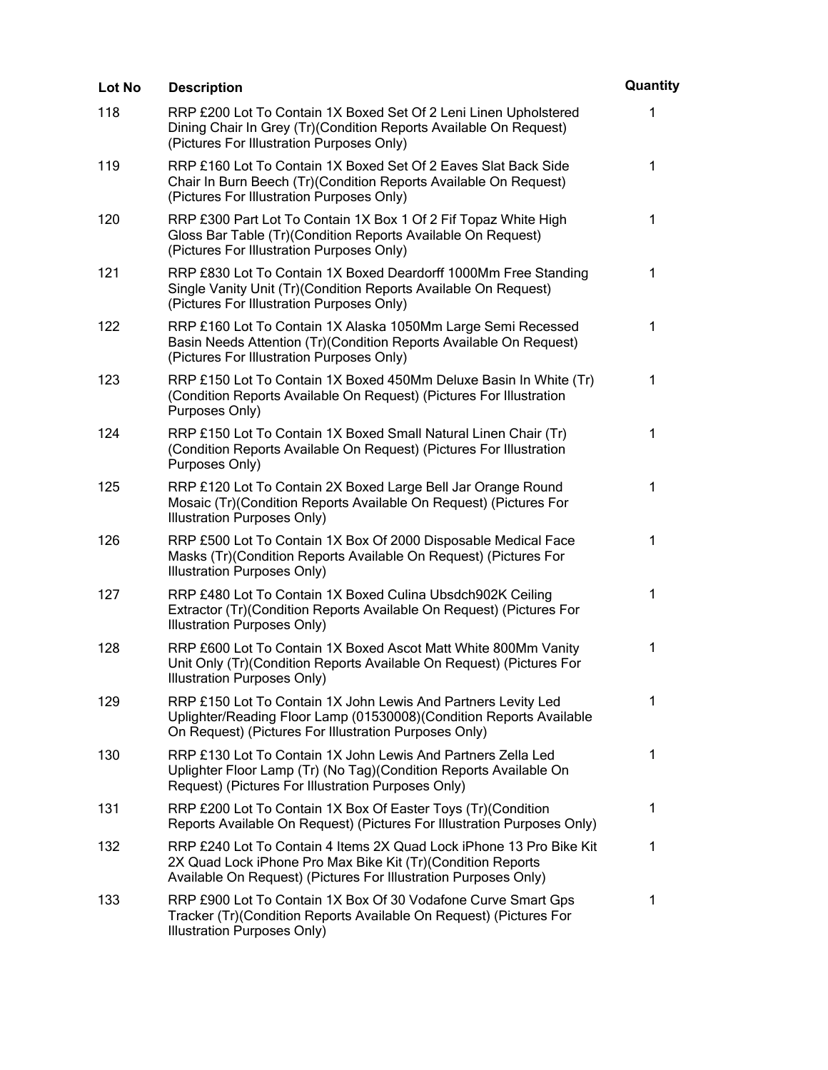| Lot No | Description | Quantity |
| --- | --- | --- |
| 118 | RRP £200 Lot To Contain 1X Boxed Set Of 2 Leni Linen Upholstered Dining Chair In Grey (Tr)(Condition Reports Available On Request) (Pictures For Illustration Purposes Only) | 1 |
| 119 | RRP £160 Lot To Contain 1X Boxed Set Of 2 Eaves Slat Back Side Chair In Burn Beech (Tr)(Condition Reports Available On Request) (Pictures For Illustration Purposes Only) | 1 |
| 120 | RRP £300 Part Lot To Contain 1X Box 1 Of 2 Fif Topaz White High Gloss Bar Table (Tr)(Condition Reports Available On Request) (Pictures For Illustration Purposes Only) | 1 |
| 121 | RRP £830 Lot To Contain 1X Boxed Deardorff 1000Mm Free Standing Single Vanity Unit (Tr)(Condition Reports Available On Request) (Pictures For Illustration Purposes Only) | 1 |
| 122 | RRP £160 Lot To Contain 1X Alaska 1050Mm Large Semi Recessed Basin Needs Attention (Tr)(Condition Reports Available On Request) (Pictures For Illustration Purposes Only) | 1 |
| 123 | RRP £150 Lot To Contain 1X Boxed 450Mm Deluxe Basin In White (Tr) (Condition Reports Available On Request) (Pictures For Illustration Purposes Only) | 1 |
| 124 | RRP £150 Lot To Contain 1X Boxed Small Natural Linen Chair (Tr) (Condition Reports Available On Request) (Pictures For Illustration Purposes Only) | 1 |
| 125 | RRP £120 Lot To Contain 2X Boxed Large Bell Jar Orange Round Mosaic (Tr)(Condition Reports Available On Request) (Pictures For Illustration Purposes Only) | 1 |
| 126 | RRP £500 Lot To Contain 1X Box Of 2000 Disposable Medical Face Masks (Tr)(Condition Reports Available On Request) (Pictures For Illustration Purposes Only) | 1 |
| 127 | RRP £480 Lot To Contain 1X Boxed Culina Ubsdch902K Ceiling Extractor (Tr)(Condition Reports Available On Request) (Pictures For Illustration Purposes Only) | 1 |
| 128 | RRP £600 Lot To Contain 1X Boxed Ascot Matt White 800Mm Vanity Unit Only (Tr)(Condition Reports Available On Request) (Pictures For Illustration Purposes Only) | 1 |
| 129 | RRP £150 Lot To Contain 1X John Lewis And Partners Levity Led Uplighter/Reading Floor Lamp (01530008)(Condition Reports Available On Request) (Pictures For Illustration Purposes Only) | 1 |
| 130 | RRP £130 Lot To Contain 1X John Lewis And Partners Zella Led Uplighter Floor Lamp (Tr) (No Tag)(Condition Reports Available On Request) (Pictures For Illustration Purposes Only) | 1 |
| 131 | RRP £200 Lot To Contain 1X Box Of Easter Toys (Tr)(Condition Reports Available On Request) (Pictures For Illustration Purposes Only) | 1 |
| 132 | RRP £240 Lot To Contain 4 Items 2X Quad Lock iPhone 13 Pro Bike Kit 2X Quad Lock iPhone Pro Max Bike Kit (Tr)(Condition Reports Available On Request) (Pictures For Illustration Purposes Only) | 1 |
| 133 | RRP £900 Lot To Contain 1X Box Of 30 Vodafone Curve Smart Gps Tracker (Tr)(Condition Reports Available On Request) (Pictures For Illustration Purposes Only) | 1 |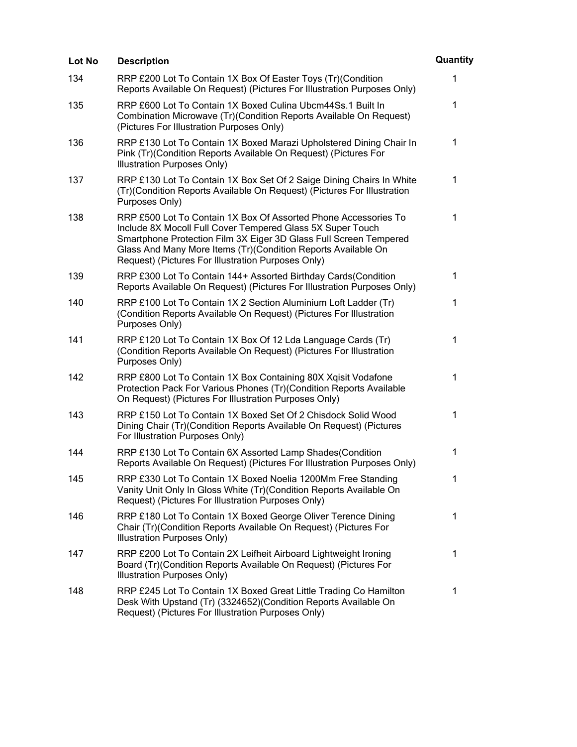| Lot No | Description | Quantity |
| --- | --- | --- |
| 134 | RRP £200 Lot To Contain 1X Box Of Easter Toys (Tr)(Condition Reports Available On Request) (Pictures For Illustration Purposes Only) | 1 |
| 135 | RRP £600 Lot To Contain 1X Boxed Culina Ubcm44Ss.1 Built In Combination Microwave (Tr)(Condition Reports Available On Request) (Pictures For Illustration Purposes Only) | 1 |
| 136 | RRP £130 Lot To Contain 1X Boxed Marazi Upholstered Dining Chair In Pink (Tr)(Condition Reports Available On Request) (Pictures For Illustration Purposes Only) | 1 |
| 137 | RRP £130 Lot To Contain 1X Box Set Of 2 Saige Dining Chairs In White (Tr)(Condition Reports Available On Request) (Pictures For Illustration Purposes Only) | 1 |
| 138 | RRP £500 Lot To Contain 1X Box Of Assorted Phone Accessories To Include 8X Mocoll Full Cover Tempered Glass 5X Super Touch Smartphone Protection Film 3X Eiger 3D Glass Full Screen Tempered Glass And Many More Items (Tr)(Condition Reports Available On Request) (Pictures For Illustration Purposes Only) | 1 |
| 139 | RRP £300 Lot To Contain 144+ Assorted Birthday Cards(Condition Reports Available On Request) (Pictures For Illustration Purposes Only) | 1 |
| 140 | RRP £100 Lot To Contain 1X 2 Section Aluminium Loft Ladder (Tr)(Condition Reports Available On Request) (Pictures For Illustration Purposes Only) | 1 |
| 141 | RRP £120 Lot To Contain 1X Box Of 12 Lda Language Cards (Tr)(Condition Reports Available On Request) (Pictures For Illustration Purposes Only) | 1 |
| 142 | RRP £800 Lot To Contain 1X Box Containing 80X Xqisit Vodafone Protection Pack For Various Phones (Tr)(Condition Reports Available On Request) (Pictures For Illustration Purposes Only) | 1 |
| 143 | RRP £150 Lot To Contain 1X Boxed Set Of 2 Chisdock Solid Wood Dining Chair (Tr)(Condition Reports Available On Request) (Pictures For Illustration Purposes Only) | 1 |
| 144 | RRP £130 Lot To Contain 6X Assorted Lamp Shades(Condition Reports Available On Request) (Pictures For Illustration Purposes Only) | 1 |
| 145 | RRP £330 Lot To Contain 1X Boxed Noelia 1200Mm Free Standing Vanity Unit Only In Gloss White (Tr)(Condition Reports Available On Request) (Pictures For Illustration Purposes Only) | 1 |
| 146 | RRP £180 Lot To Contain 1X Boxed George Oliver Terence Dining Chair (Tr)(Condition Reports Available On Request) (Pictures For Illustration Purposes Only) | 1 |
| 147 | RRP £200 Lot To Contain 2X Leifheit Airboard Lightweight Ironing Board (Tr)(Condition Reports Available On Request) (Pictures For Illustration Purposes Only) | 1 |
| 148 | RRP £245 Lot To Contain 1X Boxed Great Little Trading Co Hamilton Desk With Upstand (Tr) (3324652)(Condition Reports Available On Request) (Pictures For Illustration Purposes Only) | 1 |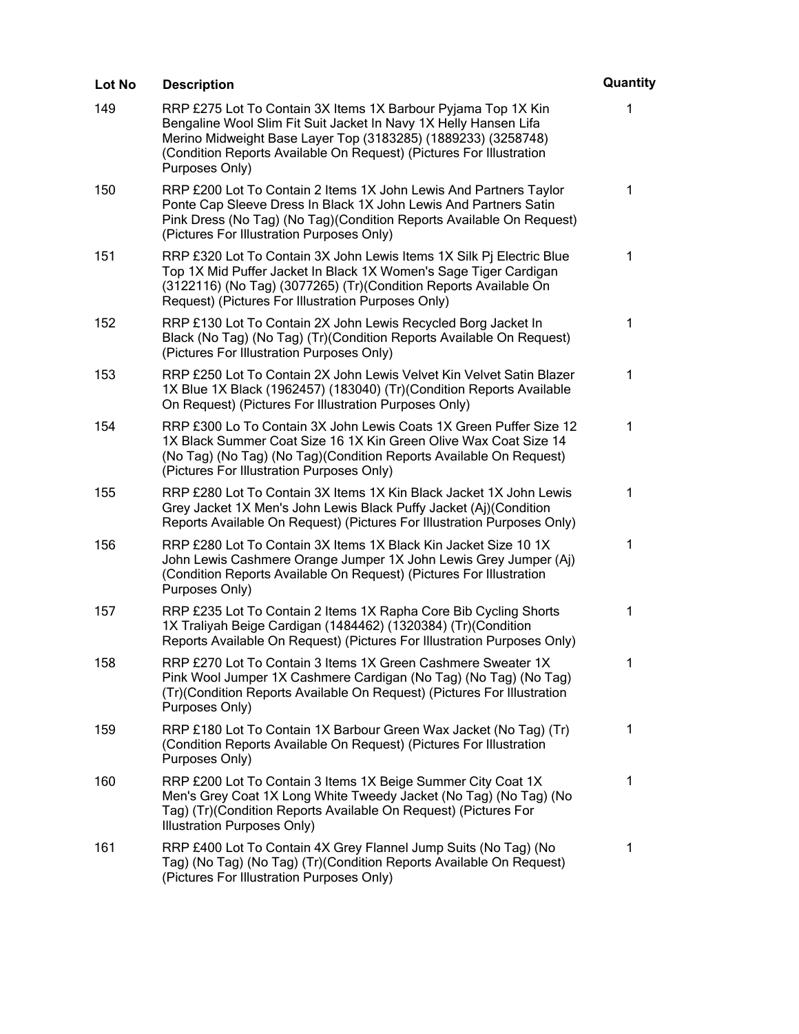| Lot No | Description | Quantity |
|---|---|---|
| 149 | RRP £275 Lot To Contain 3X Items 1X Barbour Pyjama Top 1X Kin Bengaline Wool Slim Fit Suit Jacket In Navy 1X Helly Hansen Lifa Merino Midweight Base Layer Top (3183285) (1889233) (3258748) (Condition Reports Available On Request) (Pictures For Illustration Purposes Only) | 1 |
| 150 | RRP £200 Lot To Contain 2 Items 1X John Lewis And Partners Taylor Ponte Cap Sleeve Dress In Black 1X John Lewis And Partners Satin Pink Dress (No Tag) (No Tag)(Condition Reports Available On Request) (Pictures For Illustration Purposes Only) | 1 |
| 151 | RRP £320 Lot To Contain 3X John Lewis Items 1X Silk Pj Electric Blue Top 1X Mid Puffer Jacket In Black 1X Women's Sage Tiger Cardigan (3122116) (No Tag) (3077265) (Tr)(Condition Reports Available On Request) (Pictures For Illustration Purposes Only) | 1 |
| 152 | RRP £130 Lot To Contain 2X John Lewis Recycled Borg Jacket In Black (No Tag) (No Tag) (Tr)(Condition Reports Available On Request) (Pictures For Illustration Purposes Only) | 1 |
| 153 | RRP £250 Lot To Contain 2X John Lewis Velvet Kin Velvet Satin Blazer 1X Blue 1X Black (1962457) (183040) (Tr)(Condition Reports Available On Request) (Pictures For Illustration Purposes Only) | 1 |
| 154 | RRP £300 Lo To Contain 3X John Lewis Coats 1X Green Puffer Size 12 1X Black Summer Coat Size 16 1X Kin Green Olive Wax Coat Size 14 (No Tag) (No Tag) (No Tag)(Condition Reports Available On Request) (Pictures For Illustration Purposes Only) | 1 |
| 155 | RRP £280 Lot To Contain 3X Items 1X Kin Black Jacket 1X John Lewis Grey Jacket 1X Men's John Lewis Black Puffy Jacket (Aj)(Condition Reports Available On Request) (Pictures For Illustration Purposes Only) | 1 |
| 156 | RRP £280 Lot To Contain 3X Items 1X Black Kin Jacket Size 10 1X John Lewis Cashmere Orange Jumper 1X John Lewis Grey Jumper (Aj) (Condition Reports Available On Request) (Pictures For Illustration Purposes Only) | 1 |
| 157 | RRP £235 Lot To Contain 2 Items 1X Rapha Core Bib Cycling Shorts 1X Traliyah Beige Cardigan (1484462) (1320384) (Tr)(Condition Reports Available On Request) (Pictures For Illustration Purposes Only) | 1 |
| 158 | RRP £270 Lot To Contain 3 Items 1X Green Cashmere Sweater 1X Pink Wool Jumper 1X Cashmere Cardigan (No Tag) (No Tag) (No Tag) (Tr)(Condition Reports Available On Request) (Pictures For Illustration Purposes Only) | 1 |
| 159 | RRP £180 Lot To Contain 1X Barbour Green Wax Jacket (No Tag) (Tr) (Condition Reports Available On Request) (Pictures For Illustration Purposes Only) | 1 |
| 160 | RRP £200 Lot To Contain 3 Items 1X Beige Summer City Coat 1X Men's Grey Coat 1X Long White Tweedy Jacket (No Tag) (No Tag) (No Tag) (Tr)(Condition Reports Available On Request) (Pictures For Illustration Purposes Only) | 1 |
| 161 | RRP £400 Lot To Contain 4X Grey Flannel Jump Suits (No Tag) (No Tag) (No Tag) (No Tag) (Tr)(Condition Reports Available On Request) (Pictures For Illustration Purposes Only) | 1 |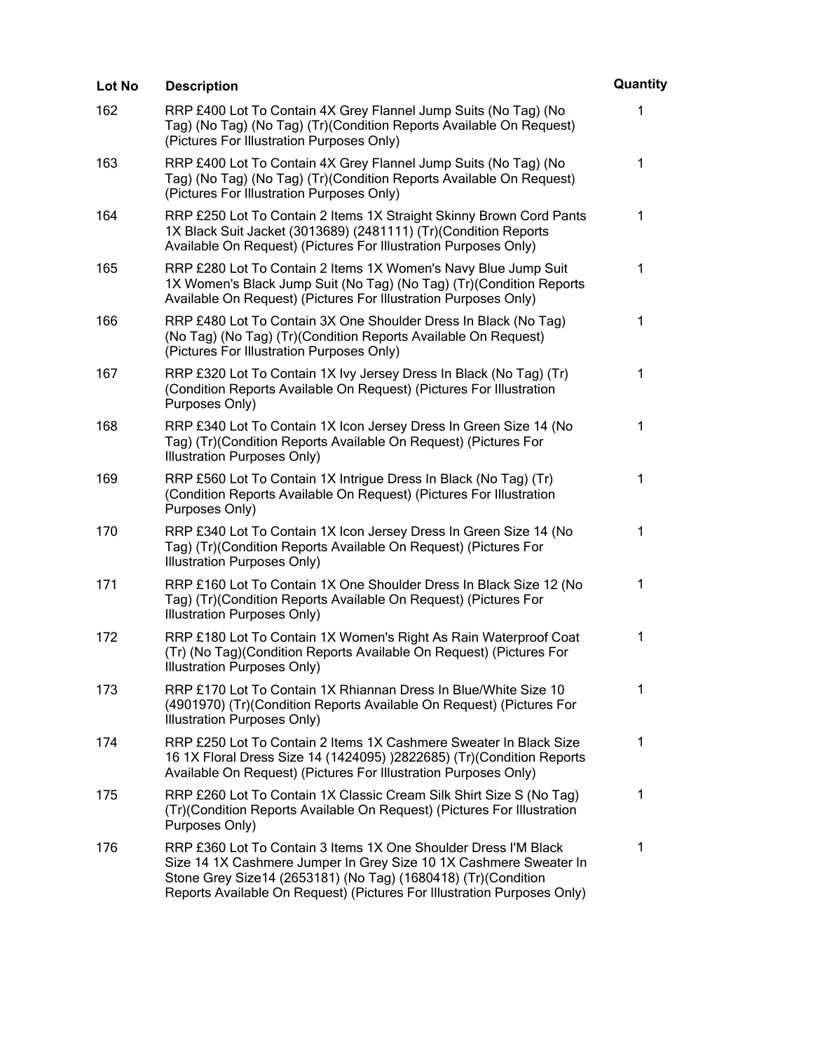| Lot No | Description | Quantity |
|---|---|---|
| 162 | RRP £400 Lot To Contain 4X Grey Flannel Jump Suits (No Tag) (No Tag) (No Tag) (No Tag) (Tr)(Condition Reports Available On Request) (Pictures For Illustration Purposes Only) | 1 |
| 163 | RRP £400 Lot To Contain 4X Grey Flannel Jump Suits (No Tag) (No Tag) (No Tag) (No Tag) (Tr)(Condition Reports Available On Request) (Pictures For Illustration Purposes Only) | 1 |
| 164 | RRP £250 Lot To Contain 2 Items 1X Straight Skinny Brown Cord Pants 1X Black Suit Jacket (3013689) (2481111) (Tr)(Condition Reports Available On Request) (Pictures For Illustration Purposes Only) | 1 |
| 165 | RRP £280 Lot To Contain 2 Items 1X Women's Navy Blue Jump Suit 1X Women's Black Jump Suit (No Tag) (No Tag) (Tr)(Condition Reports Available On Request) (Pictures For Illustration Purposes Only) | 1 |
| 166 | RRP £480 Lot To Contain 3X One Shoulder Dress In Black (No Tag) (No Tag) (No Tag) (Tr)(Condition Reports Available On Request) (Pictures For Illustration Purposes Only) | 1 |
| 167 | RRP £320 Lot To Contain 1X Ivy Jersey Dress In Black (No Tag) (Tr) (Condition Reports Available On Request) (Pictures For Illustration Purposes Only) | 1 |
| 168 | RRP £340 Lot To Contain 1X Icon Jersey Dress In Green Size 14 (No Tag) (Tr)(Condition Reports Available On Request) (Pictures For Illustration Purposes Only) | 1 |
| 169 | RRP £560 Lot To Contain 1X Intrigue Dress In Black (No Tag) (Tr) (Condition Reports Available On Request) (Pictures For Illustration Purposes Only) | 1 |
| 170 | RRP £340 Lot To Contain 1X Icon Jersey Dress In Green Size 14 (No Tag) (Tr)(Condition Reports Available On Request) (Pictures For Illustration Purposes Only) | 1 |
| 171 | RRP £160 Lot To Contain 1X One Shoulder Dress In Black Size 12 (No Tag) (Tr)(Condition Reports Available On Request) (Pictures For Illustration Purposes Only) | 1 |
| 172 | RRP £180 Lot To Contain 1X Women's Right As Rain Waterproof Coat (Tr) (No Tag)(Condition Reports Available On Request) (Pictures For Illustration Purposes Only) | 1 |
| 173 | RRP £170 Lot To Contain 1X Rhiannan Dress In Blue/White Size 10 (4901970) (Tr)(Condition Reports Available On Request) (Pictures For Illustration Purposes Only) | 1 |
| 174 | RRP £250 Lot To Contain 2 Items 1X Cashmere Sweater In Black Size 16 1X Floral Dress Size 14 (1424095) )2822685) (Tr)(Condition Reports Available On Request) (Pictures For Illustration Purposes Only) | 1 |
| 175 | RRP £260 Lot To Contain 1X Classic Cream Silk Shirt Size S (No Tag) (Tr)(Condition Reports Available On Request) (Pictures For Illustration Purposes Only) | 1 |
| 176 | RRP £360 Lot To Contain 3 Items 1X One Shoulder Dress I'M Black Size 14 1X Cashmere Jumper In Grey Size 10 1X Cashmere Sweater In Stone Grey Size14 (2653181) (No Tag) (1680418) (Tr)(Condition Reports Available On Request) (Pictures For Illustration Purposes Only) | 1 |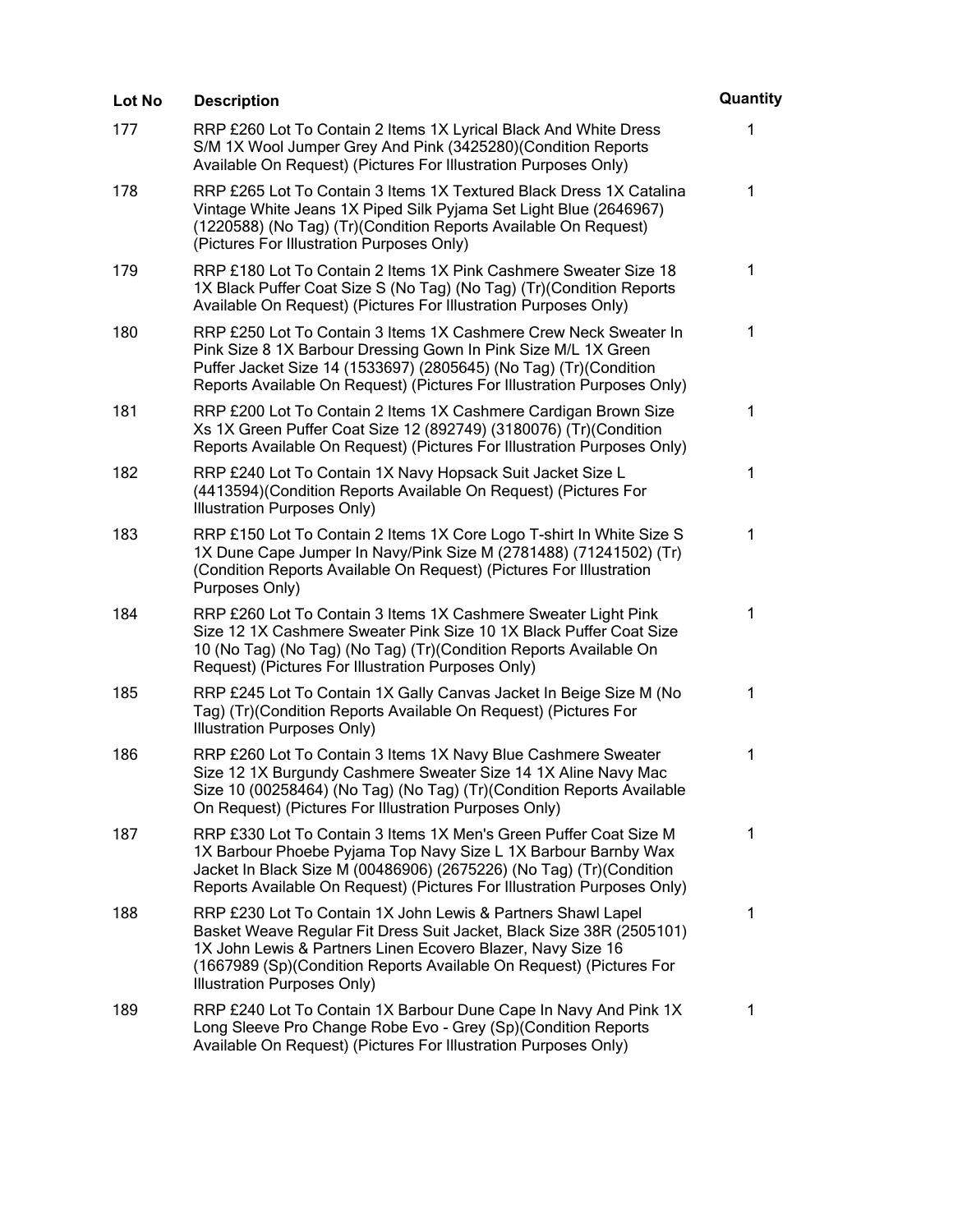| Lot No | Description | Quantity |
| --- | --- | --- |
| 177 | RRP £260 Lot To Contain 2 Items 1X Lyrical Black And White Dress S/M 1X Wool Jumper Grey And Pink (3425280)(Condition Reports Available On Request) (Pictures For Illustration Purposes Only) | 1 |
| 178 | RRP £265 Lot To Contain 3 Items 1X Textured Black Dress 1X Catalina Vintage White Jeans 1X Piped Silk Pyjama Set Light Blue (2646967) (1220588) (No Tag) (Tr)(Condition Reports Available On Request) (Pictures For Illustration Purposes Only) | 1 |
| 179 | RRP £180 Lot To Contain 2 Items 1X Pink Cashmere Sweater Size 18 1X Black Puffer Coat Size S (No Tag) (No Tag) (Tr)(Condition Reports Available On Request) (Pictures For Illustration Purposes Only) | 1 |
| 180 | RRP £250 Lot To Contain 3 Items 1X Cashmere Crew Neck Sweater In Pink Size 8 1X Barbour Dressing Gown In Pink Size M/L 1X Green Puffer Jacket Size 14 (1533697) (2805645) (No Tag) (Tr)(Condition Reports Available On Request) (Pictures For Illustration Purposes Only) | 1 |
| 181 | RRP £200 Lot To Contain 2 Items 1X Cashmere Cardigan Brown Size Xs 1X Green Puffer Coat Size 12 (892749) (3180076) (Tr)(Condition Reports Available On Request) (Pictures For Illustration Purposes Only) | 1 |
| 182 | RRP £240 Lot To Contain 1X Navy Hopsack Suit Jacket Size L (4413594)(Condition Reports Available On Request) (Pictures For Illustration Purposes Only) | 1 |
| 183 | RRP £150 Lot To Contain 2 Items 1X Core Logo T-shirt In White Size S 1X Dune Cape Jumper In Navy/Pink Size M (2781488) (71241502) (Tr)(Condition Reports Available On Request) (Pictures For Illustration Purposes Only) | 1 |
| 184 | RRP £260 Lot To Contain 3 Items 1X Cashmere Sweater Light Pink Size 12 1X Cashmere Sweater Pink Size 10 1X Black Puffer Coat Size 10 (No Tag) (No Tag) (No Tag) (Tr)(Condition Reports Available On Request) (Pictures For Illustration Purposes Only) | 1 |
| 185 | RRP £245 Lot To Contain 1X Gally Canvas Jacket In Beige Size M (No Tag) (Tr)(Condition Reports Available On Request) (Pictures For Illustration Purposes Only) | 1 |
| 186 | RRP £260 Lot To Contain 3 Items 1X Navy Blue Cashmere Sweater Size 12 1X Burgundy Cashmere Sweater Size 14 1X Aline Navy Mac Size 10 (00258464) (No Tag) (No Tag) (Tr)(Condition Reports Available On Request) (Pictures For Illustration Purposes Only) | 1 |
| 187 | RRP £330 Lot To Contain 3 Items 1X Men's Green Puffer Coat Size M 1X Barbour Phoebe Pyjama Top Navy Size L 1X Barbour Barnby Wax Jacket In Black Size M (00486906) (2675226) (No Tag) (Tr)(Condition Reports Available On Request) (Pictures For Illustration Purposes Only) | 1 |
| 188 | RRP £230 Lot To Contain 1X John Lewis & Partners Shawl Lapel Basket Weave Regular Fit Dress Suit Jacket, Black Size 38R (2505101) 1X John Lewis & Partners Linen Ecovero Blazer, Navy Size 16 (1667989 (Sp)(Condition Reports Available On Request) (Pictures For Illustration Purposes Only) | 1 |
| 189 | RRP £240 Lot To Contain 1X Barbour Dune Cape In Navy And Pink 1X Long Sleeve Pro Change Robe Evo - Grey (Sp)(Condition Reports Available On Request) (Pictures For Illustration Purposes Only) | 1 |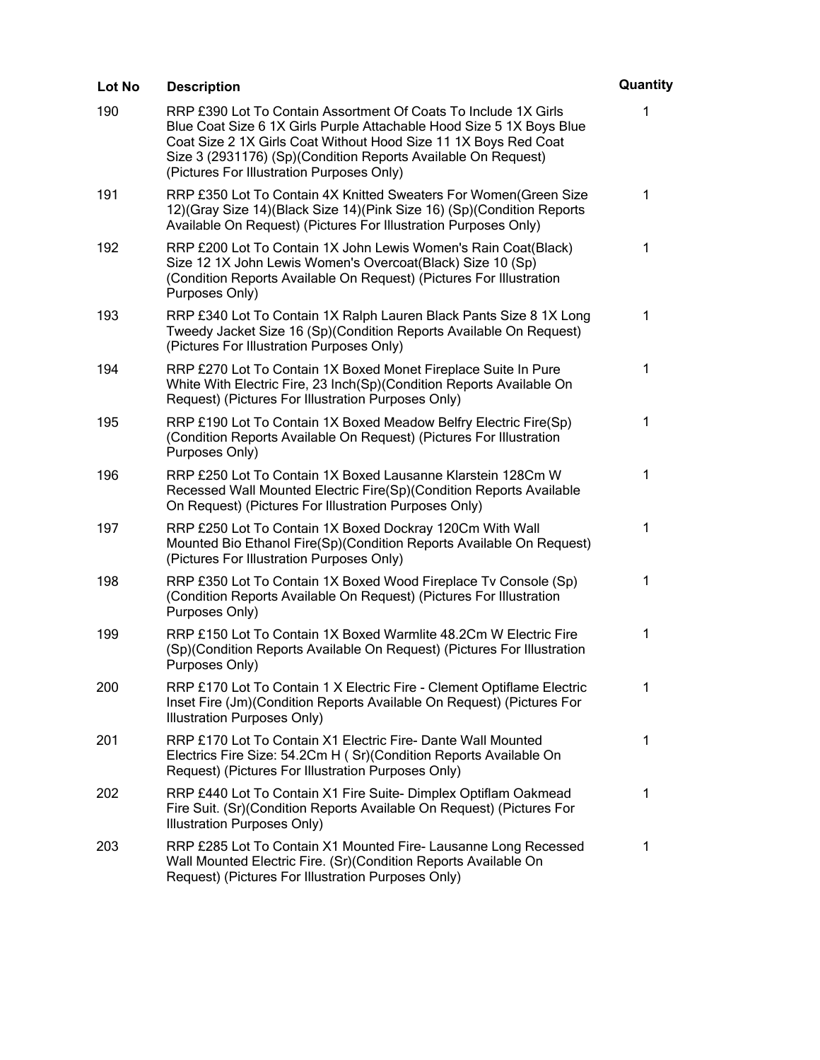| Lot No | Description | Quantity |
|---|---|---|
| 190 | RRP £390 Lot To Contain Assortment Of Coats To Include 1X Girls Blue Coat Size 6 1X Girls Purple Attachable Hood Size 5 1X Boys Blue Coat Size 2 1X Girls Coat Without Hood Size 11 1X Boys Red Coat Size 3 (2931176) (Sp)(Condition Reports Available On Request) (Pictures For Illustration Purposes Only) | 1 |
| 191 | RRP £350 Lot To Contain 4X Knitted Sweaters For Women(Green Size 12)(Gray Size 14)(Black Size 14)(Pink Size 16) (Sp)(Condition Reports Available On Request) (Pictures For Illustration Purposes Only) | 1 |
| 192 | RRP £200 Lot To Contain 1X John Lewis Women's Rain Coat(Black) Size 12 1X John Lewis Women's Overcoat(Black) Size 10 (Sp) (Condition Reports Available On Request) (Pictures For Illustration Purposes Only) | 1 |
| 193 | RRP £340 Lot To Contain 1X Ralph Lauren Black Pants Size 8 1X Long Tweedy Jacket Size 16 (Sp)(Condition Reports Available On Request) (Pictures For Illustration Purposes Only) | 1 |
| 194 | RRP £270 Lot To Contain 1X Boxed Monet Fireplace Suite In Pure White With Electric Fire, 23 Inch(Sp)(Condition Reports Available On Request) (Pictures For Illustration Purposes Only) | 1 |
| 195 | RRP £190 Lot To Contain 1X Boxed Meadow Belfry Electric Fire(Sp) (Condition Reports Available On Request) (Pictures For Illustration Purposes Only) | 1 |
| 196 | RRP £250 Lot To Contain 1X Boxed Lausanne Klarstein 128Cm W Recessed Wall Mounted Electric Fire(Sp)(Condition Reports Available On Request) (Pictures For Illustration Purposes Only) | 1 |
| 197 | RRP £250 Lot To Contain 1X Boxed Dockray 120Cm With Wall Mounted Bio Ethanol Fire(Sp)(Condition Reports Available On Request) (Pictures For Illustration Purposes Only) | 1 |
| 198 | RRP £350 Lot To Contain 1X Boxed Wood Fireplace Tv Console (Sp) (Condition Reports Available On Request) (Pictures For Illustration Purposes Only) | 1 |
| 199 | RRP £150 Lot To Contain 1X Boxed Warmlite 48.2Cm W Electric Fire (Sp)(Condition Reports Available On Request) (Pictures For Illustration Purposes Only) | 1 |
| 200 | RRP £170 Lot To Contain 1 X Electric Fire - Clement Optiflame Electric Inset Fire (Jm)(Condition Reports Available On Request) (Pictures For Illustration Purposes Only) | 1 |
| 201 | RRP £170 Lot To Contain X1 Electric Fire- Dante Wall Mounted Electrics Fire Size: 54.2Cm H ( Sr)(Condition Reports Available On Request) (Pictures For Illustration Purposes Only) | 1 |
| 202 | RRP £440 Lot To Contain X1 Fire Suite- Dimplex Optiflam Oakmead Fire Suit. (Sr)(Condition Reports Available On Request) (Pictures For Illustration Purposes Only) | 1 |
| 203 | RRP £285 Lot To Contain X1 Mounted Fire- Lausanne Long Recessed Wall Mounted Electric Fire. (Sr)(Condition Reports Available On Request) (Pictures For Illustration Purposes Only) | 1 |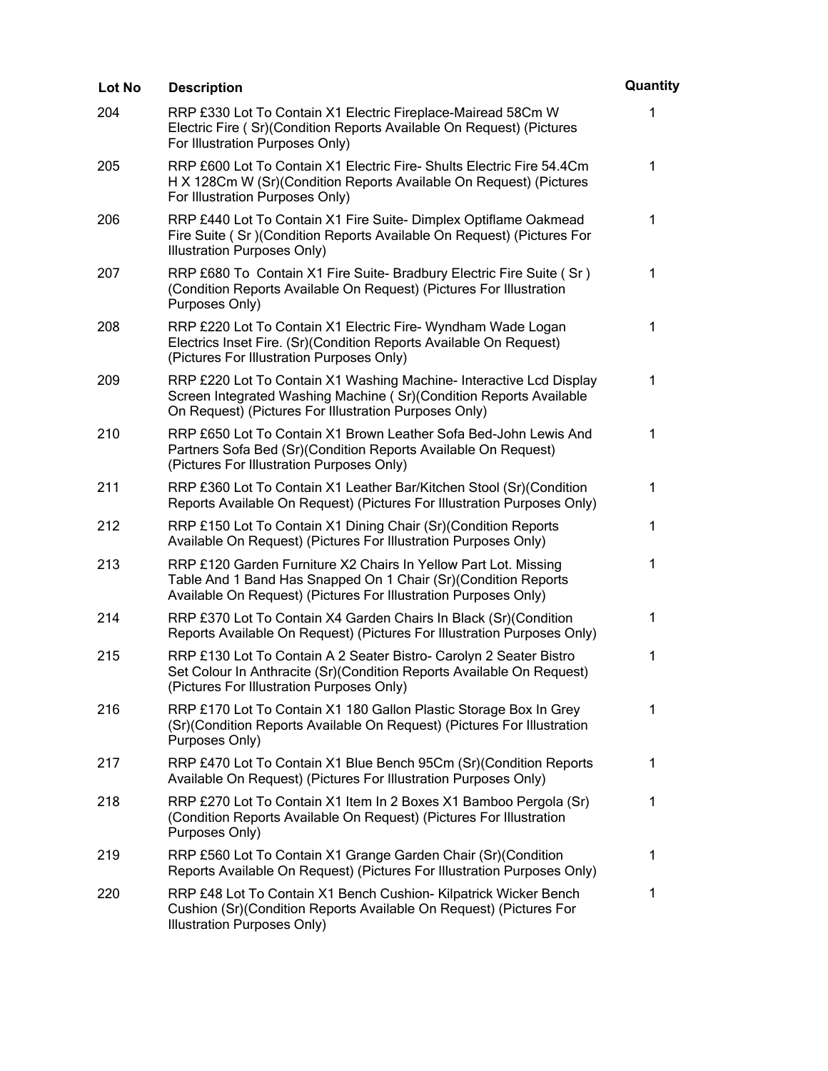| Lot No | Description | Quantity |
| --- | --- | --- |
| 204 | RRP £330 Lot To Contain X1 Electric Fireplace-Mairead 58Cm W Electric Fire ( Sr)(Condition Reports Available On Request) (Pictures For Illustration Purposes Only) | 1 |
| 205 | RRP £600 Lot To Contain X1 Electric Fire- Shults Electric Fire 54.4Cm H X 128Cm W (Sr)(Condition Reports Available On Request) (Pictures For Illustration Purposes Only) | 1 |
| 206 | RRP £440 Lot To Contain X1 Fire Suite- Dimplex Optiflame Oakmead Fire Suite ( Sr )(Condition Reports Available On Request) (Pictures For Illustration Purposes Only) | 1 |
| 207 | RRP £680 To Contain X1 Fire Suite- Bradbury Electric Fire Suite ( Sr ) (Condition Reports Available On Request) (Pictures For Illustration Purposes Only) | 1 |
| 208 | RRP £220 Lot To Contain X1 Electric Fire- Wyndham Wade Logan Electrics Inset Fire. (Sr)(Condition Reports Available On Request) (Pictures For Illustration Purposes Only) | 1 |
| 209 | RRP £220 Lot To Contain X1 Washing Machine- Interactive Lcd Display Screen Integrated Washing Machine ( Sr)(Condition Reports Available On Request) (Pictures For Illustration Purposes Only) | 1 |
| 210 | RRP £650 Lot To Contain X1 Brown Leather Sofa Bed-John Lewis And Partners Sofa Bed (Sr)(Condition Reports Available On Request) (Pictures For Illustration Purposes Only) | 1 |
| 211 | RRP £360 Lot To Contain X1 Leather Bar/Kitchen Stool (Sr)(Condition Reports Available On Request) (Pictures For Illustration Purposes Only) | 1 |
| 212 | RRP £150 Lot To Contain X1 Dining Chair (Sr)(Condition Reports Available On Request) (Pictures For Illustration Purposes Only) | 1 |
| 213 | RRP £120 Garden Furniture X2 Chairs In Yellow Part Lot. Missing Table And 1 Band Has Snapped On 1 Chair (Sr)(Condition Reports Available On Request) (Pictures For Illustration Purposes Only) | 1 |
| 214 | RRP £370 Lot To Contain X4 Garden Chairs In Black (Sr)(Condition Reports Available On Request) (Pictures For Illustration Purposes Only) | 1 |
| 215 | RRP £130 Lot To Contain A 2 Seater Bistro- Carolyn 2 Seater Bistro Set Colour In Anthracite (Sr)(Condition Reports Available On Request) (Pictures For Illustration Purposes Only) | 1 |
| 216 | RRP £170 Lot To Contain X1 180 Gallon Plastic Storage Box In Grey (Sr)(Condition Reports Available On Request) (Pictures For Illustration Purposes Only) | 1 |
| 217 | RRP £470 Lot To Contain X1 Blue Bench 95Cm (Sr)(Condition Reports Available On Request) (Pictures For Illustration Purposes Only) | 1 |
| 218 | RRP £270 Lot To Contain X1 Item In 2 Boxes X1 Bamboo Pergola (Sr) (Condition Reports Available On Request) (Pictures For Illustration Purposes Only) | 1 |
| 219 | RRP £560 Lot To Contain X1 Grange Garden Chair (Sr)(Condition Reports Available On Request) (Pictures For Illustration Purposes Only) | 1 |
| 220 | RRP £48 Lot To Contain X1 Bench Cushion- Kilpatrick Wicker Bench Cushion (Sr)(Condition Reports Available On Request) (Pictures For Illustration Purposes Only) | 1 |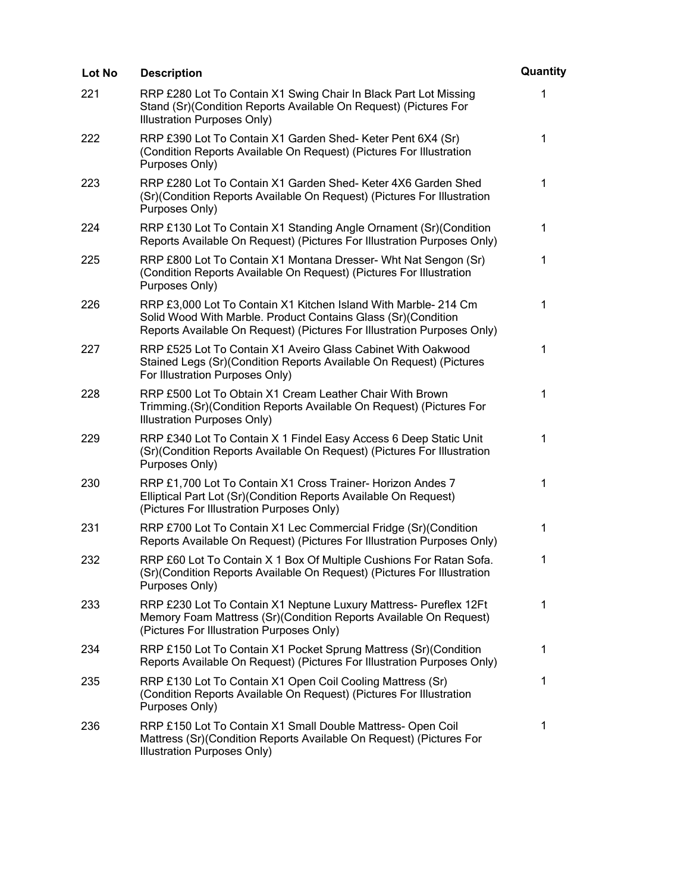| Lot No | Description | Quantity |
| --- | --- | --- |
| 221 | RRP £280 Lot To Contain X1 Swing Chair In Black Part Lot Missing Stand (Sr)(Condition Reports Available On Request) (Pictures For Illustration Purposes Only) | 1 |
| 222 | RRP £390 Lot To Contain X1 Garden Shed- Keter Pent 6X4 (Sr) (Condition Reports Available On Request) (Pictures For Illustration Purposes Only) | 1 |
| 223 | RRP £280 Lot To Contain X1 Garden Shed- Keter 4X6 Garden Shed (Sr)(Condition Reports Available On Request) (Pictures For Illustration Purposes Only) | 1 |
| 224 | RRP £130 Lot To Contain X1 Standing Angle Ornament (Sr)(Condition Reports Available On Request) (Pictures For Illustration Purposes Only) | 1 |
| 225 | RRP £800 Lot To Contain X1 Montana Dresser- Wht Nat Sengon (Sr) (Condition Reports Available On Request) (Pictures For Illustration Purposes Only) | 1 |
| 226 | RRP £3,000 Lot To Contain X1 Kitchen Island With Marble- 214 Cm Solid Wood With Marble. Product Contains Glass (Sr)(Condition Reports Available On Request) (Pictures For Illustration Purposes Only) | 1 |
| 227 | RRP £525 Lot To Contain X1 Aveiro Glass Cabinet With Oakwood Stained Legs (Sr)(Condition Reports Available On Request) (Pictures For Illustration Purposes Only) | 1 |
| 228 | RRP £500 Lot To Obtain X1 Cream Leather Chair With Brown Trimming.(Sr)(Condition Reports Available On Request) (Pictures For Illustration Purposes Only) | 1 |
| 229 | RRP £340 Lot To Contain X 1 Findel Easy Access 6 Deep Static Unit (Sr)(Condition Reports Available On Request) (Pictures For Illustration Purposes Only) | 1 |
| 230 | RRP £1,700 Lot To Contain X1 Cross Trainer- Horizon Andes 7 Elliptical Part Lot (Sr)(Condition Reports Available On Request) (Pictures For Illustration Purposes Only) | 1 |
| 231 | RRP £700 Lot To Contain X1 Lec Commercial Fridge (Sr)(Condition Reports Available On Request) (Pictures For Illustration Purposes Only) | 1 |
| 232 | RRP £60 Lot To Contain X 1 Box Of Multiple Cushions For Ratan Sofa. (Sr)(Condition Reports Available On Request) (Pictures For Illustration Purposes Only) | 1 |
| 233 | RRP £230 Lot To Contain X1 Neptune Luxury Mattress- Pureflex 12Ft Memory Foam Mattress (Sr)(Condition Reports Available On Request) (Pictures For Illustration Purposes Only) | 1 |
| 234 | RRP £150 Lot To Contain X1 Pocket Sprung Mattress (Sr)(Condition Reports Available On Request) (Pictures For Illustration Purposes Only) | 1 |
| 235 | RRP £130 Lot To Contain X1 Open Coil Cooling Mattress (Sr) (Condition Reports Available On Request) (Pictures For Illustration Purposes Only) | 1 |
| 236 | RRP £150 Lot To Contain X1 Small Double Mattress- Open Coil Mattress (Sr)(Condition Reports Available On Request) (Pictures For Illustration Purposes Only) | 1 |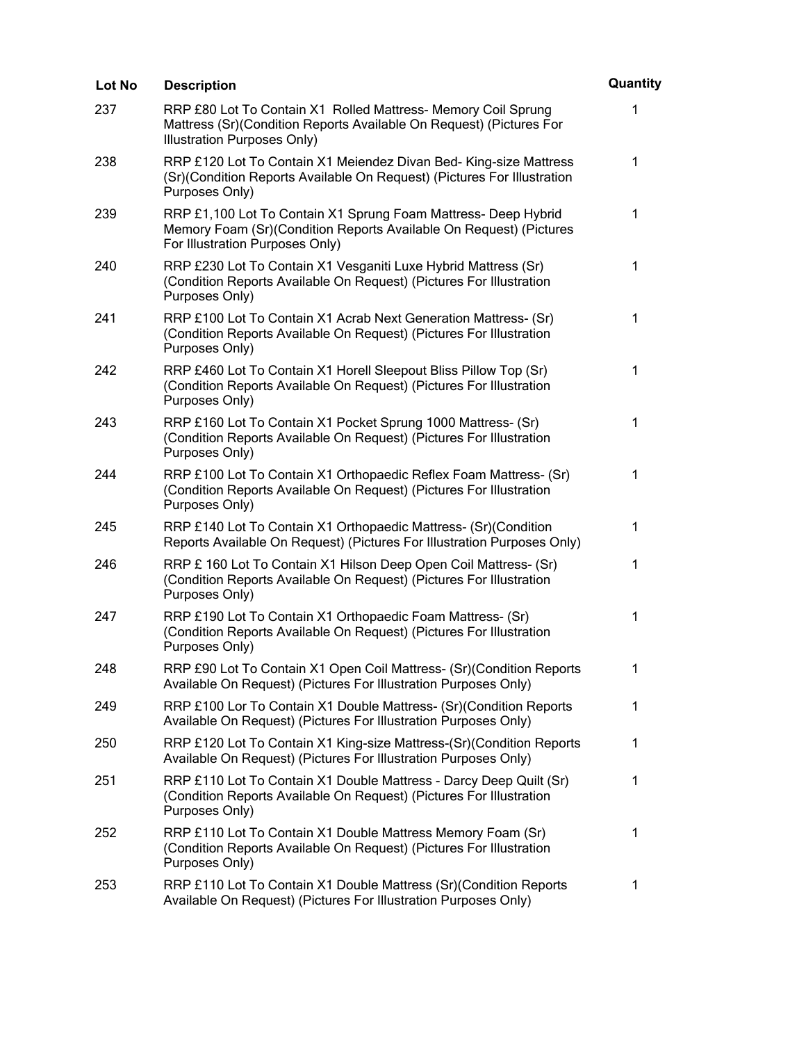| Lot No | Description | Quantity |
| --- | --- | --- |
| 237 | RRP £80 Lot To Contain X1 Rolled Mattress- Memory Coil Sprung Mattress (Sr)(Condition Reports Available On Request) (Pictures For Illustration Purposes Only) | 1 |
| 238 | RRP £120 Lot To Contain X1 Meiendez Divan Bed- King-size Mattress (Sr)(Condition Reports Available On Request) (Pictures For Illustration Purposes Only) | 1 |
| 239 | RRP £1,100 Lot To Contain X1 Sprung Foam Mattress- Deep Hybrid Memory Foam (Sr)(Condition Reports Available On Request) (Pictures For Illustration Purposes Only) | 1 |
| 240 | RRP £230 Lot To Contain X1 Vesganiti Luxe Hybrid Mattress (Sr) (Condition Reports Available On Request) (Pictures For Illustration Purposes Only) | 1 |
| 241 | RRP £100 Lot To Contain X1 Acrab Next Generation Mattress- (Sr) (Condition Reports Available On Request) (Pictures For Illustration Purposes Only) | 1 |
| 242 | RRP £460 Lot To Contain X1 Horell Sleepout Bliss Pillow Top (Sr) (Condition Reports Available On Request) (Pictures For Illustration Purposes Only) | 1 |
| 243 | RRP £160 Lot To Contain X1 Pocket Sprung 1000 Mattress- (Sr) (Condition Reports Available On Request) (Pictures For Illustration Purposes Only) | 1 |
| 244 | RRP £100 Lot To Contain X1 Orthopaedic Reflex Foam Mattress- (Sr) (Condition Reports Available On Request) (Pictures For Illustration Purposes Only) | 1 |
| 245 | RRP £140 Lot To Contain X1 Orthopaedic Mattress- (Sr)(Condition Reports Available On Request) (Pictures For Illustration Purposes Only) | 1 |
| 246 | RRP £ 160 Lot To Contain X1 Hilson Deep Open Coil Mattress- (Sr) (Condition Reports Available On Request) (Pictures For Illustration Purposes Only) | 1 |
| 247 | RRP £190 Lot To Contain X1 Orthopaedic Foam Mattress- (Sr) (Condition Reports Available On Request) (Pictures For Illustration Purposes Only) | 1 |
| 248 | RRP £90 Lot To Contain X1 Open Coil Mattress- (Sr)(Condition Reports Available On Request) (Pictures For Illustration Purposes Only) | 1 |
| 249 | RRP £100 Lor To Contain X1 Double Mattress- (Sr)(Condition Reports Available On Request) (Pictures For Illustration Purposes Only) | 1 |
| 250 | RRP £120 Lot To Contain X1 King-size Mattress-(Sr)(Condition Reports Available On Request) (Pictures For Illustration Purposes Only) | 1 |
| 251 | RRP £110 Lot To Contain X1 Double Mattress - Darcy Deep Quilt (Sr) (Condition Reports Available On Request) (Pictures For Illustration Purposes Only) | 1 |
| 252 | RRP £110 Lot To Contain X1 Double Mattress Memory Foam (Sr) (Condition Reports Available On Request) (Pictures For Illustration Purposes Only) | 1 |
| 253 | RRP £110 Lot To Contain X1 Double Mattress (Sr)(Condition Reports Available On Request) (Pictures For Illustration Purposes Only) | 1 |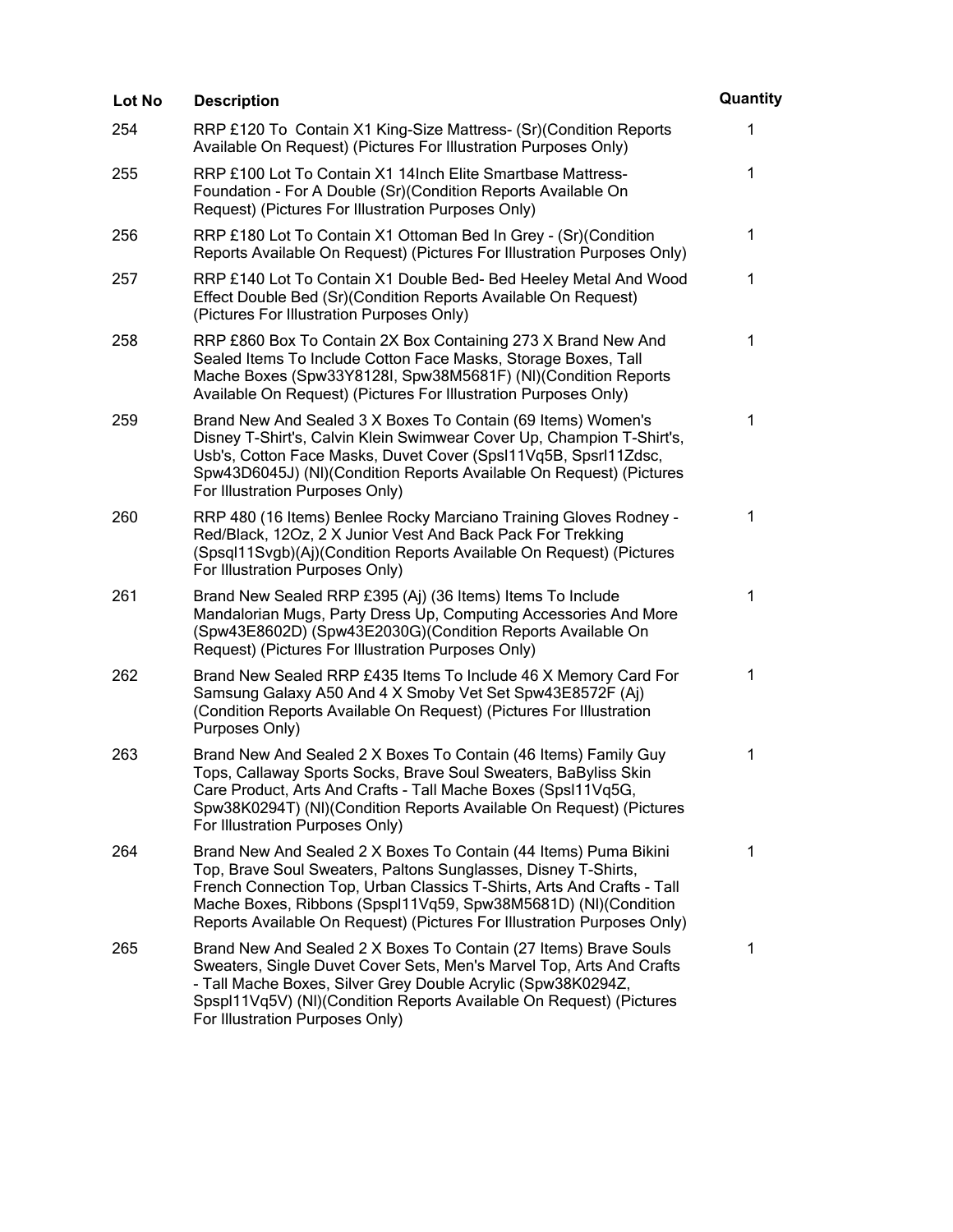| Lot No | Description | Quantity |
| --- | --- | --- |
| 254 | RRP £120 To  Contain X1 King-Size Mattress- (Sr)(Condition Reports Available On Request) (Pictures For Illustration Purposes Only) | 1 |
| 255 | RRP £100 Lot To Contain X1 14Inch Elite Smartbase Mattress-Foundation - For A Double (Sr)(Condition Reports Available On Request) (Pictures For Illustration Purposes Only) | 1 |
| 256 | RRP £180 Lot To Contain X1 Ottoman Bed In Grey - (Sr)(Condition Reports Available On Request) (Pictures For Illustration Purposes Only) | 1 |
| 257 | RRP £140 Lot To Contain X1 Double Bed- Bed Heeley Metal And Wood Effect Double Bed (Sr)(Condition Reports Available On Request) (Pictures For Illustration Purposes Only) | 1 |
| 258 | RRP £860 Box To Contain 2X Box Containing 273 X Brand New And Sealed Items To Include Cotton Face Masks, Storage Boxes, Tall Mache Boxes (Spw33Y8128I, Spw38M5681F) (Nl)(Condition Reports Available On Request) (Pictures For Illustration Purposes Only) | 1 |
| 259 | Brand New And Sealed 3 X Boxes To Contain (69 Items) Women's Disney T-Shirt's, Calvin Klein Swimwear Cover Up, Champion T-Shirt's, Usb's, Cotton Face Masks, Duvet Cover (Spsl11Vq5B, Spsrl11Zdsc, Spw43D6045J) (Nl)(Condition Reports Available On Request) (Pictures For Illustration Purposes Only) | 1 |
| 260 | RRP 480 (16 Items) Benlee Rocky Marciano Training Gloves Rodney - Red/Black, 12Oz, 2 X Junior Vest And Back Pack For Trekking (Spsql11Svgb)(Aj)(Condition Reports Available On Request) (Pictures For Illustration Purposes Only) | 1 |
| 261 | Brand New Sealed RRP £395 (Aj) (36 Items) Items To Include Mandalorian Mugs, Party Dress Up, Computing Accessories And More (Spw43E8602D) (Spw43E2030G)(Condition Reports Available On Request) (Pictures For Illustration Purposes Only) | 1 |
| 262 | Brand New Sealed RRP £435 Items To Include 46 X Memory Card For Samsung Galaxy A50 And 4 X Smoby Vet Set Spw43E8572F (Aj) (Condition Reports Available On Request) (Pictures For Illustration Purposes Only) | 1 |
| 263 | Brand New And Sealed 2 X Boxes To Contain (46 Items) Family Guy Tops, Callaway Sports Socks, Brave Soul Sweaters, BaByliss Skin Care Product, Arts And Crafts - Tall Mache Boxes (Spsl11Vq5G, Spw38K0294T) (Nl)(Condition Reports Available On Request) (Pictures For Illustration Purposes Only) | 1 |
| 264 | Brand New And Sealed 2 X Boxes To Contain (44 Items) Puma Bikini Top, Brave Soul Sweaters, Paltons Sunglasses, Disney T-Shirts, French Connection Top, Urban Classics T-Shirts, Arts And Crafts - Tall Mache Boxes, Ribbons (Spspl11Vq59, Spw38M5681D) (Nl)(Condition Reports Available On Request) (Pictures For Illustration Purposes Only) | 1 |
| 265 | Brand New And Sealed 2 X Boxes To Contain (27 Items) Brave Souls Sweaters, Single Duvet Cover Sets, Men's Marvel Top, Arts And Crafts - Tall Mache Boxes, Silver Grey Double Acrylic (Spw38K0294Z, Spspl11Vq5V) (Nl)(Condition Reports Available On Request) (Pictures For Illustration Purposes Only) | 1 |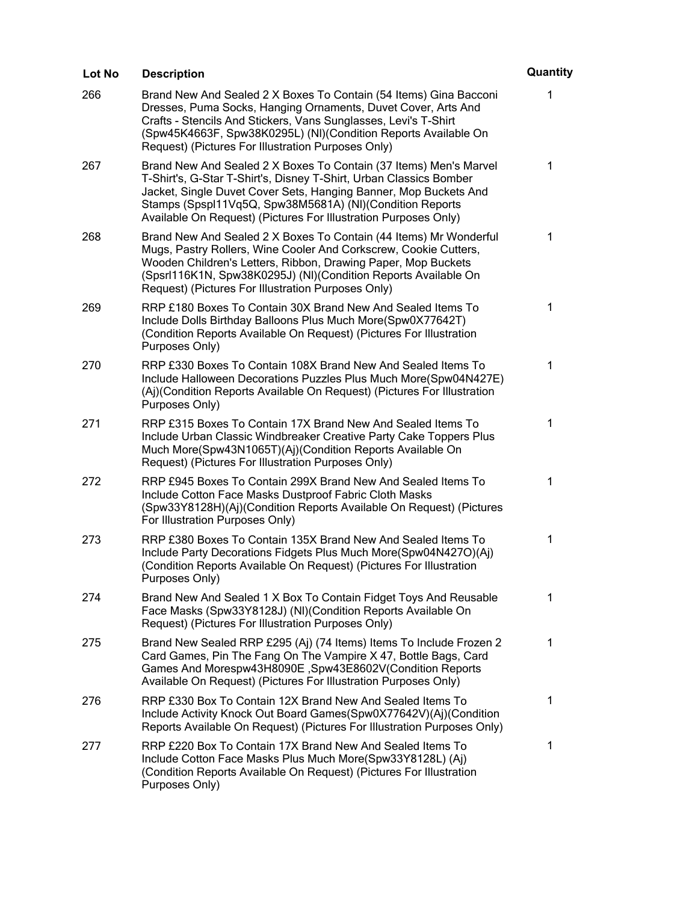| Lot No | Description | Quantity |
| --- | --- | --- |
| 266 | Brand New And Sealed 2 X Boxes To Contain (54 Items) Gina Bacconi Dresses, Puma Socks, Hanging Ornaments, Duvet Cover, Arts And Crafts - Stencils And Stickers, Vans Sunglasses, Levi's T-Shirt (Spw45K4663F, Spw38K0295L) (Nl)(Condition Reports Available On Request) (Pictures For Illustration Purposes Only) | 1 |
| 267 | Brand New And Sealed 2 X Boxes To Contain (37 Items) Men's Marvel T-Shirt's, G-Star T-Shirt's, Disney T-Shirt, Urban Classics Bomber Jacket, Single Duvet Cover Sets, Hanging Banner, Mop Buckets And Stamps (Spspl11Vq5Q, Spw38M5681A) (Nl)(Condition Reports Available On Request) (Pictures For Illustration Purposes Only) | 1 |
| 268 | Brand New And Sealed 2 X Boxes To Contain (44 Items) Mr Wonderful Mugs, Pastry Rollers, Wine Cooler And Corkscrew, Cookie Cutters, Wooden Children's Letters, Ribbon, Drawing Paper, Mop Buckets (Spsrl116K1N, Spw38K0295J) (Nl)(Condition Reports Available On Request) (Pictures For Illustration Purposes Only) | 1 |
| 269 | RRP £180 Boxes To Contain 30X Brand New And Sealed Items To Include Dolls Birthday Balloons Plus Much More(Spw0X77642T) (Condition Reports Available On Request) (Pictures For Illustration Purposes Only) | 1 |
| 270 | RRP £330 Boxes To Contain 108X Brand New And Sealed Items To Include Halloween Decorations Puzzles Plus Much More(Spw04N427E) (Aj)(Condition Reports Available On Request) (Pictures For Illustration Purposes Only) | 1 |
| 271 | RRP £315 Boxes To Contain 17X Brand New And Sealed Items To Include Urban Classic Windbreaker Creative Party Cake Toppers Plus Much More(Spw43N1065T)(Aj)(Condition Reports Available On Request) (Pictures For Illustration Purposes Only) | 1 |
| 272 | RRP £945 Boxes To Contain 299X Brand New And Sealed Items To Include Cotton Face Masks Dustproof Fabric Cloth Masks (Spw33Y8128H)(Aj)(Condition Reports Available On Request) (Pictures For Illustration Purposes Only) | 1 |
| 273 | RRP £380 Boxes To Contain 135X Brand New And Sealed Items To Include Party Decorations Fidgets Plus Much More(Spw04N427O)(Aj) (Condition Reports Available On Request) (Pictures For Illustration Purposes Only) | 1 |
| 274 | Brand New And Sealed 1 X Box To Contain Fidget Toys And Reusable Face Masks (Spw33Y8128J) (Nl)(Condition Reports Available On Request) (Pictures For Illustration Purposes Only) | 1 |
| 275 | Brand New Sealed RRP £295 (Aj) (74 Items) Items To Include Frozen 2 Card Games, Pin The Fang On The Vampire X 47, Bottle Bags, Card Games And Morespw43H8090E ,Spw43E8602V(Condition Reports Available On Request) (Pictures For Illustration Purposes Only) | 1 |
| 276 | RRP £330 Box To Contain 12X Brand New And Sealed Items To Include Activity Knock Out Board Games(Spw0X77642V)(Aj)(Condition Reports Available On Request) (Pictures For Illustration Purposes Only) | 1 |
| 277 | RRP £220 Box To Contain 17X Brand New And Sealed Items To Include Cotton Face Masks Plus Much More(Spw33Y8128L) (Aj) (Condition Reports Available On Request) (Pictures For Illustration Purposes Only) | 1 |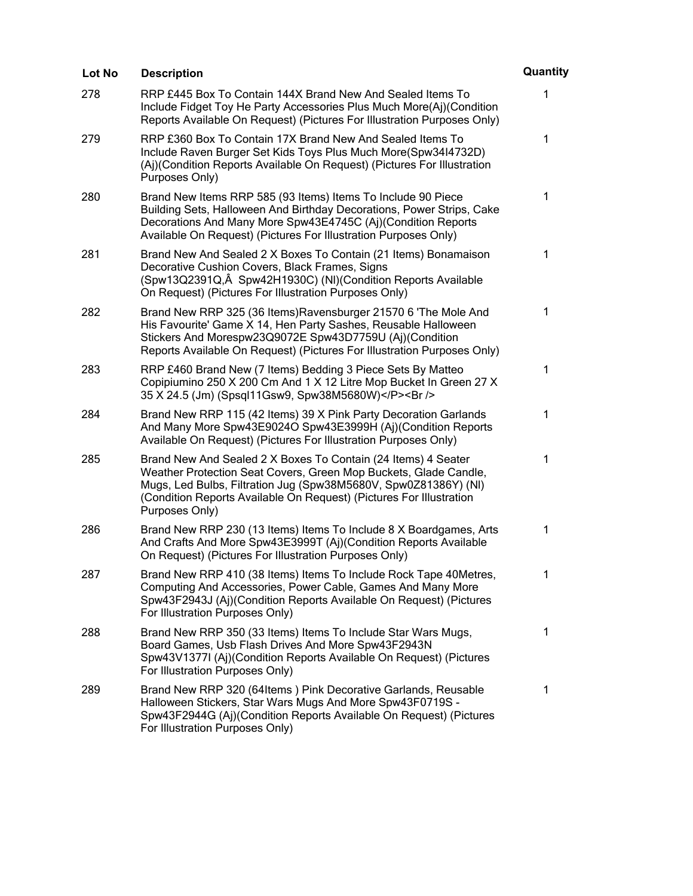| Lot No | Description | Quantity |
|---|---|---|
| 278 | RRP £445 Box To Contain 144X Brand New And Sealed Items To Include Fidget Toy He Party Accessories Plus Much More(Aj)(Condition Reports Available On Request) (Pictures For Illustration Purposes Only) | 1 |
| 279 | RRP £360 Box To Contain 17X Brand New And Sealed Items To Include Raven Burger Set Kids Toys Plus Much More(Spw34I4732D) (Aj)(Condition Reports Available On Request) (Pictures For Illustration Purposes Only) | 1 |
| 280 | Brand New Items RRP 585 (93 Items) Items To Include 90 Piece Building Sets, Halloween And Birthday Decorations, Power Strips, Cake Decorations And Many More Spw43E4745C (Aj)(Condition Reports Available On Request) (Pictures For Illustration Purposes Only) | 1 |
| 281 | Brand New And Sealed 2 X Boxes To Contain (21 Items) Bonamaison Decorative Cushion Covers, Black Frames, Signs (Spw13Q2391Q,Â  Spw42H1930C) (Nl)(Condition Reports Available On Request) (Pictures For Illustration Purposes Only) | 1 |
| 282 | Brand New RRP 325 (36 Items)Ravensburger 21570 6 'The Mole And His Favourite' Game X 14, Hen Party Sashes, Reusable Halloween Stickers And Morespw23Q9072E Spw43D7759U (Aj)(Condition Reports Available On Request) (Pictures For Illustration Purposes Only) | 1 |
| 283 | RRP £460 Brand New (7 Items) Bedding 3 Piece Sets By Matteo Copipiumino 250 X 200 Cm And 1 X 12 Litre Mop Bucket In Green 27 X 35 X 24.5 (Jm) (Spsql11Gsw9, Spw38M5680W)</P><Br /> | 1 |
| 284 | Brand New RRP 115 (42 Items) 39 X Pink Party Decoration Garlands And Many More Spw43E9024O Spw43E3999H (Aj)(Condition Reports Available On Request) (Pictures For Illustration Purposes Only) | 1 |
| 285 | Brand New And Sealed 2 X Boxes To Contain (24 Items) 4 Seater Weather Protection Seat Covers, Green Mop Buckets, Glade Candle, Mugs, Led Bulbs, Filtration Jug (Spw38M5680V, Spw0Z81386Y) (Nl) (Condition Reports Available On Request) (Pictures For Illustration Purposes Only) | 1 |
| 286 | Brand New RRP 230 (13 Items) Items To Include 8 X Boardgames, Arts And Crafts And More Spw43E3999T (Aj)(Condition Reports Available On Request) (Pictures For Illustration Purposes Only) | 1 |
| 287 | Brand New RRP 410 (38 Items) Items To Include Rock Tape 40Metres, Computing And Accessories, Power Cable, Games And Many More Spw43F2943J (Aj)(Condition Reports Available On Request) (Pictures For Illustration Purposes Only) | 1 |
| 288 | Brand New RRP 350 (33 Items) Items To Include Star Wars Mugs, Board Games, Usb Flash Drives And More Spw43F2943N Spw43V1377I (Aj)(Condition Reports Available On Request) (Pictures For Illustration Purposes Only) | 1 |
| 289 | Brand New RRP 320 (64Items ) Pink Decorative Garlands, Reusable Halloween Stickers, Star Wars Mugs And More Spw43F0719S - Spw43F2944G (Aj)(Condition Reports Available On Request) (Pictures For Illustration Purposes Only) | 1 |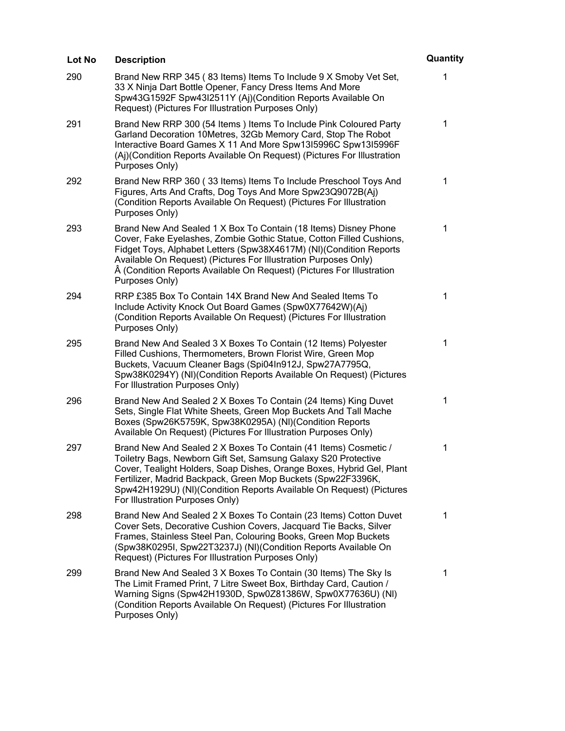| Lot No | Description | Quantity |
| --- | --- | --- |
| 290 | Brand New RRP 345 ( 83 Items) Items To Include 9 X Smoby Vet Set, 33 X Ninja Dart Bottle Opener, Fancy Dress Items And More Spw43G1592F Spw43I2511Y (Aj)(Condition Reports Available On Request) (Pictures For Illustration Purposes Only) | 1 |
| 291 | Brand New RRP 300 (54 Items ) Items To Include Pink Coloured Party Garland Decoration 10Metres, 32Gb Memory Card, Stop The Robot Interactive Board Games X 11 And More Spw13I5996C Spw13I5996F (Aj)(Condition Reports Available On Request) (Pictures For Illustration Purposes Only) | 1 |
| 292 | Brand New RRP 360 ( 33 Items) Items To Include Preschool Toys And Figures, Arts And Crafts, Dog Toys And More Spw23Q9072B(Aj) (Condition Reports Available On Request) (Pictures For Illustration Purposes Only) | 1 |
| 293 | Brand New And Sealed 1 X Box To Contain (18 Items) Disney Phone Cover, Fake Eyelashes, Zombie Gothic Statue, Cotton Filled Cushions, Fidget Toys, Alphabet Letters (Spw38X4617M) (Nl)(Condition Reports Available On Request) (Pictures For Illustration Purposes Only) Â (Condition Reports Available On Request) (Pictures For Illustration Purposes Only) | 1 |
| 294 | RRP £385 Box To Contain 14X Brand New And Sealed Items To Include Activity Knock Out Board Games (Spw0X77642W)(Aj) (Condition Reports Available On Request) (Pictures For Illustration Purposes Only) | 1 |
| 295 | Brand New And Sealed 3 X Boxes To Contain (12 Items) Polyester Filled Cushions, Thermometers, Brown Florist Wire, Green Mop Buckets, Vacuum Cleaner Bags (Spi04In912J, Spw27A7795Q, Spw38K0294Y) (Nl)(Condition Reports Available On Request) (Pictures For Illustration Purposes Only) | 1 |
| 296 | Brand New And Sealed 2 X Boxes To Contain (24 Items) King Duvet Sets, Single Flat White Sheets, Green Mop Buckets And Tall Mache Boxes (Spw26K5759K, Spw38K0295A) (Nl)(Condition Reports Available On Request) (Pictures For Illustration Purposes Only) | 1 |
| 297 | Brand New And Sealed 2 X Boxes To Contain (41 Items) Cosmetic / Toiletry Bags, Newborn Gift Set, Samsung Galaxy S20 Protective Cover, Tealight Holders, Soap Dishes, Orange Boxes, Hybrid Gel, Plant Fertilizer, Madrid Backpack, Green Mop Buckets (Spw22F3396K, Spw42H1929U) (Nl)(Condition Reports Available On Request) (Pictures For Illustration Purposes Only) | 1 |
| 298 | Brand New And Sealed 2 X Boxes To Contain (23 Items) Cotton Duvet Cover Sets, Decorative Cushion Covers, Jacquard Tie Backs, Silver Frames, Stainless Steel Pan, Colouring Books, Green Mop Buckets (Spw38K0295I, Spw22T3237J) (Nl)(Condition Reports Available On Request) (Pictures For Illustration Purposes Only) | 1 |
| 299 | Brand New And Sealed 3 X Boxes To Contain (30 Items) The Sky Is The Limit Framed Print, 7 Litre Sweet Box, Birthday Card, Caution / Warning Signs (Spw42H1930D, Spw0Z81386W, Spw0X77636U) (Nl) (Condition Reports Available On Request) (Pictures For Illustration Purposes Only) | 1 |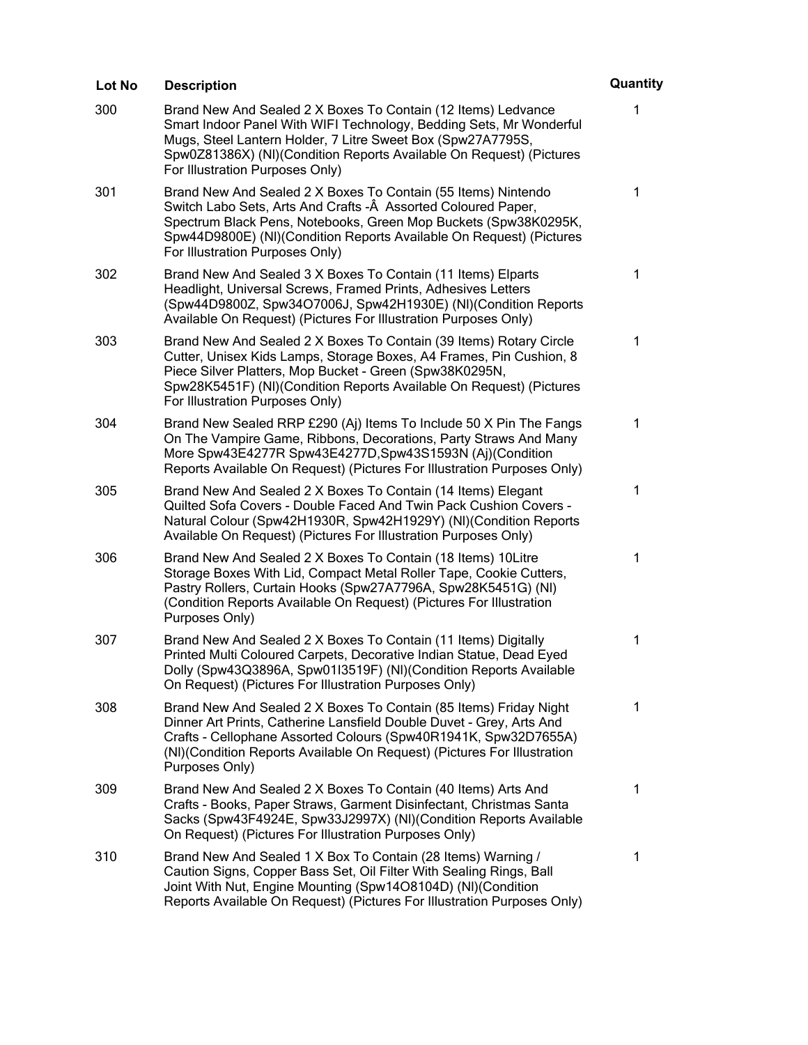| Lot No | Description | Quantity |
| --- | --- | --- |
| 300 | Brand New And Sealed 2 X Boxes To Contain (12 Items) Ledvance Smart Indoor Panel With WIFI Technology, Bedding Sets, Mr Wonderful Mugs, Steel Lantern Holder, 7 Litre Sweet Box (Spw27A7795S, Spw0Z81386X) (Nl)(Condition Reports Available On Request) (Pictures For Illustration Purposes Only) | 1 |
| 301 | Brand New And Sealed 2 X Boxes To Contain (55 Items) Nintendo Switch Labo Sets, Arts And Crafts -Â  Assorted Coloured Paper, Spectrum Black Pens, Notebooks, Green Mop Buckets (Spw38K0295K, Spw44D9800E) (Nl)(Condition Reports Available On Request) (Pictures For Illustration Purposes Only) | 1 |
| 302 | Brand New And Sealed 3 X Boxes To Contain (11 Items) Elparts Headlight, Universal Screws, Framed Prints, Adhesives Letters (Spw44D9800Z, Spw34O7006J, Spw42H1930E) (Nl)(Condition Reports Available On Request) (Pictures For Illustration Purposes Only) | 1 |
| 303 | Brand New And Sealed 2 X Boxes To Contain (39 Items) Rotary Circle Cutter, Unisex Kids Lamps, Storage Boxes, A4 Frames, Pin Cushion, 8 Piece Silver Platters, Mop Bucket - Green (Spw38K0295N, Spw28K5451F) (Nl)(Condition Reports Available On Request) (Pictures For Illustration Purposes Only) | 1 |
| 304 | Brand New Sealed RRP £290 (Aj) Items To Include 50 X Pin The Fangs On The Vampire Game, Ribbons, Decorations, Party Straws And Many More Spw43E4277R Spw43E4277D,Spw43S1593N (Aj)(Condition Reports Available On Request) (Pictures For Illustration Purposes Only) | 1 |
| 305 | Brand New And Sealed 2 X Boxes To Contain (14 Items) Elegant Quilted Sofa Covers - Double Faced And Twin Pack Cushion Covers - Natural Colour (Spw42H1930R, Spw42H1929Y) (Nl)(Condition Reports Available On Request) (Pictures For Illustration Purposes Only) | 1 |
| 306 | Brand New And Sealed 2 X Boxes To Contain (18 Items) 10Litre Storage Boxes With Lid, Compact Metal Roller Tape, Cookie Cutters, Pastry Rollers, Curtain Hooks (Spw27A7796A, Spw28K5451G) (Nl) (Condition Reports Available On Request) (Pictures For Illustration Purposes Only) | 1 |
| 307 | Brand New And Sealed 2 X Boxes To Contain (11 Items) Digitally Printed Multi Coloured Carpets, Decorative Indian Statue, Dead Eyed Dolly (Spw43Q3896A, Spw01I3519F) (Nl)(Condition Reports Available On Request) (Pictures For Illustration Purposes Only) | 1 |
| 308 | Brand New And Sealed 2 X Boxes To Contain (85 Items) Friday Night Dinner Art Prints, Catherine Lansfield Double Duvet - Grey, Arts And Crafts - Cellophane Assorted Colours (Spw40R1941K, Spw32D7655A) (Nl)(Condition Reports Available On Request) (Pictures For Illustration Purposes Only) | 1 |
| 309 | Brand New And Sealed 2 X Boxes To Contain (40 Items) Arts And Crafts - Books, Paper Straws, Garment Disinfectant, Christmas Santa Sacks (Spw43F4924E, Spw33J2997X) (Nl)(Condition Reports Available On Request) (Pictures For Illustration Purposes Only) | 1 |
| 310 | Brand New And Sealed 1 X Box To Contain (28 Items) Warning / Caution Signs, Copper Bass Set, Oil Filter With Sealing Rings, Ball Joint With Nut, Engine Mounting (Spw14O8104D) (Nl)(Condition Reports Available On Request) (Pictures For Illustration Purposes Only) | 1 |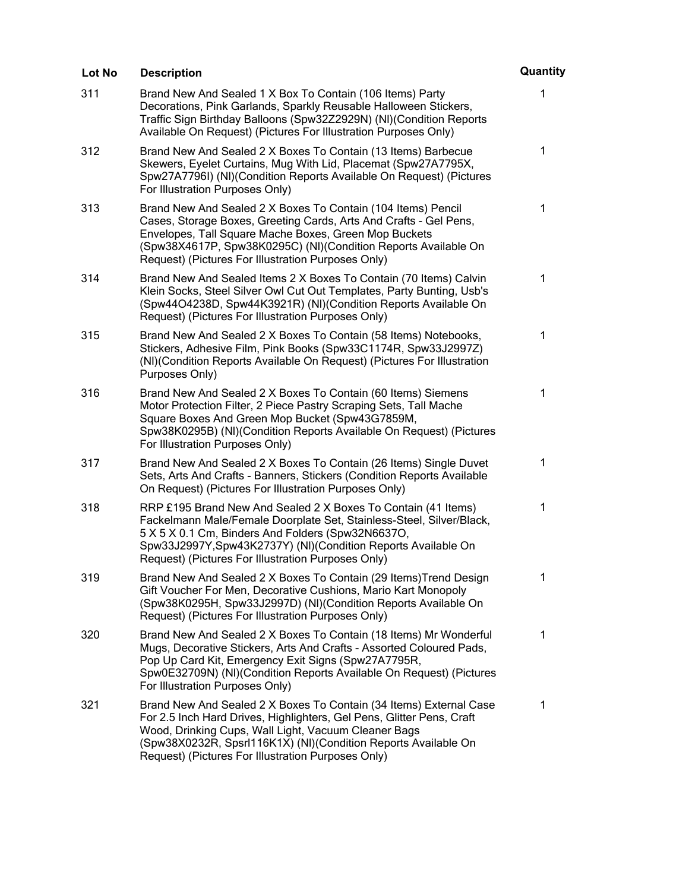| Lot No | Description | Quantity |
|---|---|---|
| 311 | Brand New And Sealed 1 X Box To Contain (106 Items) Party Decorations, Pink Garlands, Sparkly Reusable Halloween Stickers, Traffic Sign Birthday Balloons (Spw32Z2929N) (Nl)(Condition Reports Available On Request) (Pictures For Illustration Purposes Only) | 1 |
| 312 | Brand New And Sealed 2 X Boxes To Contain (13 Items) Barbecue Skewers, Eyelet Curtains, Mug With Lid, Placemat (Spw27A7795X, Spw27A7796I) (Nl)(Condition Reports Available On Request) (Pictures For Illustration Purposes Only) | 1 |
| 313 | Brand New And Sealed 2 X Boxes To Contain (104 Items) Pencil Cases, Storage Boxes, Greeting Cards, Arts And Crafts - Gel Pens, Envelopes, Tall Square Mache Boxes, Green Mop Buckets (Spw38X4617P, Spw38K0295C) (Nl)(Condition Reports Available On Request) (Pictures For Illustration Purposes Only) | 1 |
| 314 | Brand New And Sealed Items 2 X Boxes To Contain (70 Items) Calvin Klein Socks, Steel Silver Owl Cut Out Templates, Party Bunting, Usb's (Spw44O4238D, Spw44K3921R) (Nl)(Condition Reports Available On Request) (Pictures For Illustration Purposes Only) | 1 |
| 315 | Brand New And Sealed 2 X Boxes To Contain (58 Items) Notebooks, Stickers, Adhesive Film, Pink Books (Spw33C1174R, Spw33J2997Z) (Nl)(Condition Reports Available On Request) (Pictures For Illustration Purposes Only) | 1 |
| 316 | Brand New And Sealed 2 X Boxes To Contain (60 Items) Siemens Motor Protection Filter, 2 Piece Pastry Scraping Sets, Tall Mache Square Boxes And Green Mop Bucket (Spw43G7859M, Spw38K0295B) (Nl)(Condition Reports Available On Request) (Pictures For Illustration Purposes Only) | 1 |
| 317 | Brand New And Sealed 2 X Boxes To Contain (26 Items) Single Duvet Sets, Arts And Crafts - Banners, Stickers (Condition Reports Available On Request) (Pictures For Illustration Purposes Only) | 1 |
| 318 | RRP £195 Brand New And Sealed 2 X Boxes To Contain (41 Items) Fackelmann Male/Female Doorplate Set, Stainless-Steel, Silver/Black, 5 X 5 X 0.1 Cm, Binders And Folders (Spw32N6637O, Spw33J2997Y,Spw43K2737Y) (Nl)(Condition Reports Available On Request) (Pictures For Illustration Purposes Only) | 1 |
| 319 | Brand New And Sealed 2 X Boxes To Contain (29 Items)Trend Design Gift Voucher For Men, Decorative Cushions, Mario Kart Monopoly (Spw38K0295H, Spw33J2997D) (Nl)(Condition Reports Available On Request) (Pictures For Illustration Purposes Only) | 1 |
| 320 | Brand New And Sealed 2 X Boxes To Contain (18 Items) Mr Wonderful Mugs, Decorative Stickers, Arts And Crafts - Assorted Coloured Pads, Pop Up Card Kit, Emergency Exit Signs (Spw27A7795R, Spw0E32709N) (Nl)(Condition Reports Available On Request) (Pictures For Illustration Purposes Only) | 1 |
| 321 | Brand New And Sealed 2 X Boxes To Contain (34 Items) External Case For 2.5 Inch Hard Drives, Highlighters, Gel Pens, Glitter Pens, Craft Wood, Drinking Cups, Wall Light, Vacuum Cleaner Bags (Spw38X0232R, Spsrl116K1X) (Nl)(Condition Reports Available On Request) (Pictures For Illustration Purposes Only) | 1 |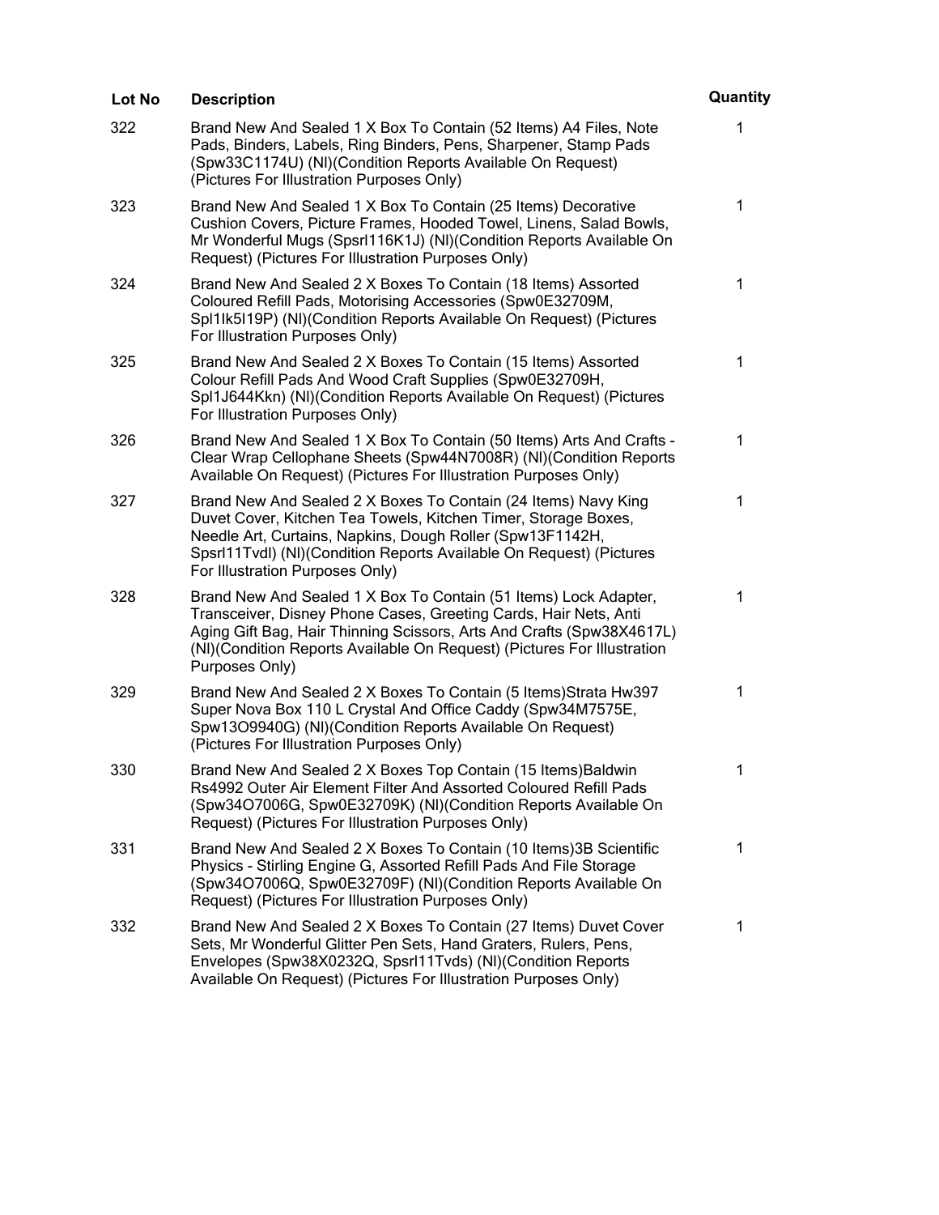| Lot No | Description | Quantity |
|---|---|---|
| 322 | Brand New And Sealed 1 X Box To Contain (52 Items) A4 Files, Note Pads, Binders, Labels, Ring Binders, Pens, Sharpener, Stamp Pads (Spw33C1174U) (Nl)(Condition Reports Available On Request) (Pictures For Illustration Purposes Only) | 1 |
| 323 | Brand New And Sealed 1 X Box To Contain (25 Items) Decorative Cushion Covers, Picture Frames, Hooded Towel, Linens, Salad Bowls, Mr Wonderful Mugs (Spsrl116K1J) (Nl)(Condition Reports Available On Request) (Pictures For Illustration Purposes Only) | 1 |
| 324 | Brand New And Sealed 2 X Boxes To Contain (18 Items) Assorted Coloured Refill Pads, Motorising Accessories (Spw0E32709M, Spl1Ik5l19P) (Nl)(Condition Reports Available On Request) (Pictures For Illustration Purposes Only) | 1 |
| 325 | Brand New And Sealed 2 X Boxes To Contain (15 Items) Assorted Colour Refill Pads And Wood Craft Supplies (Spw0E32709H, Spl1J644Kkn) (Nl)(Condition Reports Available On Request) (Pictures For Illustration Purposes Only) | 1 |
| 326 | Brand New And Sealed 1 X Box To Contain (50 Items) Arts And Crafts - Clear Wrap Cellophane Sheets (Spw44N7008R) (Nl)(Condition Reports Available On Request) (Pictures For Illustration Purposes Only) | 1 |
| 327 | Brand New And Sealed 2 X Boxes To Contain (24 Items) Navy King Duvet Cover, Kitchen Tea Towels, Kitchen Timer, Storage Boxes, Needle Art, Curtains, Napkins, Dough Roller (Spw13F1142H, Spsrl11Tvdl) (Nl)(Condition Reports Available On Request) (Pictures For Illustration Purposes Only) | 1 |
| 328 | Brand New And Sealed 1 X Box To Contain (51 Items) Lock Adapter, Transceiver, Disney Phone Cases, Greeting Cards, Hair Nets, Anti Aging Gift Bag, Hair Thinning Scissors, Arts And Crafts (Spw38X4617L) (Nl)(Condition Reports Available On Request) (Pictures For Illustration Purposes Only) | 1 |
| 329 | Brand New And Sealed 2 X Boxes To Contain (5 Items)Strata Hw397 Super Nova Box 110 L Crystal And Office Caddy (Spw34M7575E, Spw13O9940G) (Nl)(Condition Reports Available On Request) (Pictures For Illustration Purposes Only) | 1 |
| 330 | Brand New And Sealed 2 X Boxes Top Contain (15 Items)Baldwin Rs4992 Outer Air Element Filter And Assorted Coloured Refill Pads (Spw34O7006G, Spw0E32709K) (Nl)(Condition Reports Available On Request) (Pictures For Illustration Purposes Only) | 1 |
| 331 | Brand New And Sealed 2 X Boxes To Contain (10 Items)3B Scientific Physics - Stirling Engine G, Assorted Refill Pads And File Storage (Spw34O7006Q, Spw0E32709F) (Nl)(Condition Reports Available On Request) (Pictures For Illustration Purposes Only) | 1 |
| 332 | Brand New And Sealed 2 X Boxes To Contain (27 Items) Duvet Cover Sets, Mr Wonderful Glitter Pen Sets, Hand Graters, Rulers, Pens, Envelopes (Spw38X0232Q, Spsrl11Tvds) (Nl)(Condition Reports Available On Request) (Pictures For Illustration Purposes Only) | 1 |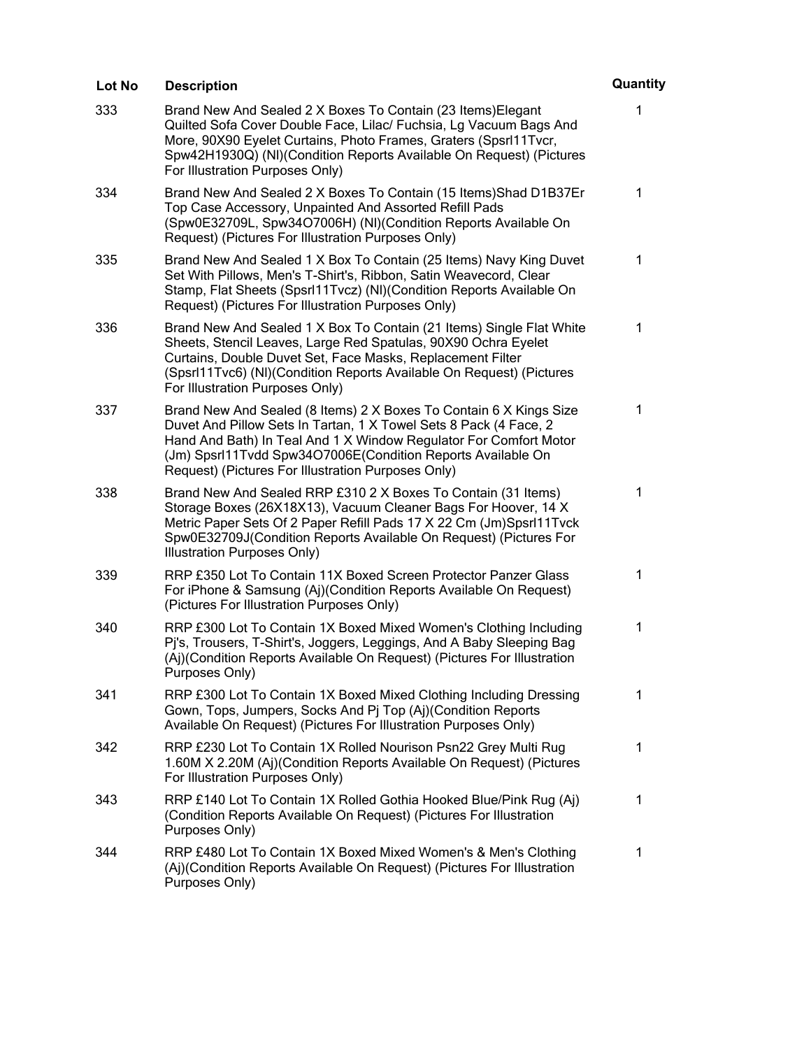| Lot No | Description | Quantity |
| --- | --- | --- |
| 333 | Brand New And Sealed 2 X Boxes To Contain (23 Items)Elegant Quilted Sofa Cover Double Face, Lilac/ Fuchsia, Lg Vacuum Bags And More, 90X90 Eyelet Curtains, Photo Frames, Graters (Spsrl11Tvcr, Spw42H1930Q) (Nl)(Condition Reports Available On Request) (Pictures For Illustration Purposes Only) | 1 |
| 334 | Brand New And Sealed 2 X Boxes To Contain (15 Items)Shad D1B37Er Top Case Accessory, Unpainted And Assorted Refill Pads (Spw0E32709L, Spw34O7006H) (Nl)(Condition Reports Available On Request) (Pictures For Illustration Purposes Only) | 1 |
| 335 | Brand New And Sealed 1 X Box To Contain (25 Items) Navy King Duvet Set With Pillows, Men's T-Shirt's, Ribbon, Satin Weavecord, Clear Stamp, Flat Sheets (Spsrl11Tvcz) (Nl)(Condition Reports Available On Request) (Pictures For Illustration Purposes Only) | 1 |
| 336 | Brand New And Sealed 1 X Box To Contain (21 Items) Single Flat White Sheets, Stencil Leaves, Large Red Spatulas, 90X90 Ochra Eyelet Curtains, Double Duvet Set, Face Masks, Replacement Filter (Spsrl11Tvc6) (Nl)(Condition Reports Available On Request) (Pictures For Illustration Purposes Only) | 1 |
| 337 | Brand New And Sealed (8 Items) 2 X Boxes To Contain 6 X Kings Size Duvet And Pillow Sets In Tartan, 1 X Towel Sets 8 Pack (4 Face, 2 Hand And Bath) In Teal And 1 X Window Regulator For Comfort Motor (Jm) Spsrl11Tvdd Spw34O7006E(Condition Reports Available On Request) (Pictures For Illustration Purposes Only) | 1 |
| 338 | Brand New And Sealed RRP £310 2 X Boxes To Contain (31 Items) Storage Boxes (26X18X13), Vacuum Cleaner Bags For Hoover, 14 X Metric Paper Sets Of 2 Paper Refill Pads 17 X 22 Cm (Jm)Spsrl11Tvck Spw0E32709J(Condition Reports Available On Request) (Pictures For Illustration Purposes Only) | 1 |
| 339 | RRP £350 Lot To Contain 11X Boxed Screen Protector Panzer Glass For iPhone & Samsung (Aj)(Condition Reports Available On Request) (Pictures For Illustration Purposes Only) | 1 |
| 340 | RRP £300 Lot To Contain 1X Boxed Mixed Women's Clothing Including Pj's, Trousers, T-Shirt's, Joggers, Leggings, And A Baby Sleeping Bag (Aj)(Condition Reports Available On Request) (Pictures For Illustration Purposes Only) | 1 |
| 341 | RRP £300 Lot To Contain 1X Boxed Mixed Clothing Including Dressing Gown, Tops, Jumpers, Socks And Pj Top (Aj)(Condition Reports Available On Request) (Pictures For Illustration Purposes Only) | 1 |
| 342 | RRP £230 Lot To Contain 1X Rolled Nourison Psn22 Grey Multi Rug 1.60M X 2.20M (Aj)(Condition Reports Available On Request) (Pictures For Illustration Purposes Only) | 1 |
| 343 | RRP £140 Lot To Contain 1X Rolled Gothia Hooked Blue/Pink Rug (Aj) (Condition Reports Available On Request) (Pictures For Illustration Purposes Only) | 1 |
| 344 | RRP £480 Lot To Contain 1X Boxed Mixed Women's & Men's Clothing (Aj)(Condition Reports Available On Request) (Pictures For Illustration Purposes Only) | 1 |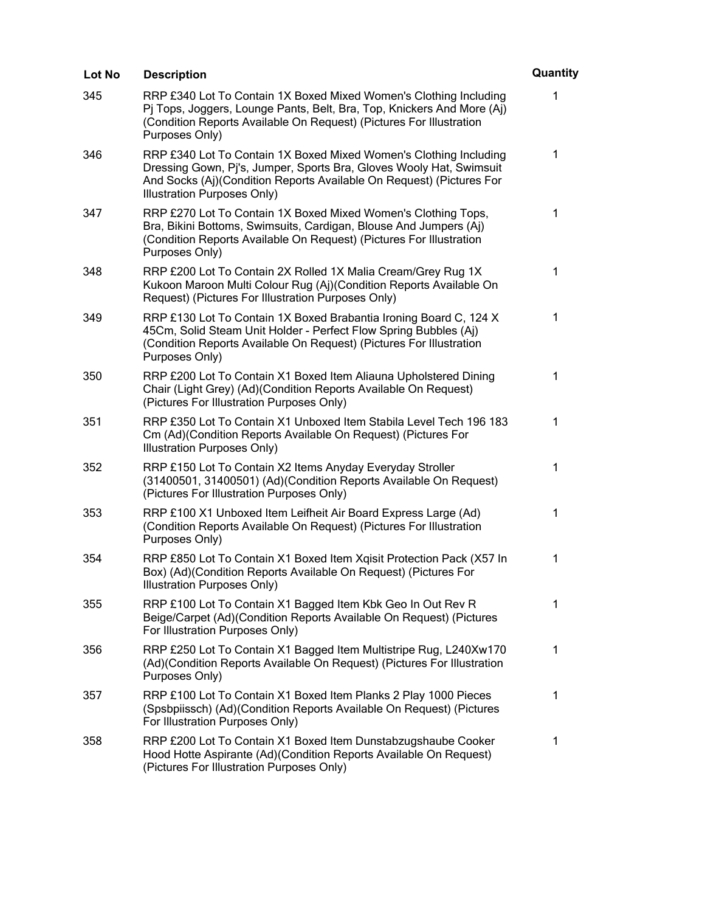| Lot No | Description | Quantity |
|---|---|---|
| 345 | RRP £340 Lot To Contain 1X Boxed Mixed Women's Clothing Including Pj Tops, Joggers, Lounge Pants, Belt, Bra, Top, Knickers And More (Aj) (Condition Reports Available On Request) (Pictures For Illustration Purposes Only) | 1 |
| 346 | RRP £340 Lot To Contain 1X Boxed Mixed Women's Clothing Including Dressing Gown, Pj's, Jumper, Sports Bra, Gloves Wooly Hat, Swimsuit And Socks (Aj)(Condition Reports Available On Request) (Pictures For Illustration Purposes Only) | 1 |
| 347 | RRP £270 Lot To Contain 1X Boxed Mixed Women's Clothing Tops, Bra, Bikini Bottoms, Swimsuits, Cardigan, Blouse And Jumpers (Aj) (Condition Reports Available On Request) (Pictures For Illustration Purposes Only) | 1 |
| 348 | RRP £200 Lot To Contain 2X Rolled 1X Malia Cream/Grey Rug 1X Kukoon Maroon Multi Colour Rug (Aj)(Condition Reports Available On Request) (Pictures For Illustration Purposes Only) | 1 |
| 349 | RRP £130 Lot To Contain 1X Boxed Brabantia Ironing Board C, 124 X 45Cm, Solid Steam Unit Holder - Perfect Flow Spring Bubbles (Aj) (Condition Reports Available On Request) (Pictures For Illustration Purposes Only) | 1 |
| 350 | RRP £200 Lot To Contain X1 Boxed Item Aliauna Upholstered Dining Chair (Light Grey) (Ad)(Condition Reports Available On Request) (Pictures For Illustration Purposes Only) | 1 |
| 351 | RRP £350 Lot To Contain X1 Unboxed Item Stabila Level Tech 196 183 Cm (Ad)(Condition Reports Available On Request) (Pictures For Illustration Purposes Only) | 1 |
| 352 | RRP £150 Lot To Contain X2 Items Anyday Everyday Stroller (31400501, 31400501) (Ad)(Condition Reports Available On Request) (Pictures For Illustration Purposes Only) | 1 |
| 353 | RRP £100 X1 Unboxed Item Leifheit Air Board Express Large (Ad) (Condition Reports Available On Request) (Pictures For Illustration Purposes Only) | 1 |
| 354 | RRP £850 Lot To Contain X1 Boxed Item Xqisit Protection Pack (X57 In Box) (Ad)(Condition Reports Available On Request) (Pictures For Illustration Purposes Only) | 1 |
| 355 | RRP £100 Lot To Contain X1 Bagged Item Kbk Geo In Out Rev R Beige/Carpet (Ad)(Condition Reports Available On Request) (Pictures For Illustration Purposes Only) | 1 |
| 356 | RRP £250 Lot To Contain X1 Bagged Item Multistripe Rug, L240Xw170 (Ad)(Condition Reports Available On Request) (Pictures For Illustration Purposes Only) | 1 |
| 357 | RRP £100 Lot To Contain X1 Boxed Item Planks 2 Play 1000 Pieces (Spsbpiissch) (Ad)(Condition Reports Available On Request) (Pictures For Illustration Purposes Only) | 1 |
| 358 | RRP £200 Lot To Contain X1 Boxed Item Dunstabzugshaube Cooker Hood Hotte Aspirante (Ad)(Condition Reports Available On Request) (Pictures For Illustration Purposes Only) | 1 |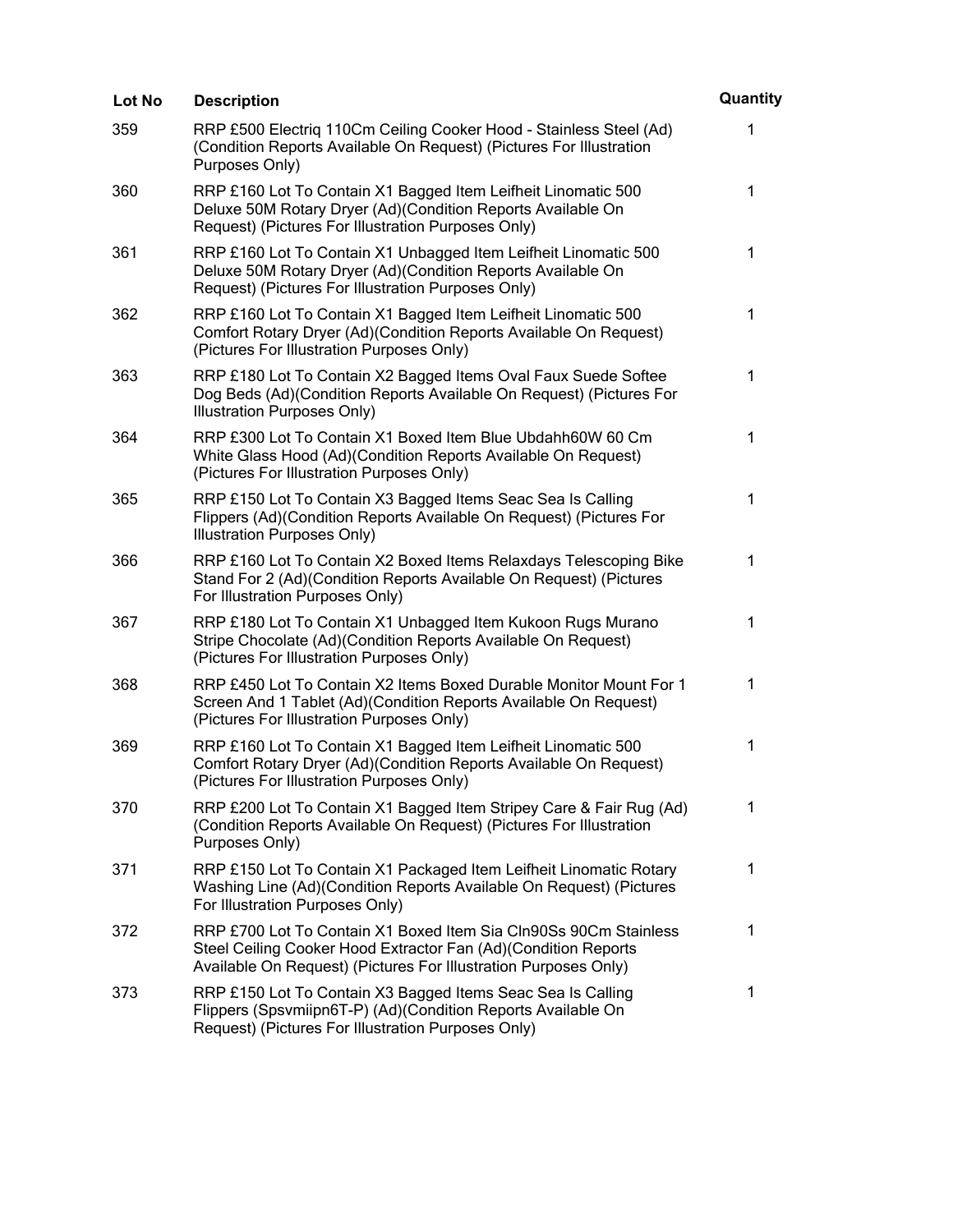| Lot No | Description | Quantity |
| --- | --- | --- |
| 359 | RRP £500 Electriq 110Cm Ceiling Cooker Hood - Stainless Steel (Ad) (Condition Reports Available On Request) (Pictures For Illustration Purposes Only) | 1 |
| 360 | RRP £160 Lot To Contain X1 Bagged Item Leifheit Linomatic 500 Deluxe 50M Rotary Dryer (Ad)(Condition Reports Available On Request) (Pictures For Illustration Purposes Only) | 1 |
| 361 | RRP £160 Lot To Contain X1 Unbagged Item Leifheit Linomatic 500 Deluxe 50M Rotary Dryer (Ad)(Condition Reports Available On Request) (Pictures For Illustration Purposes Only) | 1 |
| 362 | RRP £160 Lot To Contain X1 Bagged Item Leifheit Linomatic 500 Comfort Rotary Dryer (Ad)(Condition Reports Available On Request) (Pictures For Illustration Purposes Only) | 1 |
| 363 | RRP £180 Lot To Contain X2 Bagged Items Oval Faux Suede Softee Dog Beds (Ad)(Condition Reports Available On Request) (Pictures For Illustration Purposes Only) | 1 |
| 364 | RRP £300 Lot To Contain X1 Boxed Item Blue Ubdahh60W 60 Cm White Glass Hood (Ad)(Condition Reports Available On Request) (Pictures For Illustration Purposes Only) | 1 |
| 365 | RRP £150 Lot To Contain X3 Bagged Items Seac Sea Is Calling Flippers (Ad)(Condition Reports Available On Request) (Pictures For Illustration Purposes Only) | 1 |
| 366 | RRP £160 Lot To Contain X2 Boxed Items Relaxdays Telescoping Bike Stand For 2 (Ad)(Condition Reports Available On Request) (Pictures For Illustration Purposes Only) | 1 |
| 367 | RRP £180 Lot To Contain X1 Unbagged Item Kukoon Rugs Murano Stripe Chocolate (Ad)(Condition Reports Available On Request) (Pictures For Illustration Purposes Only) | 1 |
| 368 | RRP £450 Lot To Contain X2 Items Boxed Durable Monitor Mount For 1 Screen And 1 Tablet (Ad)(Condition Reports Available On Request) (Pictures For Illustration Purposes Only) | 1 |
| 369 | RRP £160 Lot To Contain X1 Bagged Item Leifheit Linomatic 500 Comfort Rotary Dryer (Ad)(Condition Reports Available On Request) (Pictures For Illustration Purposes Only) | 1 |
| 370 | RRP £200 Lot To Contain X1 Bagged Item Stripey Care & Fair Rug (Ad) (Condition Reports Available On Request) (Pictures For Illustration Purposes Only) | 1 |
| 371 | RRP £150 Lot To Contain X1 Packaged Item Leifheit Linomatic Rotary Washing Line (Ad)(Condition Reports Available On Request) (Pictures For Illustration Purposes Only) | 1 |
| 372 | RRP £700 Lot To Contain X1 Boxed Item Sia Cln90Ss 90Cm Stainless Steel Ceiling Cooker Hood Extractor Fan (Ad)(Condition Reports Available On Request) (Pictures For Illustration Purposes Only) | 1 |
| 373 | RRP £150 Lot To Contain X3 Bagged Items Seac Sea Is Calling Flippers (Spsvmiipn6T-P) (Ad)(Condition Reports Available On Request) (Pictures For Illustration Purposes Only) | 1 |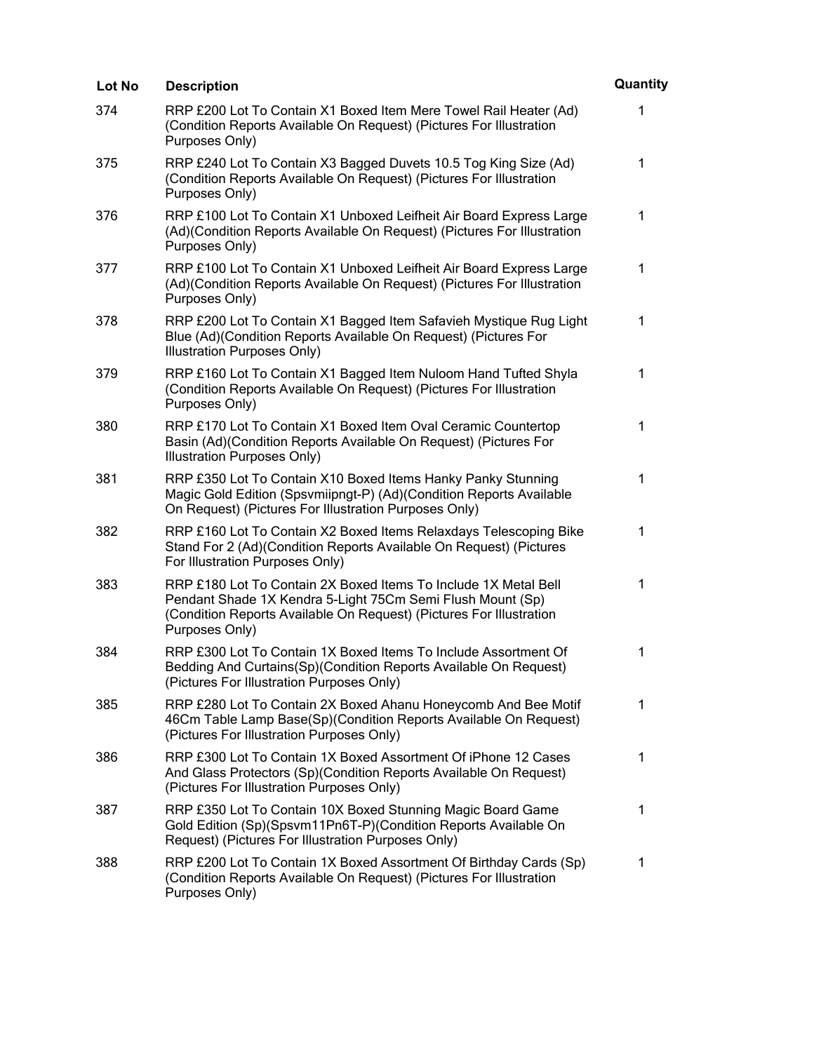| Lot No | Description | Quantity |
| --- | --- | --- |
| 374 | RRP £200 Lot To Contain X1 Boxed Item Mere Towel Rail Heater (Ad) (Condition Reports Available On Request) (Pictures For Illustration Purposes Only) | 1 |
| 375 | RRP £240 Lot To Contain X3 Bagged Duvets 10.5 Tog King Size (Ad) (Condition Reports Available On Request) (Pictures For Illustration Purposes Only) | 1 |
| 376 | RRP £100 Lot To Contain X1 Unboxed Leifheit Air Board Express Large (Ad)(Condition Reports Available On Request) (Pictures For Illustration Purposes Only) | 1 |
| 377 | RRP £100 Lot To Contain X1 Unboxed Leifheit Air Board Express Large (Ad)(Condition Reports Available On Request) (Pictures For Illustration Purposes Only) | 1 |
| 378 | RRP £200 Lot To Contain X1 Bagged Item Safavieh Mystique Rug Light Blue (Ad)(Condition Reports Available On Request) (Pictures For Illustration Purposes Only) | 1 |
| 379 | RRP £160 Lot To Contain X1 Bagged Item Nuloom Hand Tufted Shyla (Condition Reports Available On Request) (Pictures For Illustration Purposes Only) | 1 |
| 380 | RRP £170 Lot To Contain X1 Boxed Item Oval Ceramic Countertop Basin (Ad)(Condition Reports Available On Request) (Pictures For Illustration Purposes Only) | 1 |
| 381 | RRP £350 Lot To Contain X10 Boxed Items Hanky Panky Stunning Magic Gold Edition (Spsvmiipngt-P) (Ad)(Condition Reports Available On Request) (Pictures For Illustration Purposes Only) | 1 |
| 382 | RRP £160 Lot To Contain X2 Boxed Items Relaxdays Telescoping Bike Stand For 2 (Ad)(Condition Reports Available On Request) (Pictures For Illustration Purposes Only) | 1 |
| 383 | RRP £180 Lot To Contain 2X Boxed Items To Include 1X Metal Bell Pendant Shade 1X Kendra 5-Light 75Cm Semi Flush Mount (Sp) (Condition Reports Available On Request) (Pictures For Illustration Purposes Only) | 1 |
| 384 | RRP £300 Lot To Contain 1X Boxed Items To Include Assortment Of Bedding And Curtains(Sp)(Condition Reports Available On Request) (Pictures For Illustration Purposes Only) | 1 |
| 385 | RRP £280 Lot To Contain 2X Boxed Ahanu Honeycomb And Bee Motif 46Cm Table Lamp Base(Sp)(Condition Reports Available On Request) (Pictures For Illustration Purposes Only) | 1 |
| 386 | RRP £300 Lot To Contain 1X Boxed Assortment Of iPhone 12 Cases And Glass Protectors (Sp)(Condition Reports Available On Request) (Pictures For Illustration Purposes Only) | 1 |
| 387 | RRP £350 Lot To Contain 10X Boxed Stunning Magic Board Game Gold Edition (Sp)(Spsvm11Pn6T-P)(Condition Reports Available On Request) (Pictures For Illustration Purposes Only) | 1 |
| 388 | RRP £200 Lot To Contain 1X Boxed Assortment Of Birthday Cards (Sp) (Condition Reports Available On Request) (Pictures For Illustration Purposes Only) | 1 |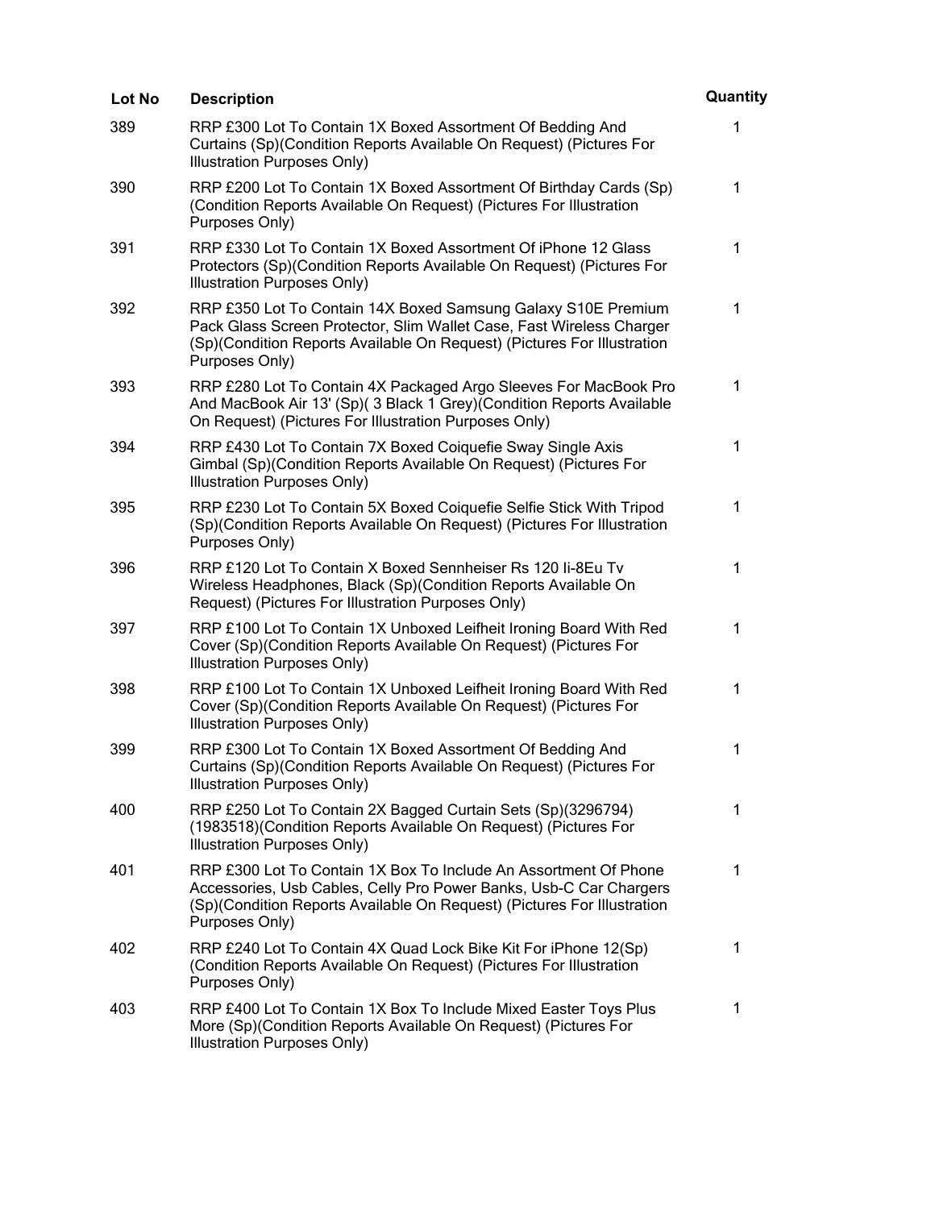| Lot No | Description | Quantity |
|---|---|---|
| 389 | RRP £300 Lot To Contain 1X Boxed Assortment Of Bedding And Curtains (Sp)(Condition Reports Available On Request) (Pictures For Illustration Purposes Only) | 1 |
| 390 | RRP £200 Lot To Contain 1X Boxed Assortment Of Birthday Cards (Sp)(Condition Reports Available On Request) (Pictures For Illustration Purposes Only) | 1 |
| 391 | RRP £330 Lot To Contain 1X Boxed Assortment Of iPhone 12 Glass Protectors (Sp)(Condition Reports Available On Request) (Pictures For Illustration Purposes Only) | 1 |
| 392 | RRP £350 Lot To Contain 14X Boxed Samsung Galaxy S10E Premium Pack Glass Screen Protector, Slim Wallet Case, Fast Wireless Charger (Sp)(Condition Reports Available On Request) (Pictures For Illustration Purposes Only) | 1 |
| 393 | RRP £280 Lot To Contain 4X Packaged Argo Sleeves For MacBook Pro And MacBook Air 13' (Sp)( 3 Black 1 Grey)(Condition Reports Available On Request) (Pictures For Illustration Purposes Only) | 1 |
| 394 | RRP £430 Lot To Contain 7X Boxed Coiquefie Sway Single Axis Gimbal (Sp)(Condition Reports Available On Request) (Pictures For Illustration Purposes Only) | 1 |
| 395 | RRP £230 Lot To Contain 5X Boxed Coiquefie Selfie Stick With Tripod (Sp)(Condition Reports Available On Request) (Pictures For Illustration Purposes Only) | 1 |
| 396 | RRP £120 Lot To Contain X Boxed Sennheiser Rs 120 Ii-8Eu Tv Wireless Headphones, Black (Sp)(Condition Reports Available On Request) (Pictures For Illustration Purposes Only) | 1 |
| 397 | RRP £100 Lot To Contain 1X Unboxed Leifheit Ironing Board With Red Cover (Sp)(Condition Reports Available On Request) (Pictures For Illustration Purposes Only) | 1 |
| 398 | RRP £100 Lot To Contain 1X Unboxed Leifheit Ironing Board With Red Cover (Sp)(Condition Reports Available On Request) (Pictures For Illustration Purposes Only) | 1 |
| 399 | RRP £300 Lot To Contain 1X Boxed Assortment Of Bedding And Curtains (Sp)(Condition Reports Available On Request) (Pictures For Illustration Purposes Only) | 1 |
| 400 | RRP £250 Lot To Contain 2X Bagged Curtain Sets (Sp)(3296794)(1983518)(Condition Reports Available On Request) (Pictures For Illustration Purposes Only) | 1 |
| 401 | RRP £300 Lot To Contain 1X Box To Include An Assortment Of Phone Accessories, Usb Cables, Celly Pro Power Banks, Usb-C Car Chargers (Sp)(Condition Reports Available On Request) (Pictures For Illustration Purposes Only) | 1 |
| 402 | RRP £240 Lot To Contain 4X Quad Lock Bike Kit For iPhone 12(Sp)(Condition Reports Available On Request) (Pictures For Illustration Purposes Only) | 1 |
| 403 | RRP £400 Lot To Contain 1X Box To Include Mixed Easter Toys Plus More (Sp)(Condition Reports Available On Request) (Pictures For Illustration Purposes Only) | 1 |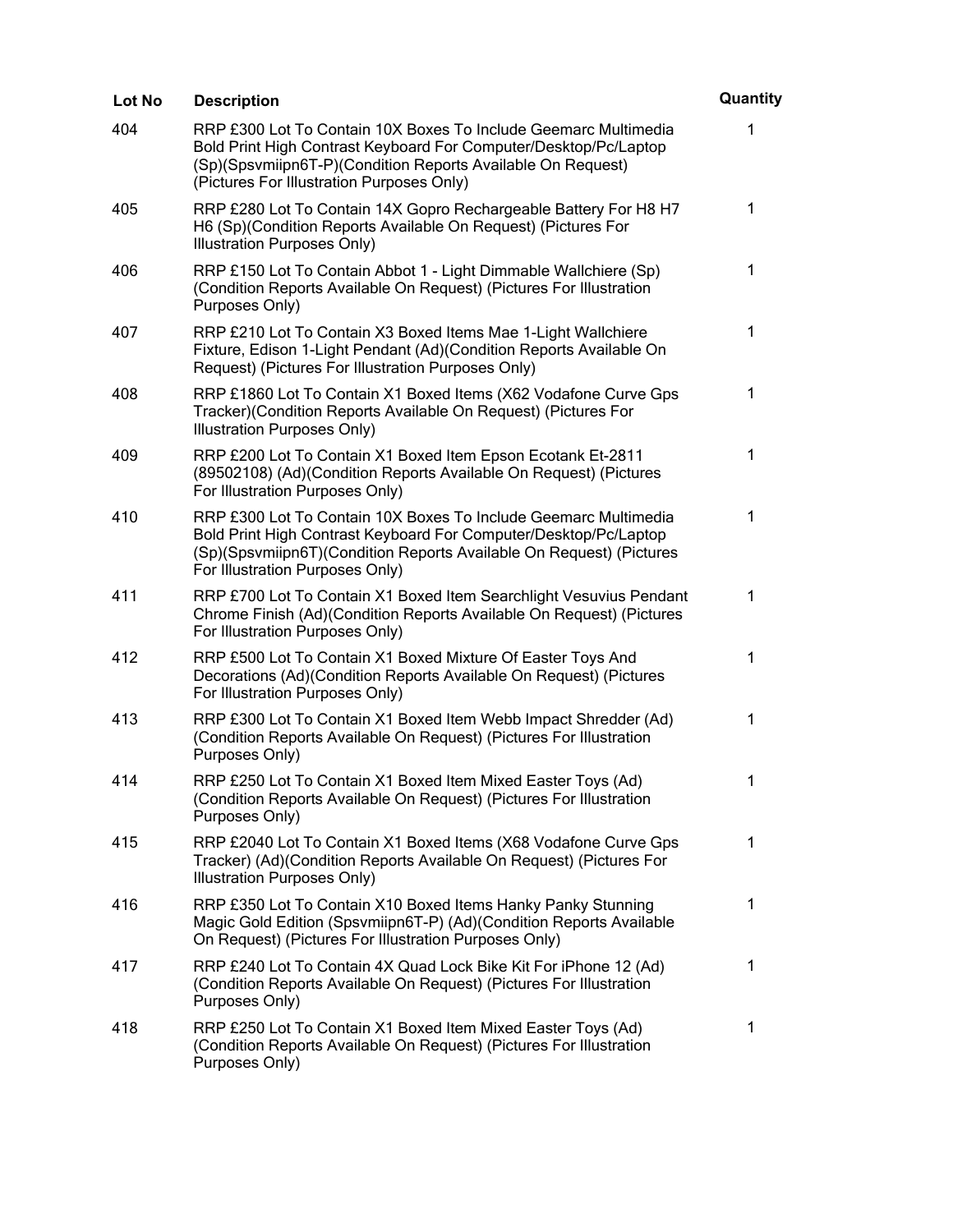| Lot No | Description | Quantity |
| --- | --- | --- |
| 404 | RRP £300 Lot To Contain 10X Boxes To Include Geemarc Multimedia Bold Print High Contrast Keyboard For Computer/Desktop/Pc/Laptop (Sp)(Spsvmiipn6T-P)(Condition Reports Available On Request) (Pictures For Illustration Purposes Only) | 1 |
| 405 | RRP £280 Lot To Contain 14X Gopro Rechargeable Battery For H8 H7 H6 (Sp)(Condition Reports Available On Request) (Pictures For Illustration Purposes Only) | 1 |
| 406 | RRP £150 Lot To Contain Abbot 1 - Light Dimmable Wallchiere (Sp) (Condition Reports Available On Request) (Pictures For Illustration Purposes Only) | 1 |
| 407 | RRP £210 Lot To Contain X3 Boxed Items Mae 1-Light Wallchiere Fixture, Edison 1-Light Pendant (Ad)(Condition Reports Available On Request) (Pictures For Illustration Purposes Only) | 1 |
| 408 | RRP £1860 Lot To Contain X1 Boxed Items (X62 Vodafone Curve Gps Tracker)(Condition Reports Available On Request) (Pictures For Illustration Purposes Only) | 1 |
| 409 | RRP £200 Lot To Contain X1 Boxed Item Epson Ecotank Et-2811 (89502108) (Ad)(Condition Reports Available On Request) (Pictures For Illustration Purposes Only) | 1 |
| 410 | RRP £300 Lot To Contain 10X Boxes To Include Geemarc Multimedia Bold Print High Contrast Keyboard For Computer/Desktop/Pc/Laptop (Sp)(Spsvmiipn6T)(Condition Reports Available On Request) (Pictures For Illustration Purposes Only) | 1 |
| 411 | RRP £700 Lot To Contain X1 Boxed Item Searchlight Vesuvius Pendant Chrome Finish (Ad)(Condition Reports Available On Request) (Pictures For Illustration Purposes Only) | 1 |
| 412 | RRP £500 Lot To Contain X1 Boxed Mixture Of Easter Toys And Decorations (Ad)(Condition Reports Available On Request) (Pictures For Illustration Purposes Only) | 1 |
| 413 | RRP £300 Lot To Contain X1 Boxed Item Webb Impact Shredder (Ad) (Condition Reports Available On Request) (Pictures For Illustration Purposes Only) | 1 |
| 414 | RRP £250 Lot To Contain X1 Boxed Item Mixed Easter Toys (Ad) (Condition Reports Available On Request) (Pictures For Illustration Purposes Only) | 1 |
| 415 | RRP £2040 Lot To Contain X1 Boxed Items (X68 Vodafone Curve Gps Tracker) (Ad)(Condition Reports Available On Request) (Pictures For Illustration Purposes Only) | 1 |
| 416 | RRP £350 Lot To Contain X10 Boxed Items Hanky Panky Stunning Magic Gold Edition (Spsvmiipn6T-P) (Ad)(Condition Reports Available On Request) (Pictures For Illustration Purposes Only) | 1 |
| 417 | RRP £240 Lot To Contain 4X Quad Lock Bike Kit For iPhone 12 (Ad) (Condition Reports Available On Request) (Pictures For Illustration Purposes Only) | 1 |
| 418 | RRP £250 Lot To Contain X1 Boxed Item Mixed Easter Toys (Ad) (Condition Reports Available On Request) (Pictures For Illustration Purposes Only) | 1 |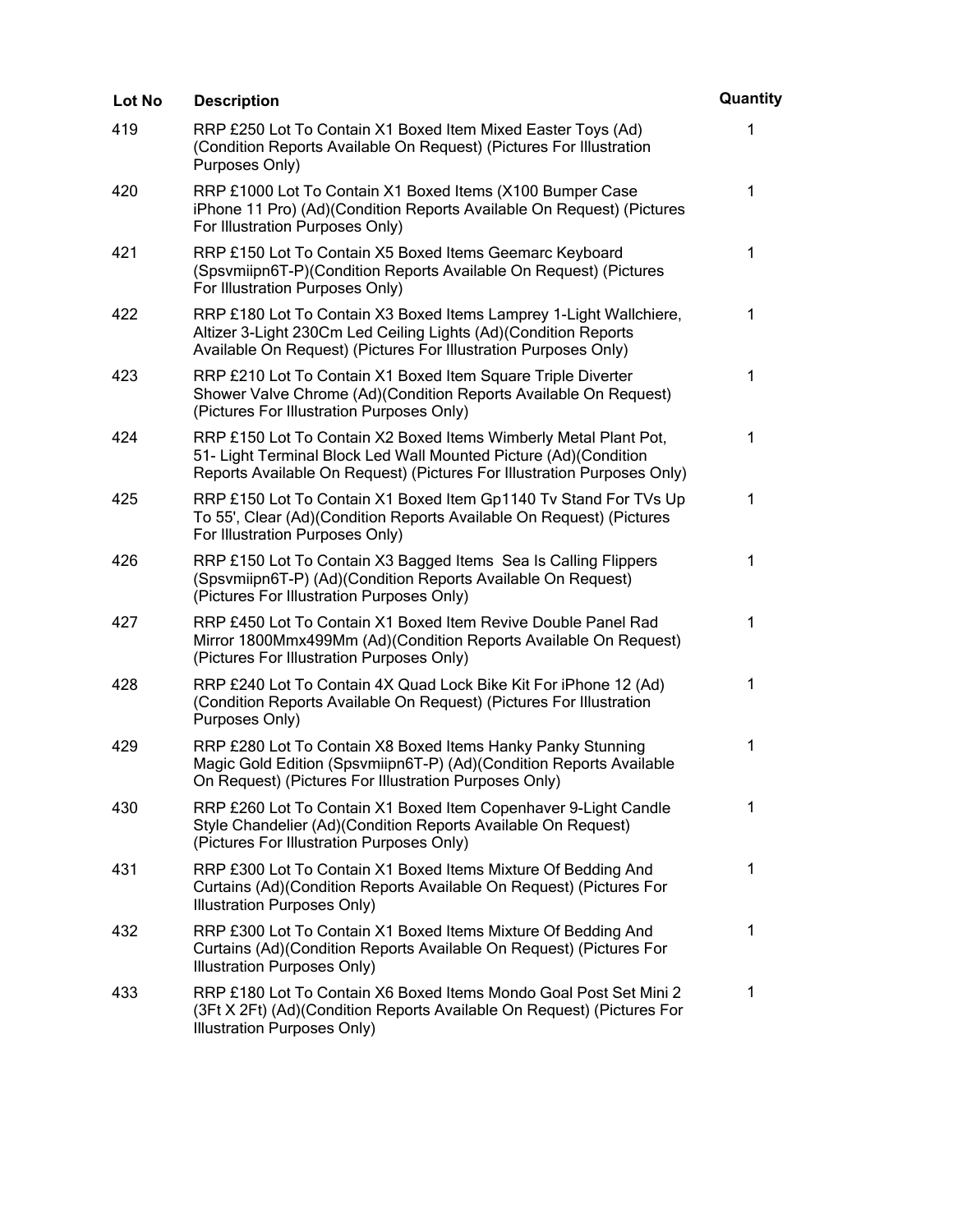| Lot No | Description | Quantity |
| --- | --- | --- |
| 419 | RRP £250 Lot To Contain X1 Boxed Item Mixed Easter Toys (Ad) (Condition Reports Available On Request) (Pictures For Illustration Purposes Only) | 1 |
| 420 | RRP £1000 Lot To Contain X1 Boxed Items (X100 Bumper Case iPhone 11 Pro) (Ad)(Condition Reports Available On Request) (Pictures For Illustration Purposes Only) | 1 |
| 421 | RRP £150 Lot To Contain X5 Boxed Items Geemarc Keyboard (Spsvmiipn6T-P)(Condition Reports Available On Request) (Pictures For Illustration Purposes Only) | 1 |
| 422 | RRP £180 Lot To Contain X3 Boxed Items Lamprey 1-Light Wallchiere, Altizer 3-Light 230Cm Led Ceiling Lights (Ad)(Condition Reports Available On Request) (Pictures For Illustration Purposes Only) | 1 |
| 423 | RRP £210 Lot To Contain X1 Boxed Item Square Triple Diverter Shower Valve Chrome (Ad)(Condition Reports Available On Request) (Pictures For Illustration Purposes Only) | 1 |
| 424 | RRP £150 Lot To Contain X2 Boxed Items Wimberly Metal Plant Pot, 51- Light Terminal Block Led Wall Mounted Picture (Ad)(Condition Reports Available On Request) (Pictures For Illustration Purposes Only) | 1 |
| 425 | RRP £150 Lot To Contain X1 Boxed Item Gp1140 Tv Stand For TVs Up To 55', Clear (Ad)(Condition Reports Available On Request) (Pictures For Illustration Purposes Only) | 1 |
| 426 | RRP £150 Lot To Contain X3 Bagged Items  Sea Is Calling Flippers (Spsvmiipn6T-P) (Ad)(Condition Reports Available On Request) (Pictures For Illustration Purposes Only) | 1 |
| 427 | RRP £450 Lot To Contain X1 Boxed Item Revive Double Panel Rad Mirror 1800Mmx499Mm (Ad)(Condition Reports Available On Request) (Pictures For Illustration Purposes Only) | 1 |
| 428 | RRP £240 Lot To Contain 4X Quad Lock Bike Kit For iPhone 12 (Ad) (Condition Reports Available On Request) (Pictures For Illustration Purposes Only) | 1 |
| 429 | RRP £280 Lot To Contain X8 Boxed Items Hanky Panky Stunning Magic Gold Edition (Spsvmiipn6T-P) (Ad)(Condition Reports Available On Request) (Pictures For Illustration Purposes Only) | 1 |
| 430 | RRP £260 Lot To Contain X1 Boxed Item Copenhaver 9-Light Candle Style Chandelier (Ad)(Condition Reports Available On Request) (Pictures For Illustration Purposes Only) | 1 |
| 431 | RRP £300 Lot To Contain X1 Boxed Items Mixture Of Bedding And Curtains (Ad)(Condition Reports Available On Request) (Pictures For Illustration Purposes Only) | 1 |
| 432 | RRP £300 Lot To Contain X1 Boxed Items Mixture Of Bedding And Curtains (Ad)(Condition Reports Available On Request) (Pictures For Illustration Purposes Only) | 1 |
| 433 | RRP £180 Lot To Contain X6 Boxed Items Mondo Goal Post Set Mini 2 (3Ft X 2Ft) (Ad)(Condition Reports Available On Request) (Pictures For Illustration Purposes Only) | 1 |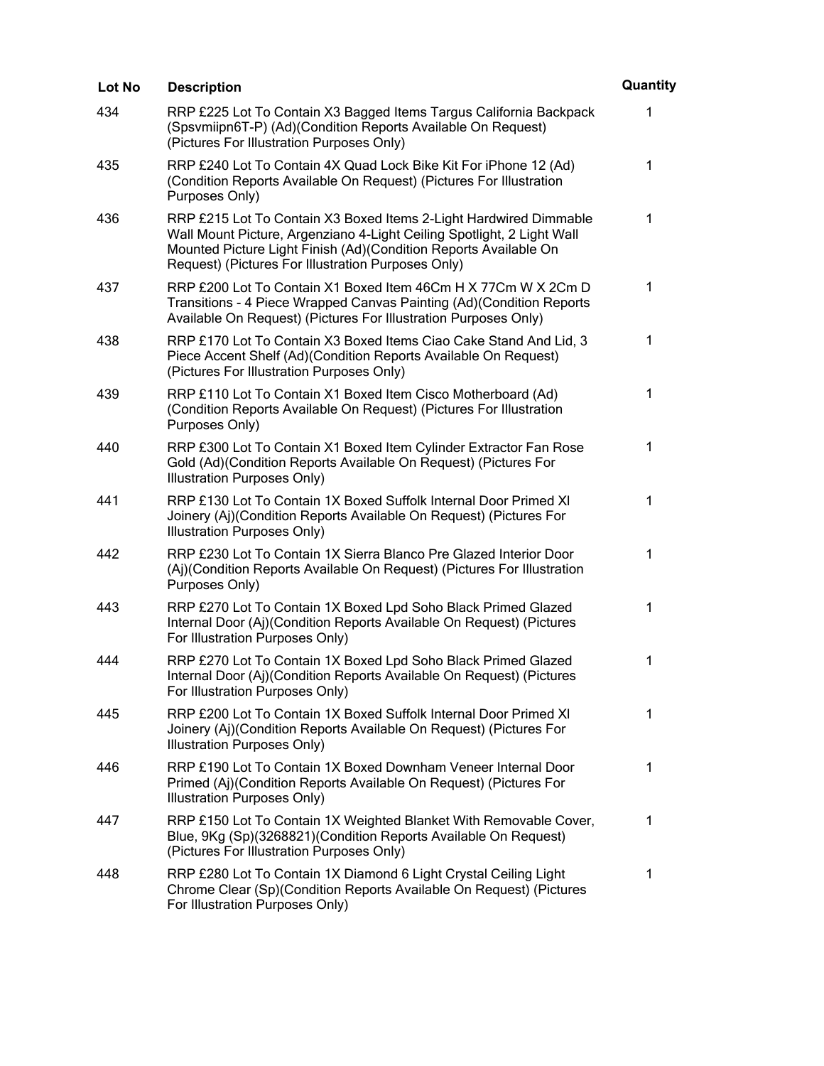| Lot No | Description | Quantity |
| --- | --- | --- |
| 434 | RRP £225 Lot To Contain X3 Bagged Items Targus California Backpack (Spsvmiipn6T-P) (Ad)(Condition Reports Available On Request) (Pictures For Illustration Purposes Only) | 1 |
| 435 | RRP £240 Lot To Contain 4X Quad Lock Bike Kit For iPhone 12 (Ad) (Condition Reports Available On Request) (Pictures For Illustration Purposes Only) | 1 |
| 436 | RRP £215 Lot To Contain X3 Boxed Items 2-Light Hardwired Dimmable Wall Mount Picture, Argenziano 4-Light Ceiling Spotlight, 2 Light Wall Mounted Picture Light Finish (Ad)(Condition Reports Available On Request) (Pictures For Illustration Purposes Only) | 1 |
| 437 | RRP £200 Lot To Contain X1 Boxed Item 46Cm H X 77Cm W X 2Cm D Transitions - 4 Piece Wrapped Canvas Painting (Ad)(Condition Reports Available On Request) (Pictures For Illustration Purposes Only) | 1 |
| 438 | RRP £170 Lot To Contain X3 Boxed Items Ciao Cake Stand And Lid, 3 Piece Accent Shelf (Ad)(Condition Reports Available On Request) (Pictures For Illustration Purposes Only) | 1 |
| 439 | RRP £110 Lot To Contain X1 Boxed Item Cisco Motherboard (Ad) (Condition Reports Available On Request) (Pictures For Illustration Purposes Only) | 1 |
| 440 | RRP £300 Lot To Contain X1 Boxed Item Cylinder Extractor Fan Rose Gold (Ad)(Condition Reports Available On Request) (Pictures For Illustration Purposes Only) | 1 |
| 441 | RRP £130 Lot To Contain 1X Boxed Suffolk Internal Door Primed Xl Joinery (Aj)(Condition Reports Available On Request) (Pictures For Illustration Purposes Only) | 1 |
| 442 | RRP £230 Lot To Contain 1X Sierra Blanco Pre Glazed Interior Door (Aj)(Condition Reports Available On Request) (Pictures For Illustration Purposes Only) | 1 |
| 443 | RRP £270 Lot To Contain 1X Boxed Lpd Soho Black Primed Glazed Internal Door (Aj)(Condition Reports Available On Request) (Pictures For Illustration Purposes Only) | 1 |
| 444 | RRP £270 Lot To Contain 1X Boxed Lpd Soho Black Primed Glazed Internal Door (Aj)(Condition Reports Available On Request) (Pictures For Illustration Purposes Only) | 1 |
| 445 | RRP £200 Lot To Contain 1X Boxed Suffolk Internal Door Primed Xl Joinery (Aj)(Condition Reports Available On Request) (Pictures For Illustration Purposes Only) | 1 |
| 446 | RRP £190 Lot To Contain 1X Boxed Downham Veneer Internal Door Primed (Aj)(Condition Reports Available On Request) (Pictures For Illustration Purposes Only) | 1 |
| 447 | RRP £150 Lot To Contain 1X Weighted Blanket With Removable Cover, Blue, 9Kg (Sp)(3268821)(Condition Reports Available On Request) (Pictures For Illustration Purposes Only) | 1 |
| 448 | RRP £280 Lot To Contain 1X Diamond 6 Light Crystal Ceiling Light Chrome Clear (Sp)(Condition Reports Available On Request) (Pictures For Illustration Purposes Only) | 1 |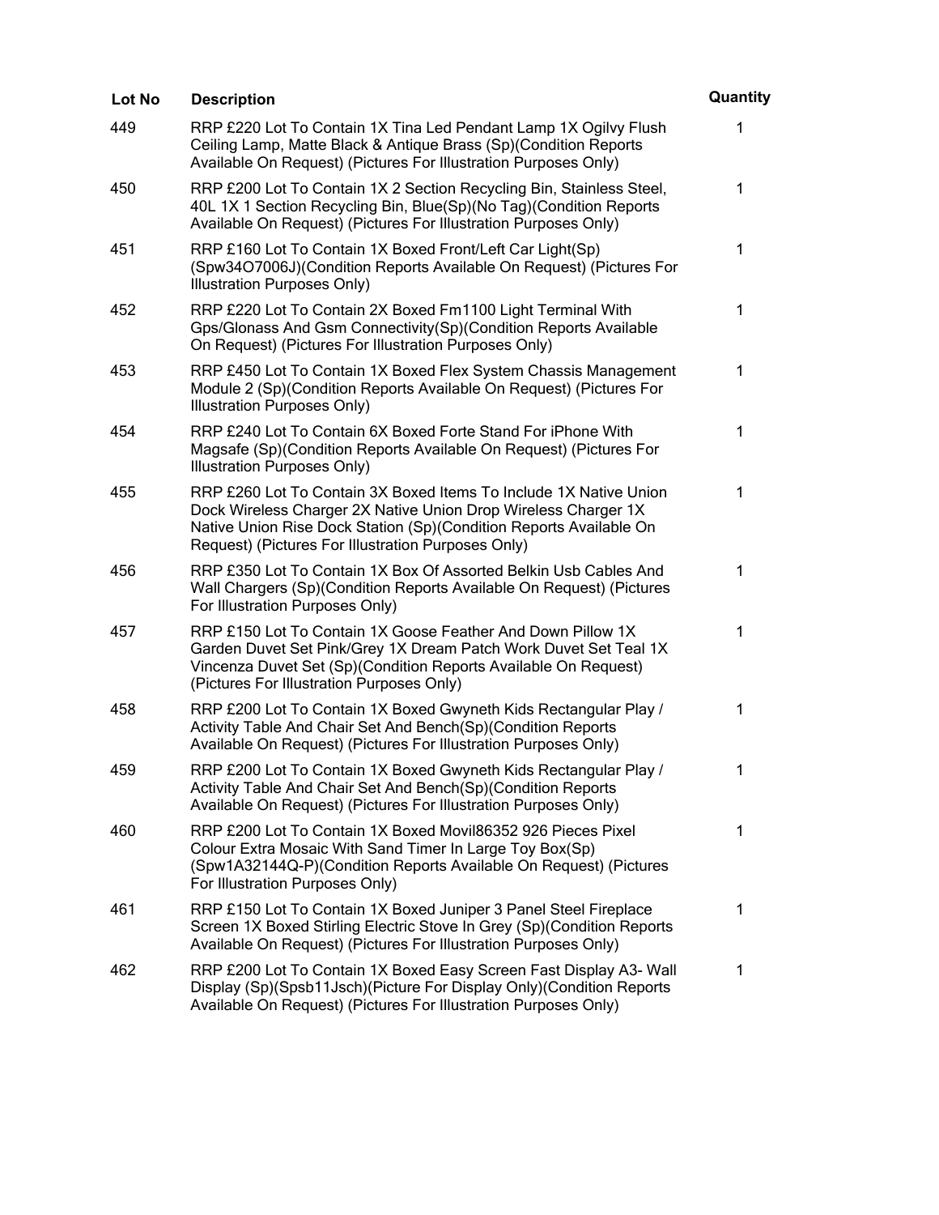| Lot No | Description | Quantity |
| --- | --- | --- |
| 449 | RRP £220 Lot To Contain 1X Tina Led Pendant Lamp 1X Ogilvy Flush Ceiling Lamp, Matte Black & Antique Brass (Sp)(Condition Reports Available On Request) (Pictures For Illustration Purposes Only) | 1 |
| 450 | RRP £200 Lot To Contain 1X 2 Section Recycling Bin, Stainless Steel, 40L 1X 1 Section Recycling Bin, Blue(Sp)(No Tag)(Condition Reports Available On Request) (Pictures For Illustration Purposes Only) | 1 |
| 451 | RRP £160 Lot To Contain 1X Boxed Front/Left Car Light(Sp)(Spw34O7006J)(Condition Reports Available On Request) (Pictures For Illustration Purposes Only) | 1 |
| 452 | RRP £220 Lot To Contain 2X Boxed Fm1100 Light Terminal With Gps/Glonass And Gsm Connectivity(Sp)(Condition Reports Available On Request) (Pictures For Illustration Purposes Only) | 1 |
| 453 | RRP £450 Lot To Contain 1X Boxed Flex System Chassis Management Module 2 (Sp)(Condition Reports Available On Request) (Pictures For Illustration Purposes Only) | 1 |
| 454 | RRP £240 Lot To Contain 6X Boxed Forte Stand For iPhone With Magsafe (Sp)(Condition Reports Available On Request) (Pictures For Illustration Purposes Only) | 1 |
| 455 | RRP £260 Lot To Contain 3X Boxed Items To Include 1X Native Union Dock Wireless Charger 2X Native Union Drop Wireless Charger 1X Native Union Rise Dock Station (Sp)(Condition Reports Available On Request) (Pictures For Illustration Purposes Only) | 1 |
| 456 | RRP £350 Lot To Contain 1X Box Of Assorted Belkin Usb Cables And Wall Chargers (Sp)(Condition Reports Available On Request) (Pictures For Illustration Purposes Only) | 1 |
| 457 | RRP £150 Lot To Contain 1X Goose Feather And Down Pillow 1X Garden Duvet Set Pink/Grey 1X Dream Patch Work Duvet Set Teal 1X Vincenza Duvet Set (Sp)(Condition Reports Available On Request) (Pictures For Illustration Purposes Only) | 1 |
| 458 | RRP £200 Lot To Contain 1X Boxed Gwyneth Kids Rectangular Play / Activity Table And Chair Set And Bench(Sp)(Condition Reports Available On Request) (Pictures For Illustration Purposes Only) | 1 |
| 459 | RRP £200 Lot To Contain 1X Boxed Gwyneth Kids Rectangular Play / Activity Table And Chair Set And Bench(Sp)(Condition Reports Available On Request) (Pictures For Illustration Purposes Only) | 1 |
| 460 | RRP £200 Lot To Contain 1X Boxed Movil86352 926 Pieces Pixel Colour Extra Mosaic With Sand Timer In Large Toy Box(Sp)(Spw1A32144Q-P)(Condition Reports Available On Request) (Pictures For Illustration Purposes Only) | 1 |
| 461 | RRP £150 Lot To Contain 1X Boxed Juniper 3 Panel Steel Fireplace Screen 1X Boxed Stirling Electric Stove In Grey (Sp)(Condition Reports Available On Request) (Pictures For Illustration Purposes Only) | 1 |
| 462 | RRP £200 Lot To Contain 1X Boxed Easy Screen Fast Display A3- Wall Display (Sp)(Spsb11Jsch)(Picture For Display Only)(Condition Reports Available On Request) (Pictures For Illustration Purposes Only) | 1 |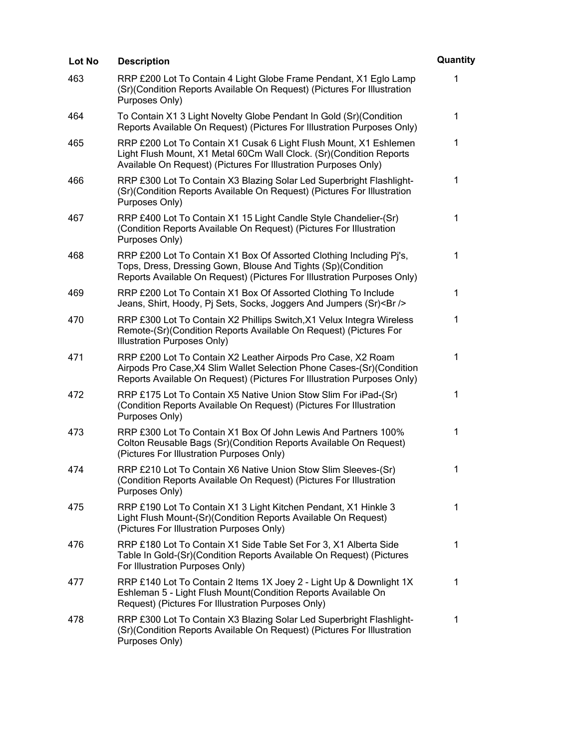| Lot No | Description | Quantity |
| --- | --- | --- |
| 463 | RRP £200 Lot To Contain 4 Light Globe Frame Pendant, X1 Eglo Lamp (Sr)(Condition Reports Available On Request) (Pictures For Illustration Purposes Only) | 1 |
| 464 | To Contain X1 3 Light Novelty Globe Pendant In Gold (Sr)(Condition Reports Available On Request) (Pictures For Illustration Purposes Only) | 1 |
| 465 | RRP £200 Lot To Contain X1 Cusak 6 Light Flush Mount, X1 Eshlemen Light Flush Mount, X1 Metal 60Cm Wall Clock. (Sr)(Condition Reports Available On Request) (Pictures For Illustration Purposes Only) | 1 |
| 466 | RRP £300 Lot To Contain X3 Blazing Solar Led Superbright Flashlight-(Sr)(Condition Reports Available On Request) (Pictures For Illustration Purposes Only) | 1 |
| 467 | RRP £400 Lot To Contain X1 15 Light Candle Style Chandelier-(Sr) (Condition Reports Available On Request) (Pictures For Illustration Purposes Only) | 1 |
| 468 | RRP £200 Lot To Contain X1 Box Of Assorted Clothing Including Pj's, Tops, Dress, Dressing Gown, Blouse And Tights (Sp)(Condition Reports Available On Request) (Pictures For Illustration Purposes Only) | 1 |
| 469 | RRP £200 Lot To Contain X1 Box Of Assorted Clothing To Include Jeans, Shirt, Hoody, Pj Sets, Socks, Joggers And Jumpers (Sr)<Br /> | 1 |
| 470 | RRP £300 Lot To Contain X2 Phillips Switch,X1 Velux Integra Wireless Remote-(Sr)(Condition Reports Available On Request) (Pictures For Illustration Purposes Only) | 1 |
| 471 | RRP £200 Lot To Contain X2 Leather Airpods Pro Case, X2 Roam Airpods Pro Case,X4 Slim Wallet Selection Phone Cases-(Sr)(Condition Reports Available On Request) (Pictures For Illustration Purposes Only) | 1 |
| 472 | RRP £175 Lot To Contain X5 Native Union Stow Slim For iPad-(Sr) (Condition Reports Available On Request) (Pictures For Illustration Purposes Only) | 1 |
| 473 | RRP £300 Lot To Contain X1 Box Of John Lewis And Partners 100% Colton Reusable Bags (Sr)(Condition Reports Available On Request) (Pictures For Illustration Purposes Only) | 1 |
| 474 | RRP £210 Lot To Contain X6 Native Union Stow Slim Sleeves-(Sr) (Condition Reports Available On Request) (Pictures For Illustration Purposes Only) | 1 |
| 475 | RRP £190 Lot To Contain X1 3 Light Kitchen Pendant, X1 Hinkle 3 Light Flush Mount-(Sr)(Condition Reports Available On Request) (Pictures For Illustration Purposes Only) | 1 |
| 476 | RRP £180 Lot To Contain X1 Side Table Set For 3, X1 Alberta Side Table In Gold-(Sr)(Condition Reports Available On Request) (Pictures For Illustration Purposes Only) | 1 |
| 477 | RRP £140 Lot To Contain 2 Items 1X Joey 2 - Light Up & Downlight 1X Eshleman 5 - Light Flush Mount(Condition Reports Available On Request) (Pictures For Illustration Purposes Only) | 1 |
| 478 | RRP £300 Lot To Contain X3 Blazing Solar Led Superbright Flashlight-(Sr)(Condition Reports Available On Request) (Pictures For Illustration Purposes Only) | 1 |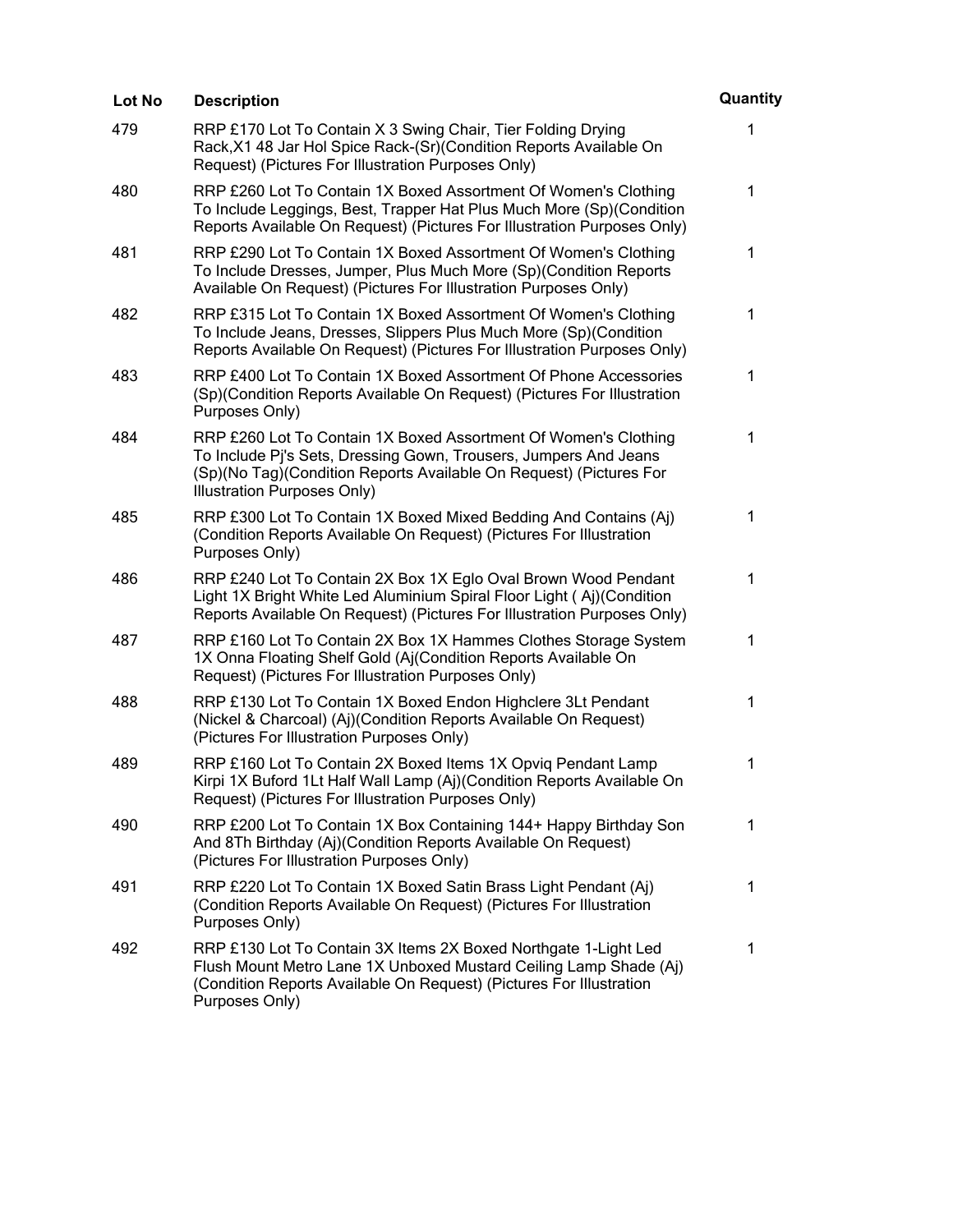| Lot No | Description | Quantity |
| --- | --- | --- |
| 479 | RRP £170 Lot To Contain X 3 Swing Chair, Tier Folding Drying Rack,X1 48 Jar Hol Spice Rack-(Sr)(Condition Reports Available On Request) (Pictures For Illustration Purposes Only) | 1 |
| 480 | RRP £260 Lot To Contain 1X Boxed Assortment Of Women's Clothing To Include Leggings, Best, Trapper Hat Plus Much More (Sp)(Condition Reports Available On Request) (Pictures For Illustration Purposes Only) | 1 |
| 481 | RRP £290 Lot To Contain 1X Boxed Assortment Of Women's Clothing To Include Dresses, Jumper, Plus Much More (Sp)(Condition Reports Available On Request) (Pictures For Illustration Purposes Only) | 1 |
| 482 | RRP £315 Lot To Contain 1X Boxed Assortment Of Women's Clothing To Include Jeans, Dresses, Slippers Plus Much More (Sp)(Condition Reports Available On Request) (Pictures For Illustration Purposes Only) | 1 |
| 483 | RRP £400 Lot To Contain 1X Boxed Assortment Of Phone Accessories (Sp)(Condition Reports Available On Request) (Pictures For Illustration Purposes Only) | 1 |
| 484 | RRP £260 Lot To Contain 1X Boxed Assortment Of Women's Clothing To Include Pj's Sets, Dressing Gown, Trousers, Jumpers And Jeans (Sp)(No Tag)(Condition Reports Available On Request) (Pictures For Illustration Purposes Only) | 1 |
| 485 | RRP £300 Lot To Contain 1X Boxed Mixed Bedding And Contains (Aj) (Condition Reports Available On Request) (Pictures For Illustration Purposes Only) | 1 |
| 486 | RRP £240 Lot To Contain 2X Box 1X Eglo Oval Brown Wood Pendant Light 1X Bright White Led Aluminium Spiral Floor Light ( Aj)(Condition Reports Available On Request) (Pictures For Illustration Purposes Only) | 1 |
| 487 | RRP £160 Lot To Contain 2X Box 1X Hammes Clothes Storage System 1X Onna Floating Shelf Gold (Aj(Condition Reports Available On Request) (Pictures For Illustration Purposes Only) | 1 |
| 488 | RRP £130 Lot To Contain 1X Boxed Endon Highclere 3Lt Pendant (Nickel & Charcoal) (Aj)(Condition Reports Available On Request) (Pictures For Illustration Purposes Only) | 1 |
| 489 | RRP £160 Lot To Contain 2X Boxed Items 1X Opviq Pendant Lamp Kirpi 1X Buford 1Lt Half Wall Lamp (Aj)(Condition Reports Available On Request) (Pictures For Illustration Purposes Only) | 1 |
| 490 | RRP £200 Lot To Contain 1X Box Containing 144+ Happy Birthday Son And 8Th Birthday (Aj)(Condition Reports Available On Request) (Pictures For Illustration Purposes Only) | 1 |
| 491 | RRP £220 Lot To Contain 1X Boxed Satin Brass Light Pendant (Aj) (Condition Reports Available On Request) (Pictures For Illustration Purposes Only) | 1 |
| 492 | RRP £130 Lot To Contain 3X Items 2X Boxed Northgate 1-Light Led Flush Mount Metro Lane 1X Unboxed Mustard Ceiling Lamp Shade (Aj) (Condition Reports Available On Request) (Pictures For Illustration Purposes Only) | 1 |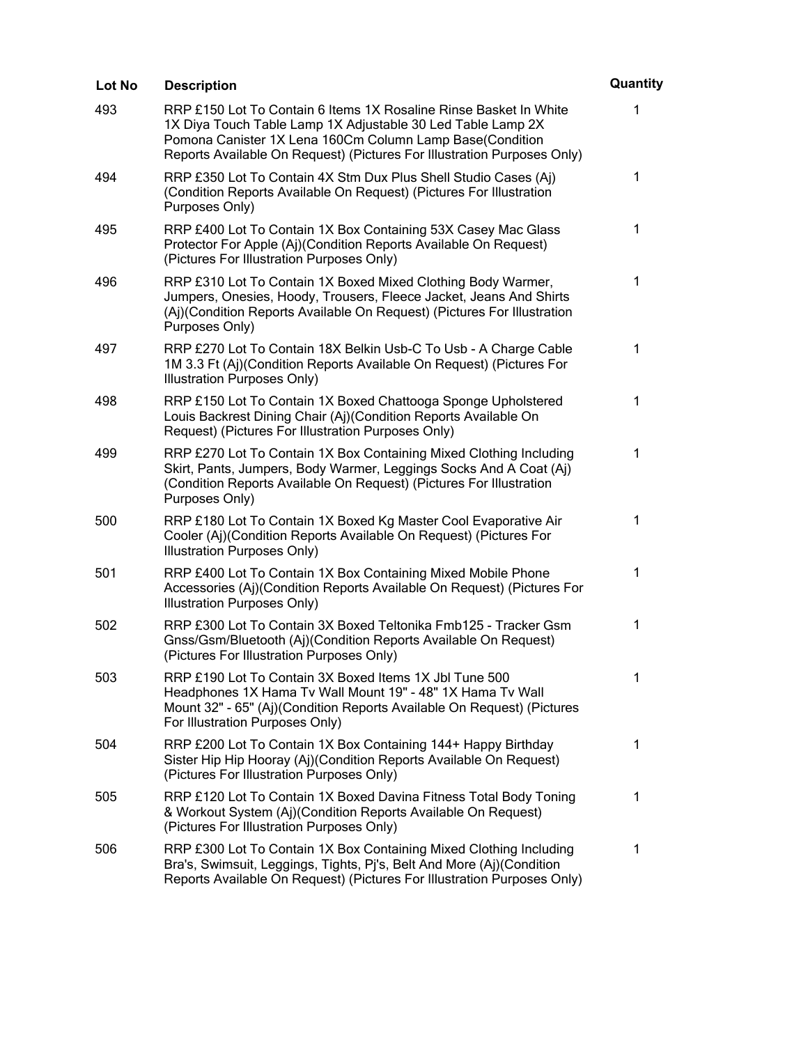| Lot No | Description | Quantity |
|---|---|---|
| 493 | RRP £150 Lot To Contain 6 Items 1X Rosaline Rinse Basket In White 1X Diya Touch Table Lamp 1X Adjustable 30 Led Table Lamp 2X Pomona Canister 1X Lena 160Cm Column Lamp Base(Condition Reports Available On Request) (Pictures For Illustration Purposes Only) | 1 |
| 494 | RRP £350 Lot To Contain 4X Stm Dux Plus Shell Studio Cases (Aj) (Condition Reports Available On Request) (Pictures For Illustration Purposes Only) | 1 |
| 495 | RRP £400 Lot To Contain 1X Box Containing 53X Casey Mac Glass Protector For Apple (Aj)(Condition Reports Available On Request) (Pictures For Illustration Purposes Only) | 1 |
| 496 | RRP £310 Lot To Contain 1X Boxed Mixed Clothing Body Warmer, Jumpers, Onesies, Hoody, Trousers, Fleece Jacket, Jeans And Shirts (Aj)(Condition Reports Available On Request) (Pictures For Illustration Purposes Only) | 1 |
| 497 | RRP £270 Lot To Contain 18X Belkin Usb-C To Usb - A Charge Cable 1M 3.3 Ft (Aj)(Condition Reports Available On Request) (Pictures For Illustration Purposes Only) | 1 |
| 498 | RRP £150 Lot To Contain 1X Boxed Chattooga Sponge Upholstered Louis Backrest Dining Chair (Aj)(Condition Reports Available On Request) (Pictures For Illustration Purposes Only) | 1 |
| 499 | RRP £270 Lot To Contain 1X Box Containing Mixed Clothing Including Skirt, Pants, Jumpers, Body Warmer, Leggings Socks And A Coat (Aj) (Condition Reports Available On Request) (Pictures For Illustration Purposes Only) | 1 |
| 500 | RRP £180 Lot To Contain 1X Boxed Kg Master Cool Evaporative Air Cooler (Aj)(Condition Reports Available On Request) (Pictures For Illustration Purposes Only) | 1 |
| 501 | RRP £400 Lot To Contain 1X Box Containing Mixed Mobile Phone Accessories (Aj)(Condition Reports Available On Request) (Pictures For Illustration Purposes Only) | 1 |
| 502 | RRP £300 Lot To Contain 3X Boxed Teltonika Fmb125 - Tracker Gsm Gnss/Gsm/Bluetooth (Aj)(Condition Reports Available On Request) (Pictures For Illustration Purposes Only) | 1 |
| 503 | RRP £190 Lot To Contain 3X Boxed Items 1X Jbl Tune 500 Headphones 1X Hama Tv Wall Mount 19" - 48" 1X Hama Tv Wall Mount 32" - 65" (Aj)(Condition Reports Available On Request) (Pictures For Illustration Purposes Only) | 1 |
| 504 | RRP £200 Lot To Contain 1X Box Containing 144+ Happy Birthday Sister Hip Hip Hooray (Aj)(Condition Reports Available On Request) (Pictures For Illustration Purposes Only) | 1 |
| 505 | RRP £120 Lot To Contain 1X Boxed Davina Fitness Total Body Toning & Workout System (Aj)(Condition Reports Available On Request) (Pictures For Illustration Purposes Only) | 1 |
| 506 | RRP £300 Lot To Contain 1X Box Containing Mixed Clothing Including Bra's, Swimsuit, Leggings, Tights, Pj's, Belt And More (Aj)(Condition Reports Available On Request) (Pictures For Illustration Purposes Only) | 1 |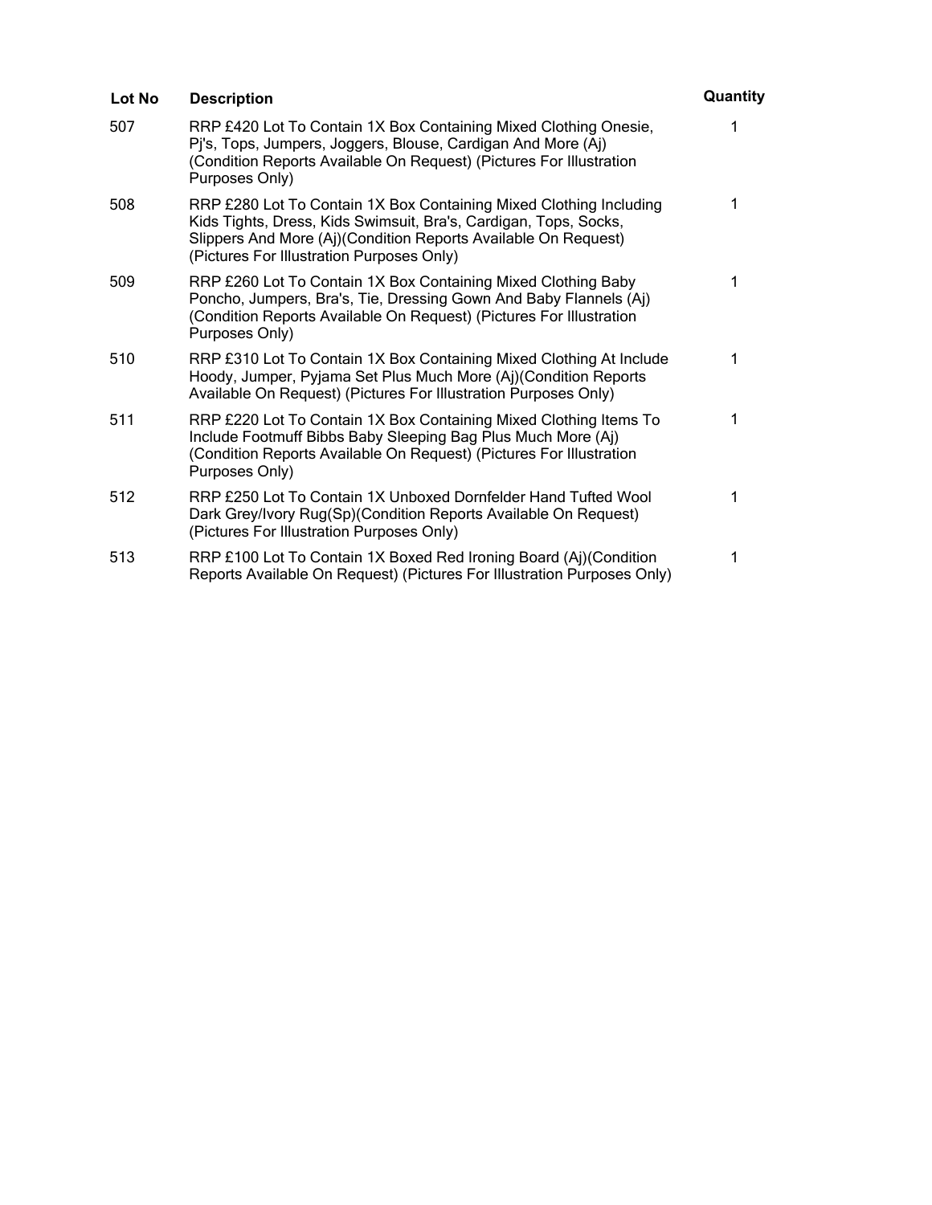| Lot No | Description | Quantity |
|---|---|---|
| 507 | RRP £420 Lot To Contain 1X Box Containing Mixed Clothing Onesie, Pj's, Tops, Jumpers, Joggers, Blouse, Cardigan And More (Aj) (Condition Reports Available On Request) (Pictures For Illustration Purposes Only) | 1 |
| 508 | RRP £280 Lot To Contain 1X Box Containing Mixed Clothing Including Kids Tights, Dress, Kids Swimsuit, Bra's, Cardigan, Tops, Socks, Slippers And More (Aj)(Condition Reports Available On Request) (Pictures For Illustration Purposes Only) | 1 |
| 509 | RRP £260 Lot To Contain 1X Box Containing Mixed Clothing Baby Poncho, Jumpers, Bra's, Tie, Dressing Gown And Baby Flannels (Aj) (Condition Reports Available On Request) (Pictures For Illustration Purposes Only) | 1 |
| 510 | RRP £310 Lot To Contain 1X Box Containing Mixed Clothing At Include Hoody, Jumper, Pyjama Set Plus Much More (Aj)(Condition Reports Available On Request) (Pictures For Illustration Purposes Only) | 1 |
| 511 | RRP £220 Lot To Contain 1X Box Containing Mixed Clothing Items To Include Footmuff Bibbs Baby Sleeping Bag Plus Much More (Aj) (Condition Reports Available On Request) (Pictures For Illustration Purposes Only) | 1 |
| 512 | RRP £250 Lot To Contain 1X Unboxed Dornfelder Hand Tufted Wool Dark Grey/Ivory Rug(Sp)(Condition Reports Available On Request) (Pictures For Illustration Purposes Only) | 1 |
| 513 | RRP £100 Lot To Contain 1X Boxed Red Ironing Board (Aj)(Condition Reports Available On Request) (Pictures For Illustration Purposes Only) | 1 |